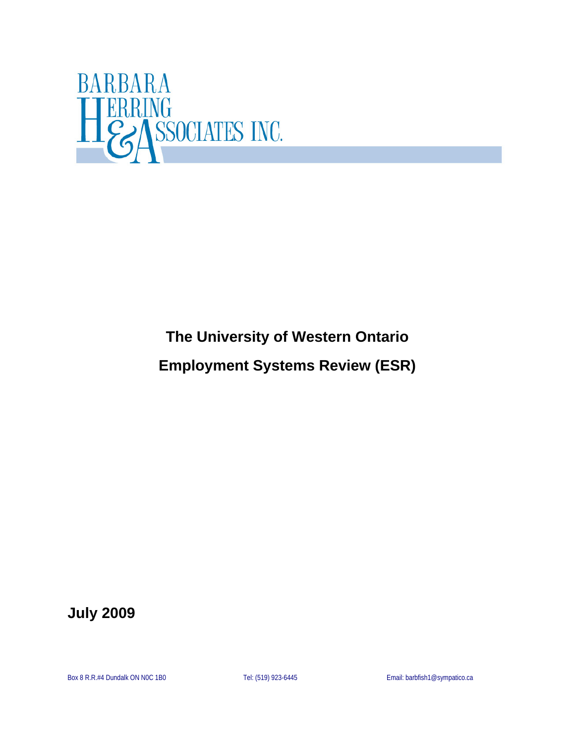BARBARA HERRING & ASSOCIATES INC.

# The University of Western Ontario

# Employment Systems Review (ESR)

**July 2009**

Box 8 R.R.#4 Dundalk ON N0C 1B0 Tel: (519) 923-6445 Email: barbfish1@sympatico.ca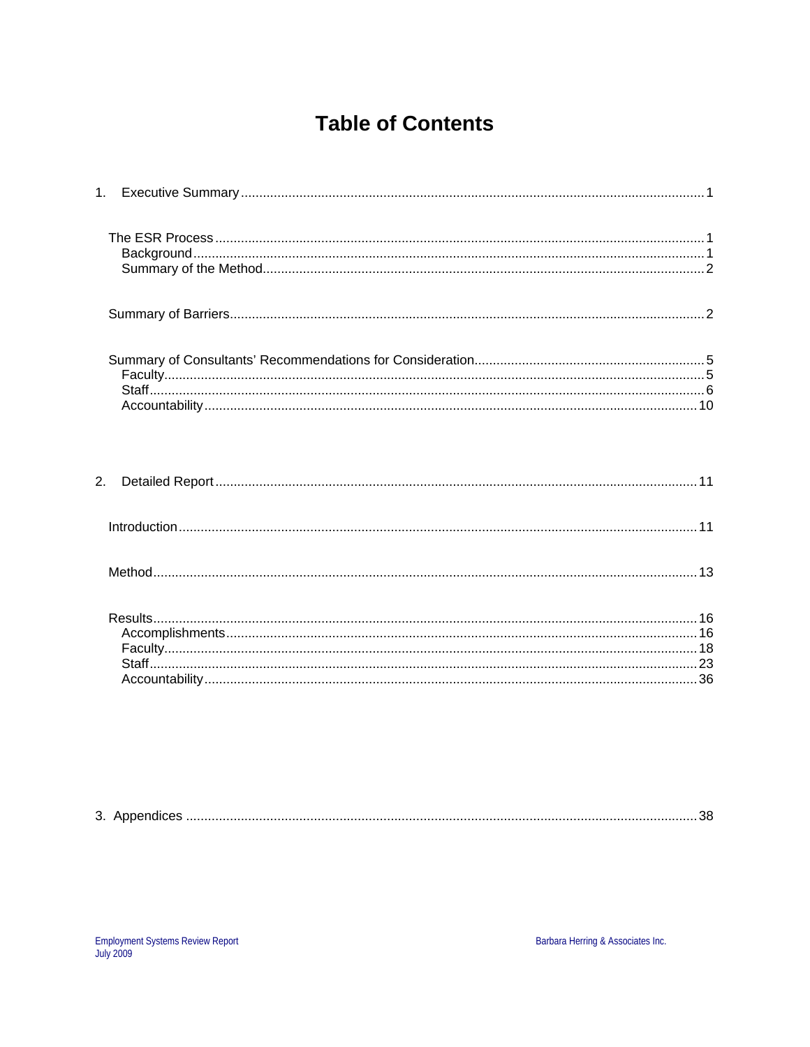# Table of Contents

1. Executive Summary .......... 1

The ESR Process .......... 1
  Background .......... 1
  Summary of the Method .......... 2

Summary of Barriers .......... 2

Summary of Consultants' Recommendations for Consideration .......... 5
  Faculty .......... 5
  Staff .......... 6
  Accountability .......... 10

2. Detailed Report .......... 11

Introduction .......... 11

Method .......... 13

Results .......... 16
  Accomplishments .......... 16
  Faculty .......... 18
  Staff .......... 23
  Accountability .......... 36

3. Appendices .......... 38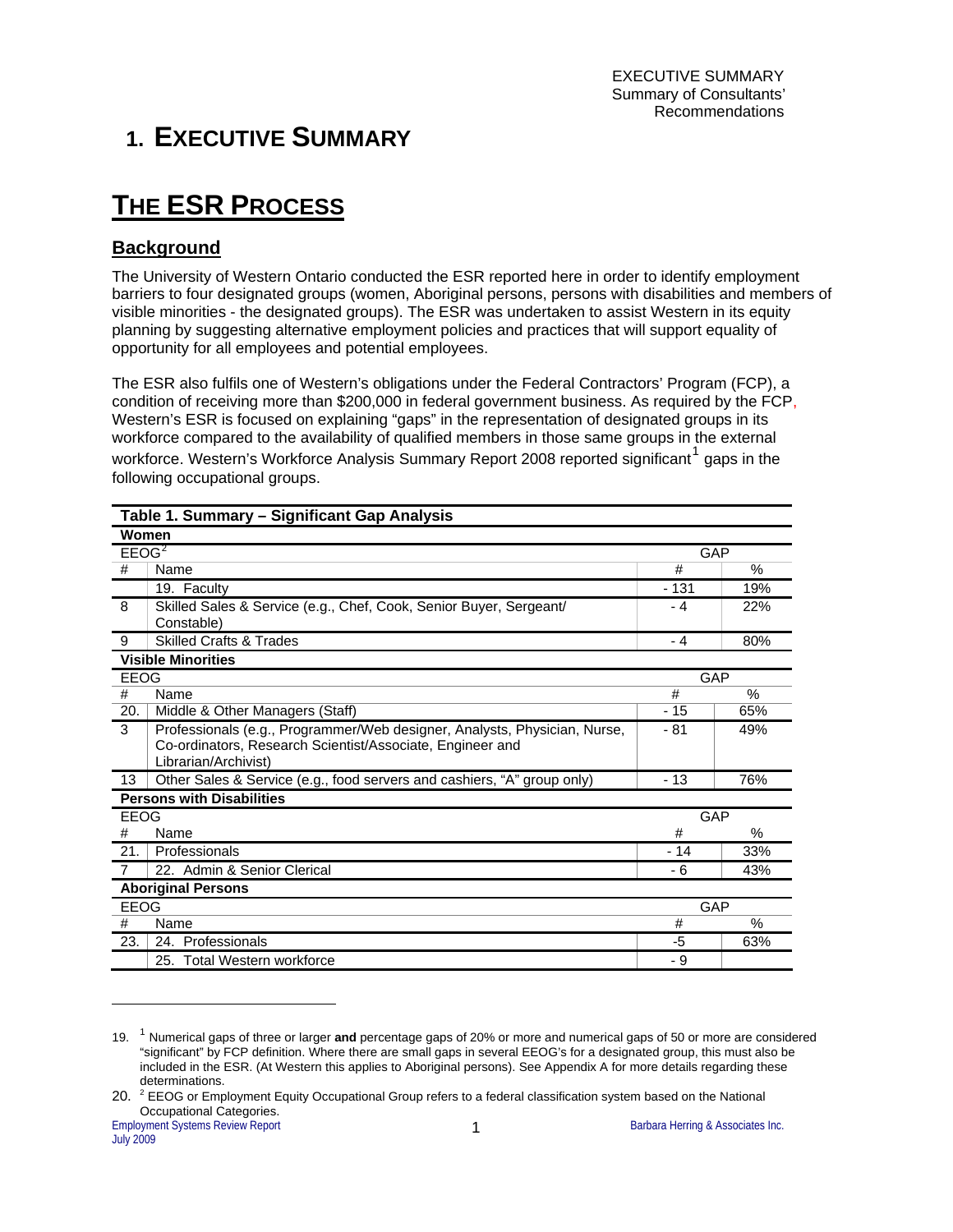# 1. EXECUTIVE SUMMARY

# THE ESR PROCESS

## Background

The University of Western Ontario conducted the ESR reported here in order to identify employment barriers to four designated groups (women, Aboriginal persons, persons with disabilities and members of visible minorities - the designated groups). The ESR was undertaken to assist Western in its equity planning by suggesting alternative employment policies and practices that will support equality of opportunity for all employees and potential employees.

The ESR also fulfils one of Western's obligations under the Federal Contractors' Program (FCP), a condition of receiving more than $200,000 in federal government business. As required by the FCP, Western's ESR is focused on explaining "gaps" in the representation of designated groups in its workforce compared to the availability of qualified members in those same groups in the external workforce. Western's Workforce Analysis Summary Report 2008 reported significant[1] gaps in the following occupational groups.

**Table 1. Summary – Significant Gap Analysis**

| EEOG # | Name | GAP # | GAP % |
|---|---|---|---|
| **Women** | | | |
| EEOG[2] | | | |
| | 19. Faculty | - 131 | 19% |
| 8 | Skilled Sales & Service (e.g., Chef, Cook, Senior Buyer, Sergeant/ Constable) | - 4 | 22% |
| 9 | Skilled Crafts & Trades | - 4 | 80% |
| **Visible Minorities** | | | |
| 20. | Middle & Other Managers (Staff) | - 15 | 65% |
| 3 | Professionals (e.g., Programmer/Web designer, Analysts, Physician, Nurse, Co-ordinators, Research Scientist/Associate, Engineer and Librarian/Archivist) | - 81 | 49% |
| 13 | Other Sales & Service (e.g., food servers and cashiers, "A" group only) | - 13 | 76% |
| **Persons with Disabilities** | | | |
| 21. | Professionals | - 14 | 33% |
| 7 | 22. Admin & Senior Clerical | - 6 | 43% |
| **Aboriginal Persons** | | | |
| 23. | 24. Professionals | -5 | 63% |
| | 25. Total Western workforce | - 9 | |

19. [1] Numerical gaps of three or larger **and** percentage gaps of 20% or more and numerical gaps of 50 or more are considered "significant" by FCP definition. Where there are small gaps in several EEOG's for a designated group, this must also be included in the ESR. (At Western this applies to Aboriginal persons). See Appendix A for more details regarding these determinations.

20. [2] EEOG or Employment Equity Occupational Group refers to a federal classification system based on the National Occupational Categories.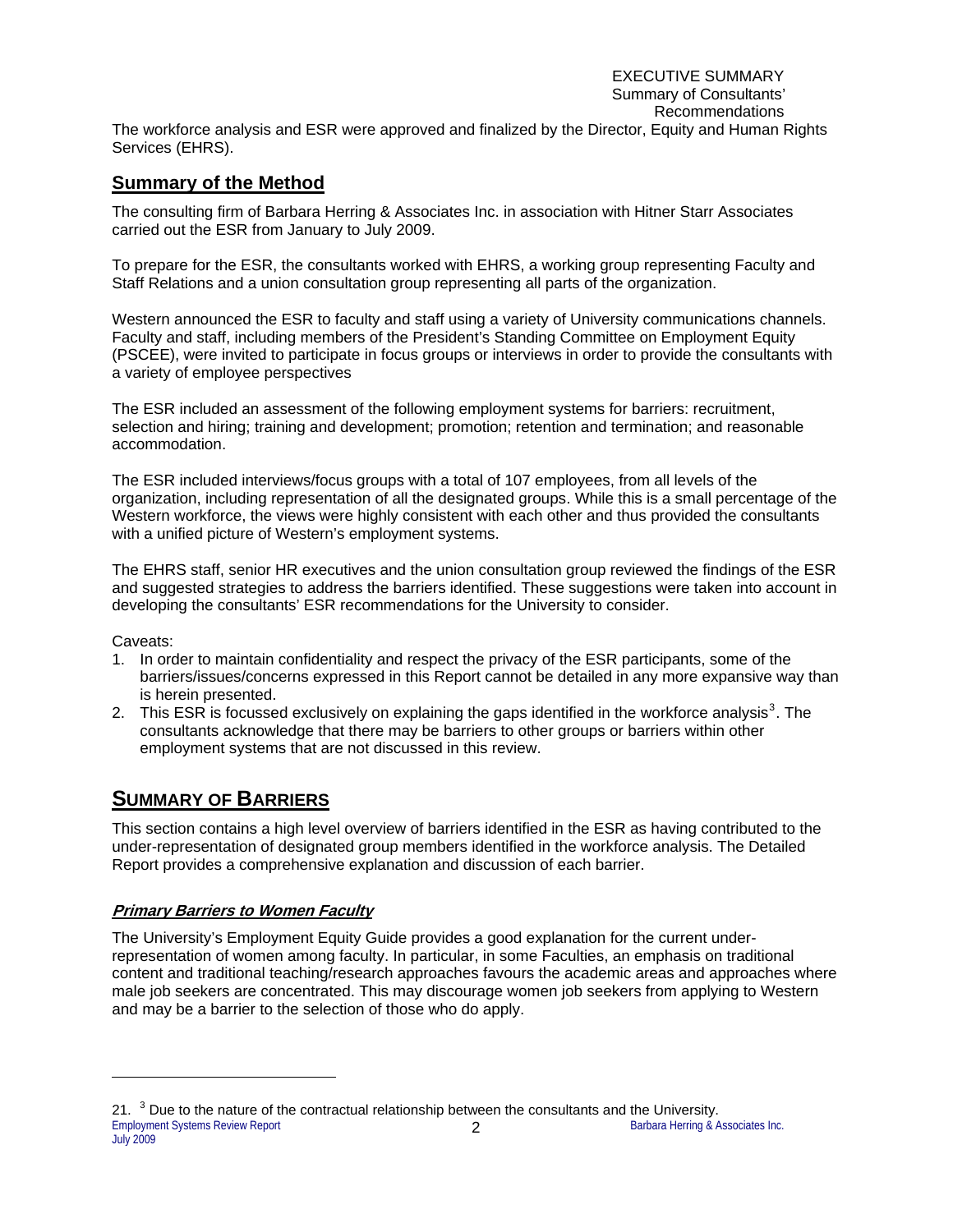The workforce analysis and ESR were approved and finalized by the Director, Equity and Human Rights Services (EHRS).

## Summary of the Method

The consulting firm of Barbara Herring & Associates Inc. in association with Hitner Starr Associates carried out the ESR from January to July 2009.

To prepare for the ESR, the consultants worked with EHRS, a working group representing Faculty and Staff Relations and a union consultation group representing all parts of the organization.

Western announced the ESR to faculty and staff using a variety of University communications channels. Faculty and staff, including members of the President's Standing Committee on Employment Equity (PSCEE), were invited to participate in focus groups or interviews in order to provide the consultants with a variety of employee perspectives

The ESR included an assessment of the following employment systems for barriers: recruitment, selection and hiring; training and development; promotion; retention and termination; and reasonable accommodation.

The ESR included interviews/focus groups with a total of 107 employees, from all levels of the organization, including representation of all the designated groups. While this is a small percentage of the Western workforce, the views were highly consistent with each other and thus provided the consultants with a unified picture of Western's employment systems.

The EHRS staff, senior HR executives and the union consultation group reviewed the findings of the ESR and suggested strategies to address the barriers identified. These suggestions were taken into account in developing the consultants' ESR recommendations for the University to consider.

Caveats:

1. In order to maintain confidentiality and respect the privacy of the ESR participants, some of the barriers/issues/concerns expressed in this Report cannot be detailed in any more expansive way than is herein presented.
2. This ESR is focussed exclusively on explaining the gaps identified in the workforce analysis[3]. The consultants acknowledge that there may be barriers to other groups or barriers within other employment systems that are not discussed in this review.

# SUMMARY OF BARRIERS

This section contains a high level overview of barriers identified in the ESR as having contributed to the under-representation of designated group members identified in the workforce analysis. The Detailed Report provides a comprehensive explanation and discussion of each barrier.

### *Primary Barriers to Women Faculty*

The University's Employment Equity Guide provides a good explanation for the current under-representation of women among faculty. In particular, in some Faculties, an emphasis on traditional content and traditional teaching/research approaches favours the academic areas and approaches where male job seekers are concentrated. This may discourage women job seekers from applying to Western and may be a barrier to the selection of those who do apply.

---

21. [3] Due to the nature of the contractual relationship between the consultants and the University.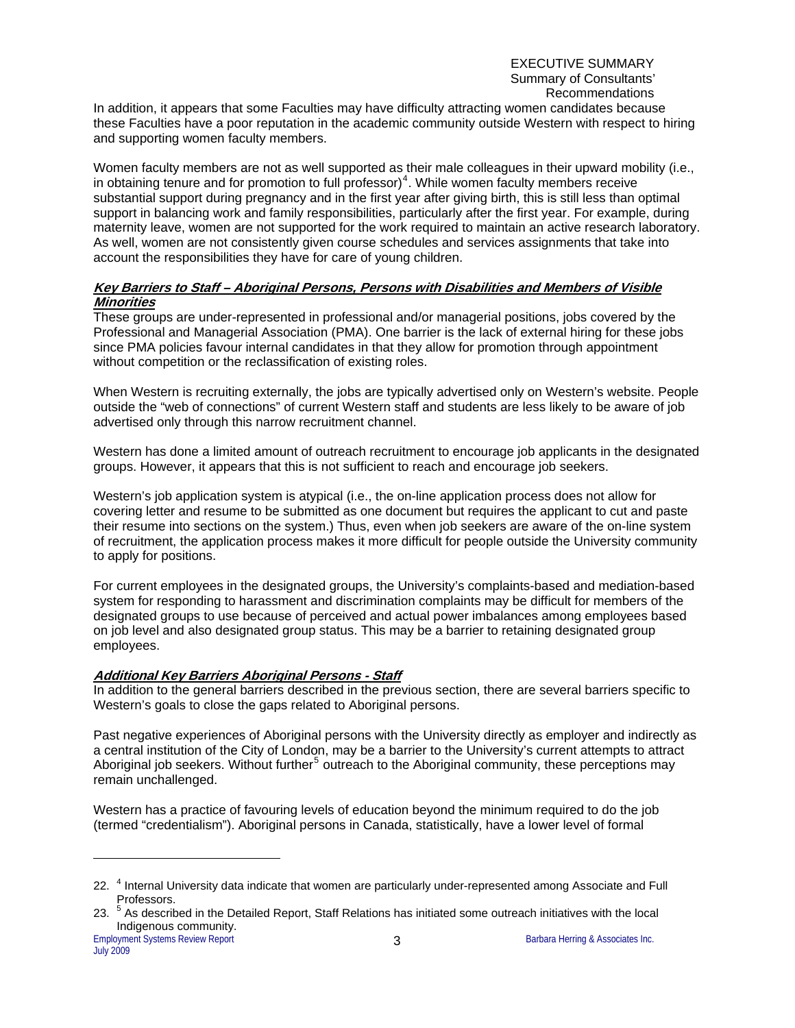In addition, it appears that some Faculties may have difficulty attracting women candidates because these Faculties have a poor reputation in the academic community outside Western with respect to hiring and supporting women faculty members.

Women faculty members are not as well supported as their male colleagues in their upward mobility (i.e., in obtaining tenure and for promotion to full professor)[4]. While women faculty members receive substantial support during pregnancy and in the first year after giving birth, this is still less than optimal support in balancing work and family responsibilities, particularly after the first year. For example, during maternity leave, women are not supported for the work required to maintain an active research laboratory. As well, women are not consistently given course schedules and services assignments that take into account the responsibilities they have for care of young children.

***Key Barriers to Staff – Aboriginal Persons, Persons with Disabilities and Members of Visible Minorities***

These groups are under-represented in professional and/or managerial positions, jobs covered by the Professional and Managerial Association (PMA). One barrier is the lack of external hiring for these jobs since PMA policies favour internal candidates in that they allow for promotion through appointment without competition or the reclassification of existing roles.

When Western is recruiting externally, the jobs are typically advertised only on Western's website. People outside the "web of connections" of current Western staff and students are less likely to be aware of job advertised only through this narrow recruitment channel.

Western has done a limited amount of outreach recruitment to encourage job applicants in the designated groups. However, it appears that this is not sufficient to reach and encourage job seekers.

Western's job application system is atypical (i.e., the on-line application process does not allow for covering letter and resume to be submitted as one document but requires the applicant to cut and paste their resume into sections on the system.) Thus, even when job seekers are aware of the on-line system of recruitment, the application process makes it more difficult for people outside the University community to apply for positions.

For current employees in the designated groups, the University's complaints-based and mediation-based system for responding to harassment and discrimination complaints may be difficult for members of the designated groups to use because of perceived and actual power imbalances among employees based on job level and also designated group status. This may be a barrier to retaining designated group employees.

***Additional Key Barriers Aboriginal Persons - Staff***

In addition to the general barriers described in the previous section, there are several barriers specific to Western's goals to close the gaps related to Aboriginal persons.

Past negative experiences of Aboriginal persons with the University directly as employer and indirectly as a central institution of the City of London, may be a barrier to the University's current attempts to attract Aboriginal job seekers. Without further[5] outreach to the Aboriginal community, these perceptions may remain unchallenged.

Western has a practice of favouring levels of education beyond the minimum required to do the job (termed "credentialism"). Aboriginal persons in Canada, statistically, have a lower level of formal

---

22. [4] Internal University data indicate that women are particularly under-represented among Associate and Full Professors.
23. [5] As described in the Detailed Report, Staff Relations has initiated some outreach initiatives with the local Indigenous community.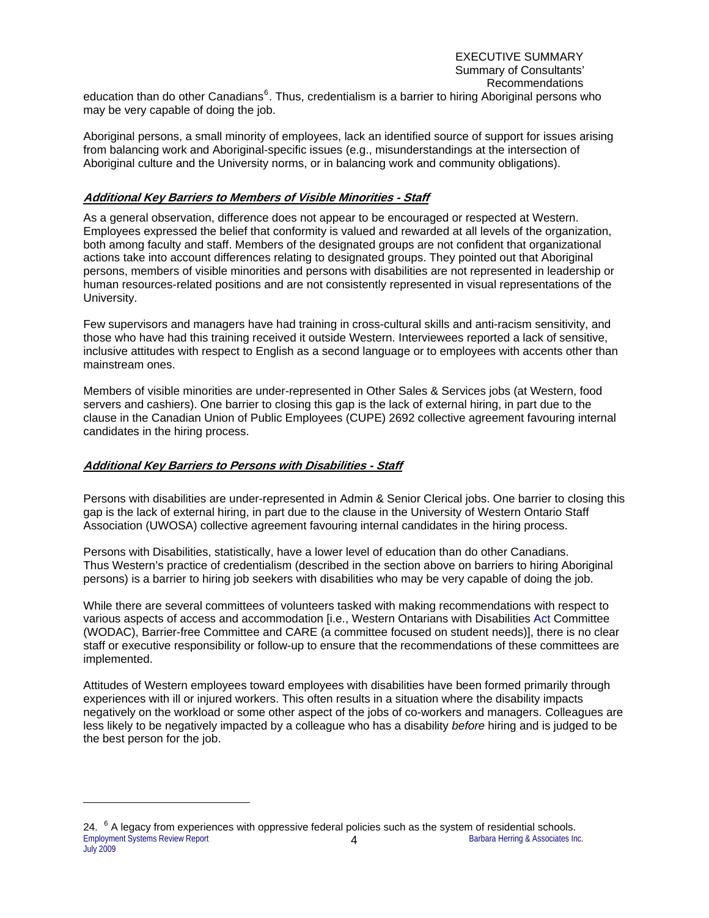education than do other Canadians[6]. Thus, credentialism is a barrier to hiring Aboriginal persons who may be very capable of doing the job.

Aboriginal persons, a small minority of employees, lack an identified source of support for issues arising from balancing work and Aboriginal-specific issues (e.g., misunderstandings at the intersection of Aboriginal culture and the University norms, or in balancing work and community obligations).

### ***Additional Key Barriers to Members of Visible Minorities - Staff***

As a general observation, difference does not appear to be encouraged or respected at Western. Employees expressed the belief that conformity is valued and rewarded at all levels of the organization, both among faculty and staff. Members of the designated groups are not confident that organizational actions take into account differences relating to designated groups. They pointed out that Aboriginal persons, members of visible minorities and persons with disabilities are not represented in leadership or human resources-related positions and are not consistently represented in visual representations of the University.

Few supervisors and managers have had training in cross-cultural skills and anti-racism sensitivity, and those who have had this training received it outside Western. Interviewees reported a lack of sensitive, inclusive attitudes with respect to English as a second language or to employees with accents other than mainstream ones.

Members of visible minorities are under-represented in Other Sales & Services jobs (at Western, food servers and cashiers). One barrier to closing this gap is the lack of external hiring, in part due to the clause in the Canadian Union of Public Employees (CUPE) 2692 collective agreement favouring internal candidates in the hiring process.

### ***Additional Key Barriers to Persons with Disabilities - Staff***

Persons with disabilities are under-represented in Admin & Senior Clerical jobs. One barrier to closing this gap is the lack of external hiring, in part due to the clause in the University of Western Ontario Staff Association (UWOSA) collective agreement favouring internal candidates in the hiring process.

Persons with Disabilities, statistically, have a lower level of education than do other Canadians. Thus Western's practice of credentialism (described in the section above on barriers to hiring Aboriginal persons) is a barrier to hiring job seekers with disabilities who may be very capable of doing the job.

While there are several committees of volunteers tasked with making recommendations with respect to various aspects of access and accommodation [i.e., Western Ontarians with Disabilities Act Committee (WODAC), Barrier-free Committee and CARE (a committee focused on student needs)], there is no clear staff or executive responsibility or follow-up to ensure that the recommendations of these committees are implemented.

Attitudes of Western employees toward employees with disabilities have been formed primarily through experiences with ill or injured workers. This often results in a situation where the disability impacts negatively on the workload or some other aspect of the jobs of co-workers and managers. Colleagues are less likely to be negatively impacted by a colleague who has a disability *before* hiring and is judged to be the best person for the job.

---

24. [6] A legacy from experiences with oppressive federal policies such as the system of residential schools.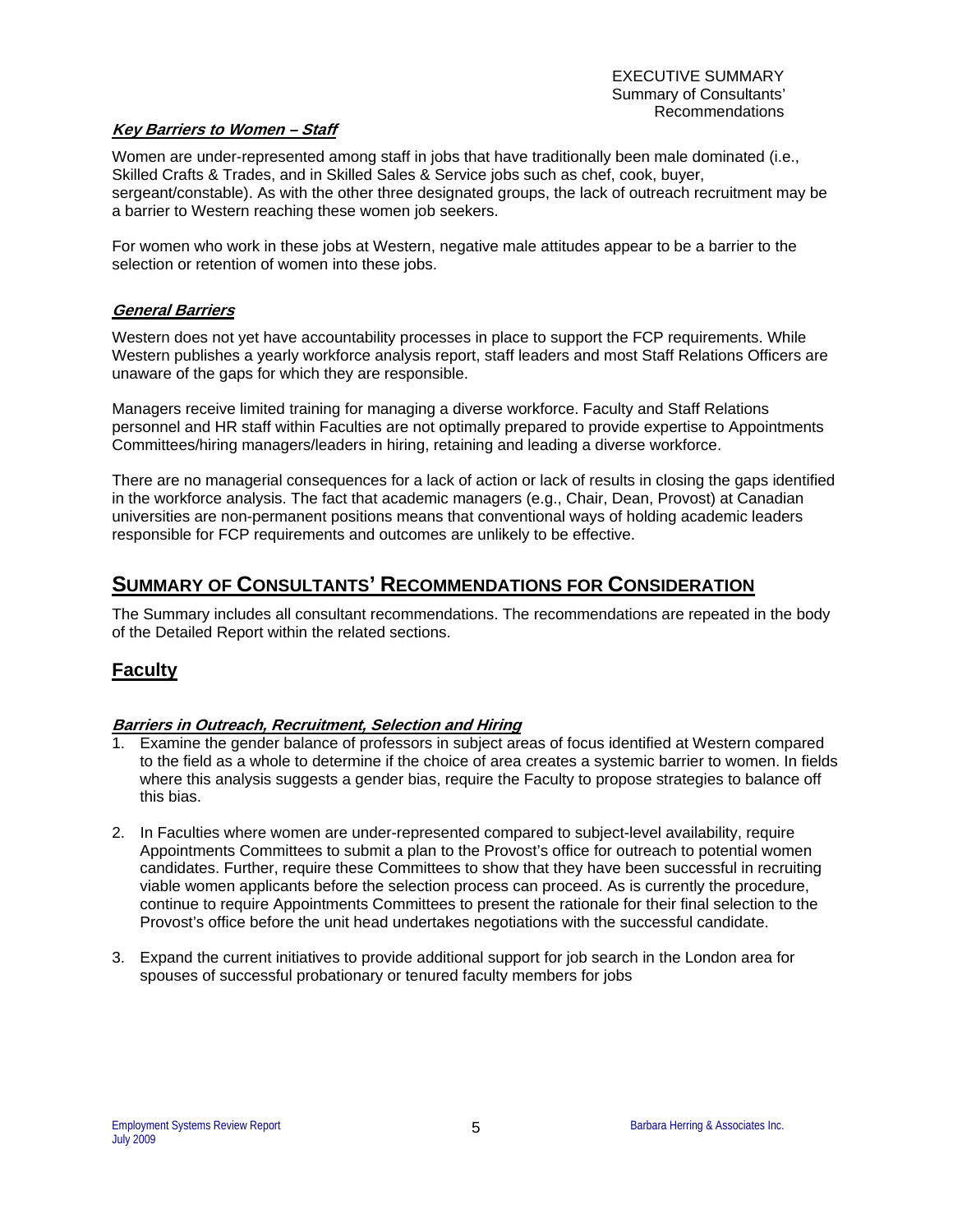#### ***Key Barriers to Women – Staff***

Women are under-represented among staff in jobs that have traditionally been male dominated (i.e., Skilled Crafts & Trades, and in Skilled Sales & Service jobs such as chef, cook, buyer, sergeant/constable). As with the other three designated groups, the lack of outreach recruitment may be a barrier to Western reaching these women job seekers.

For women who work in these jobs at Western, negative male attitudes appear to be a barrier to the selection or retention of women into these jobs.

#### ***General Barriers***

Western does not yet have accountability processes in place to support the FCP requirements. While Western publishes a yearly workforce analysis report, staff leaders and most Staff Relations Officers are unaware of the gaps for which they are responsible.

Managers receive limited training for managing a diverse workforce. Faculty and Staff Relations personnel and HR staff within Faculties are not optimally prepared to provide expertise to Appointments Committees/hiring managers/leaders in hiring, retaining and leading a diverse workforce.

There are no managerial consequences for a lack of action or lack of results in closing the gaps identified in the workforce analysis. The fact that academic managers (e.g., Chair, Dean, Provost) at Canadian universities are non-permanent positions means that conventional ways of holding academic leaders responsible for FCP requirements and outcomes are unlikely to be effective.

## SUMMARY OF CONSULTANTS' RECOMMENDATIONS FOR CONSIDERATION

The Summary includes all consultant recommendations. The recommendations are repeated in the body of the Detailed Report within the related sections.

## Faculty

#### ***Barriers in Outreach, Recruitment, Selection and Hiring***

1. Examine the gender balance of professors in subject areas of focus identified at Western compared to the field as a whole to determine if the choice of area creates a systemic barrier to women. In fields where this analysis suggests a gender bias, require the Faculty to propose strategies to balance off this bias.

2. In Faculties where women are under-represented compared to subject-level availability, require Appointments Committees to submit a plan to the Provost's office for outreach to potential women candidates. Further, require these Committees to show that they have been successful in recruiting viable women applicants before the selection process can proceed. As is currently the procedure, continue to require Appointments Committees to present the rationale for their final selection to the Provost's office before the unit head undertakes negotiations with the successful candidate.

3. Expand the current initiatives to provide additional support for job search in the London area for spouses of successful probationary or tenured faculty members for jobs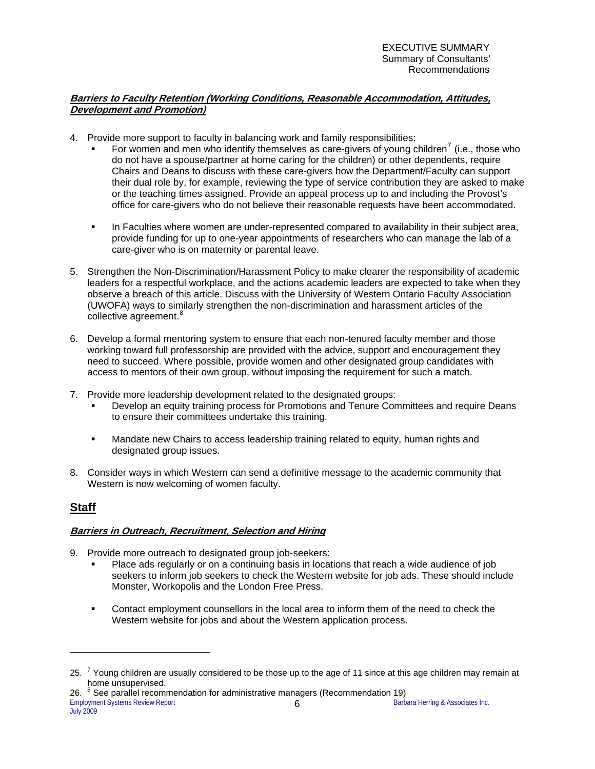***Barriers to Faculty Retention (Working Conditions, Reasonable Accommodation, Attitudes, Development and Promotion)***

4. Provide more support to faculty in balancing work and family responsibilities:
   - For women and men who identify themselves as care-givers of young children[7] (i.e., those who do not have a spouse/partner at home caring for the children) or other dependents, require Chairs and Deans to discuss with these care-givers how the Department/Faculty can support their dual role by, for example, reviewing the type of service contribution they are asked to make or the teaching times assigned. Provide an appeal process up to and including the Provost's office for care-givers who do not believe their reasonable requests have been accommodated.

   - In Faculties where women are under-represented compared to availability in their subject area, provide funding for up to one-year appointments of researchers who can manage the lab of a care-giver who is on maternity or parental leave.

5. Strengthen the Non-Discrimination/Harassment Policy to make clearer the responsibility of academic leaders for a respectful workplace, and the actions academic leaders are expected to take when they observe a breach of this article. Discuss with the University of Western Ontario Faculty Association (UWOFA) ways to similarly strengthen the non-discrimination and harassment articles of the collective agreement.[8]

6. Develop a formal mentoring system to ensure that each non-tenured faculty member and those working toward full professorship are provided with the advice, support and encouragement they need to succeed. Where possible, provide women and other designated group candidates with access to mentors of their own group, without imposing the requirement for such a match.

7. Provide more leadership development related to the designated groups:
   - Develop an equity training process for Promotions and Tenure Committees and require Deans to ensure their committees undertake this training.

   - Mandate new Chairs to access leadership training related to equity, human rights and designated group issues.

8. Consider ways in which Western can send a definitive message to the academic community that Western is now welcoming of women faculty.

## Staff

***Barriers in Outreach, Recruitment, Selection and Hiring***

9. Provide more outreach to designated group job-seekers:
   - Place ads regularly or on a continuing basis in locations that reach a wide audience of job seekers to inform job seekers to check the Western website for job ads. These should include Monster, Workopolis and the London Free Press.

   - Contact employment counsellors in the local area to inform them of the need to check the Western website for jobs and about the Western application process.

---

25. [7] Young children are usually considered to be those up to the age of 11 since at this age children may remain at home unsupervised.
26. [8] See parallel recommendation for administrative managers (Recommendation 19)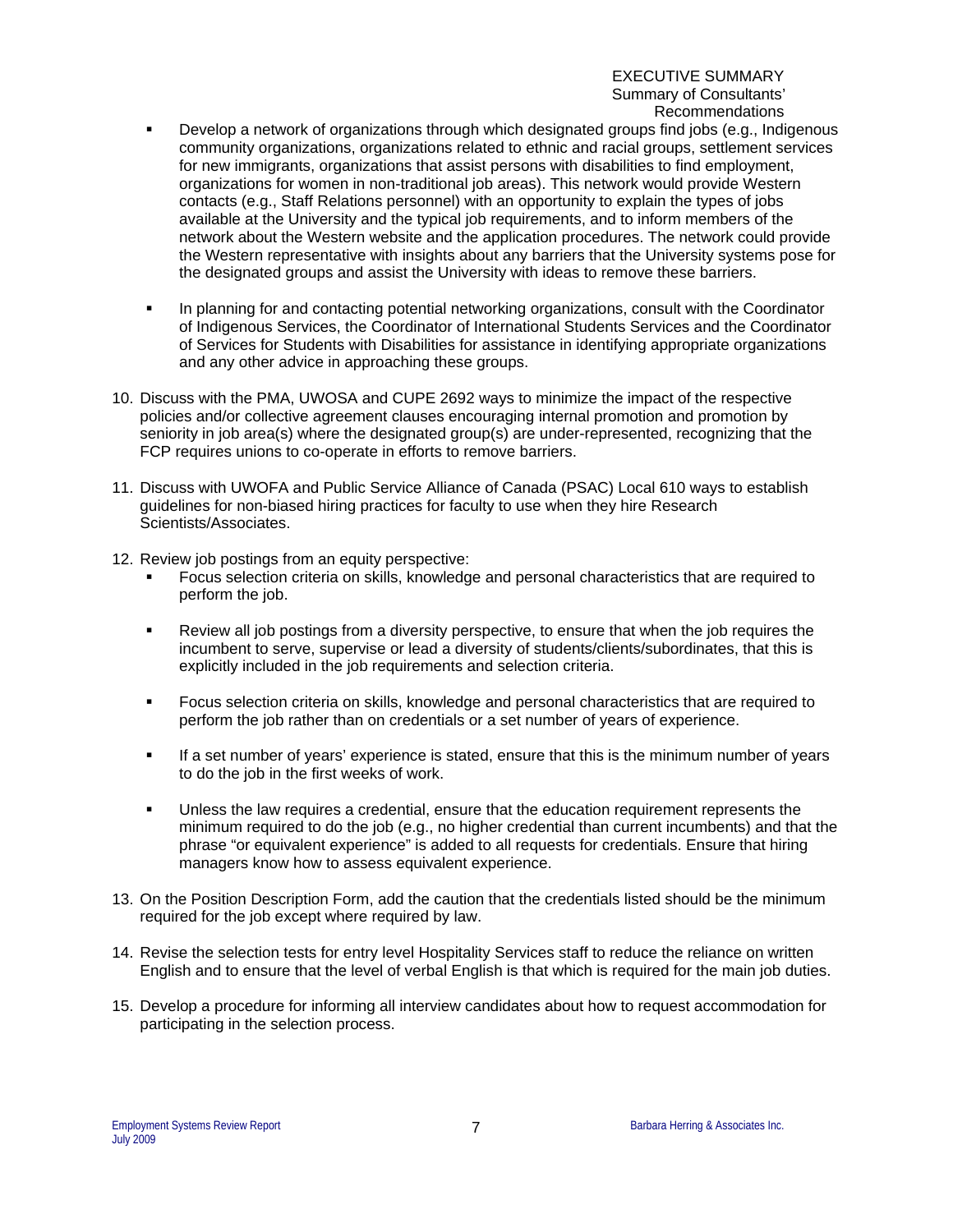- Develop a network of organizations through which designated groups find jobs (e.g., Indigenous community organizations, organizations related to ethnic and racial groups, settlement services for new immigrants, organizations that assist persons with disabilities to find employment, organizations for women in non-traditional job areas). This network would provide Western contacts (e.g., Staff Relations personnel) with an opportunity to explain the types of jobs available at the University and the typical job requirements, and to inform members of the network about the Western website and the application procedures. The network could provide the Western representative with insights about any barriers that the University systems pose for the designated groups and assist the University with ideas to remove these barriers.

- In planning for and contacting potential networking organizations, consult with the Coordinator of Indigenous Services, the Coordinator of International Students Services and the Coordinator of Services for Students with Disabilities for assistance in identifying appropriate organizations and any other advice in approaching these groups.

10. Discuss with the PMA, UWOSA and CUPE 2692 ways to minimize the impact of the respective policies and/or collective agreement clauses encouraging internal promotion and promotion by seniority in job area(s) where the designated group(s) are under-represented, recognizing that the FCP requires unions to co-operate in efforts to remove barriers.

11. Discuss with UWOFA and Public Service Alliance of Canada (PSAC) Local 610 ways to establish guidelines for non-biased hiring practices for faculty to use when they hire Research Scientists/Associates.

12. Review job postings from an equity perspective:
    - Focus selection criteria on skills, knowledge and personal characteristics that are required to perform the job.
    - Review all job postings from a diversity perspective, to ensure that when the job requires the incumbent to serve, supervise or lead a diversity of students/clients/subordinates, that this is explicitly included in the job requirements and selection criteria.
    - Focus selection criteria on skills, knowledge and personal characteristics that are required to perform the job rather than on credentials or a set number of years of experience.
    - If a set number of years' experience is stated, ensure that this is the minimum number of years to do the job in the first weeks of work.
    - Unless the law requires a credential, ensure that the education requirement represents the minimum required to do the job (e.g., no higher credential than current incumbents) and that the phrase "or equivalent experience" is added to all requests for credentials. Ensure that hiring managers know how to assess equivalent experience.

13. On the Position Description Form, add the caution that the credentials listed should be the minimum required for the job except where required by law.

14. Revise the selection tests for entry level Hospitality Services staff to reduce the reliance on written English and to ensure that the level of verbal English is that which is required for the main job duties.

15. Develop a procedure for informing all interview candidates about how to request accommodation for participating in the selection process.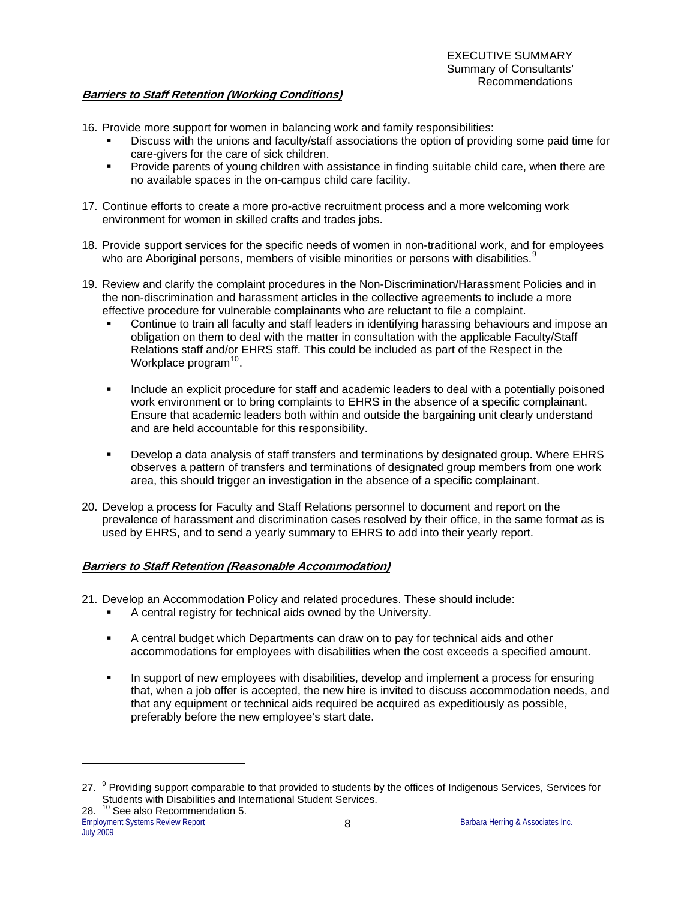### *Barriers to Staff Retention (Working Conditions)*

16. Provide more support for women in balancing work and family responsibilities:
    - Discuss with the unions and faculty/staff associations the option of providing some paid time for care-givers for the care of sick children.
    - Provide parents of young children with assistance in finding suitable child care, when there are no available spaces in the on-campus child care facility.

17. Continue efforts to create a more pro-active recruitment process and a more welcoming work environment for women in skilled crafts and trades jobs.

18. Provide support services for the specific needs of women in non-traditional work, and for employees who are Aboriginal persons, members of visible minorities or persons with disabilities.[9]

19. Review and clarify the complaint procedures in the Non-Discrimination/Harassment Policies and in the non-discrimination and harassment articles in the collective agreements to include a more effective procedure for vulnerable complainants who are reluctant to file a complaint.
    - Continue to train all faculty and staff leaders in identifying harassing behaviours and impose an obligation on them to deal with the matter in consultation with the applicable Faculty/Staff Relations staff and/or EHRS staff. This could be included as part of the Respect in the Workplace program[10].
    - Include an explicit procedure for staff and academic leaders to deal with a potentially poisoned work environment or to bring complaints to EHRS in the absence of a specific complainant. Ensure that academic leaders both within and outside the bargaining unit clearly understand and are held accountable for this responsibility.
    - Develop a data analysis of staff transfers and terminations by designated group. Where EHRS observes a pattern of transfers and terminations of designated group members from one work area, this should trigger an investigation in the absence of a specific complainant.

20. Develop a process for Faculty and Staff Relations personnel to document and report on the prevalence of harassment and discrimination cases resolved by their office, in the same format as is used by EHRS, and to send a yearly summary to EHRS to add into their yearly report.

### *Barriers to Staff Retention (Reasonable Accommodation)*

21. Develop an Accommodation Policy and related procedures. These should include:
    - A central registry for technical aids owned by the University.
    - A central budget which Departments can draw on to pay for technical aids and other accommodations for employees with disabilities when the cost exceeds a specified amount.
    - In support of new employees with disabilities, develop and implement a process for ensuring that, when a job offer is accepted, the new hire is invited to discuss accommodation needs, and that any equipment or technical aids required be acquired as expeditiously as possible, preferably before the new employee's start date.

---

27. [9] Providing support comparable to that provided to students by the offices of Indigenous Services, Services for Students with Disabilities and International Student Services.
28. [10] See also Recommendation 5.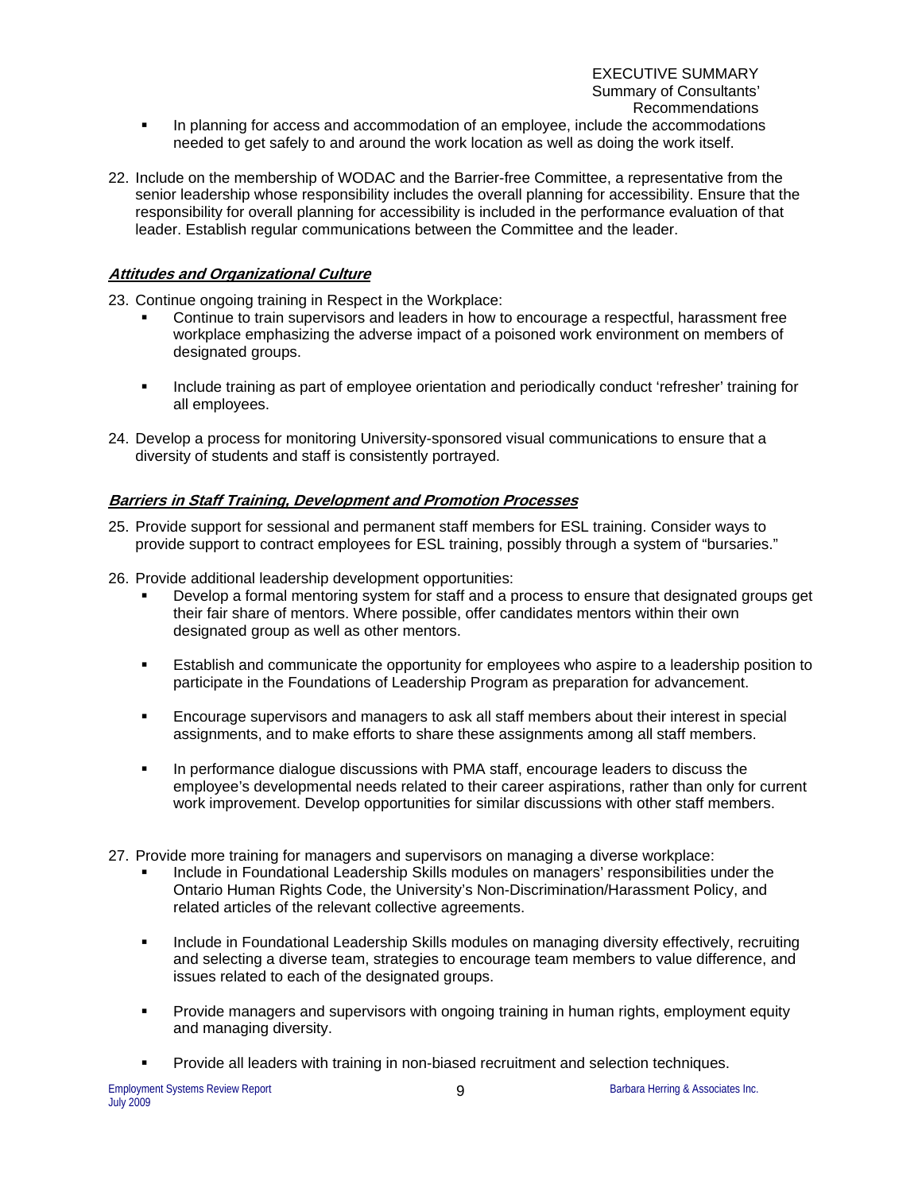- In planning for access and accommodation of an employee, include the accommodations needed to get safely to and around the work location as well as doing the work itself.

22. Include on the membership of WODAC and the Barrier-free Committee, a representative from the senior leadership whose responsibility includes the overall planning for accessibility. Ensure that the responsibility for overall planning for accessibility is included in the performance evaluation of that leader. Establish regular communications between the Committee and the leader.

***Attitudes and Organizational Culture***

23. Continue ongoing training in Respect in the Workplace:
    - Continue to train supervisors and leaders in how to encourage a respectful, harassment free workplace emphasizing the adverse impact of a poisoned work environment on members of designated groups.
    - Include training as part of employee orientation and periodically conduct 'refresher' training for all employees.

24. Develop a process for monitoring University-sponsored visual communications to ensure that a diversity of students and staff is consistently portrayed.

***Barriers in Staff Training, Development and Promotion Processes***

25. Provide support for sessional and permanent staff members for ESL training. Consider ways to provide support to contract employees for ESL training, possibly through a system of "bursaries."

26. Provide additional leadership development opportunities:
    - Develop a formal mentoring system for staff and a process to ensure that designated groups get their fair share of mentors. Where possible, offer candidates mentors within their own designated group as well as other mentors.
    - Establish and communicate the opportunity for employees who aspire to a leadership position to participate in the Foundations of Leadership Program as preparation for advancement.
    - Encourage supervisors and managers to ask all staff members about their interest in special assignments, and to make efforts to share these assignments among all staff members.
    - In performance dialogue discussions with PMA staff, encourage leaders to discuss the employee's developmental needs related to their career aspirations, rather than only for current work improvement. Develop opportunities for similar discussions with other staff members.

27. Provide more training for managers and supervisors on managing a diverse workplace:
    - Include in Foundational Leadership Skills modules on managers' responsibilities under the Ontario Human Rights Code, the University's Non-Discrimination/Harassment Policy, and related articles of the relevant collective agreements.
    - Include in Foundational Leadership Skills modules on managing diversity effectively, recruiting and selecting a diverse team, strategies to encourage team members to value difference, and issues related to each of the designated groups.
    - Provide managers and supervisors with ongoing training in human rights, employment equity and managing diversity.
    - Provide all leaders with training in non-biased recruitment and selection techniques.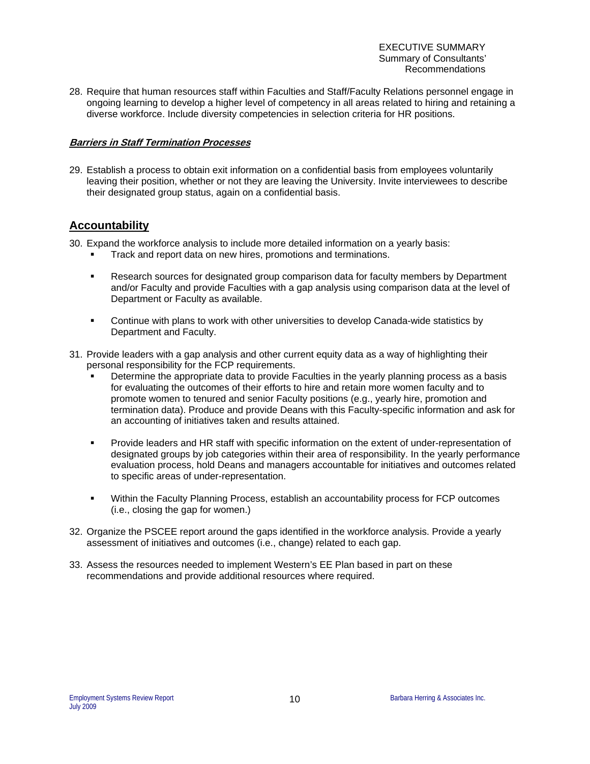28. Require that human resources staff within Faculties and Staff/Faculty Relations personnel engage in ongoing learning to develop a higher level of competency in all areas related to hiring and retaining a diverse workforce. Include diversity competencies in selection criteria for HR positions.

### ***Barriers in Staff Termination Processes***

29. Establish a process to obtain exit information on a confidential basis from employees voluntarily leaving their position, whether or not they are leaving the University. Invite interviewees to describe their designated group status, again on a confidential basis.

## Accountability

30. Expand the workforce analysis to include more detailed information on a yearly basis:
    - Track and report data on new hires, promotions and terminations.
    - Research sources for designated group comparison data for faculty members by Department and/or Faculty and provide Faculties with a gap analysis using comparison data at the level of Department or Faculty as available.
    - Continue with plans to work with other universities to develop Canada-wide statistics by Department and Faculty.
31. Provide leaders with a gap analysis and other current equity data as a way of highlighting their personal responsibility for the FCP requirements.
    - Determine the appropriate data to provide Faculties in the yearly planning process as a basis for evaluating the outcomes of their efforts to hire and retain more women faculty and to promote women to tenured and senior Faculty positions (e.g., yearly hire, promotion and termination data). Produce and provide Deans with this Faculty-specific information and ask for an accounting of initiatives taken and results attained.
    - Provide leaders and HR staff with specific information on the extent of under-representation of designated groups by job categories within their area of responsibility. In the yearly performance evaluation process, hold Deans and managers accountable for initiatives and outcomes related to specific areas of under-representation.
    - Within the Faculty Planning Process, establish an accountability process for FCP outcomes (i.e., closing the gap for women.)
32. Organize the PSCEE report around the gaps identified in the workforce analysis. Provide a yearly assessment of initiatives and outcomes (i.e., change) related to each gap.
33. Assess the resources needed to implement Western's EE Plan based in part on these recommendations and provide additional resources where required.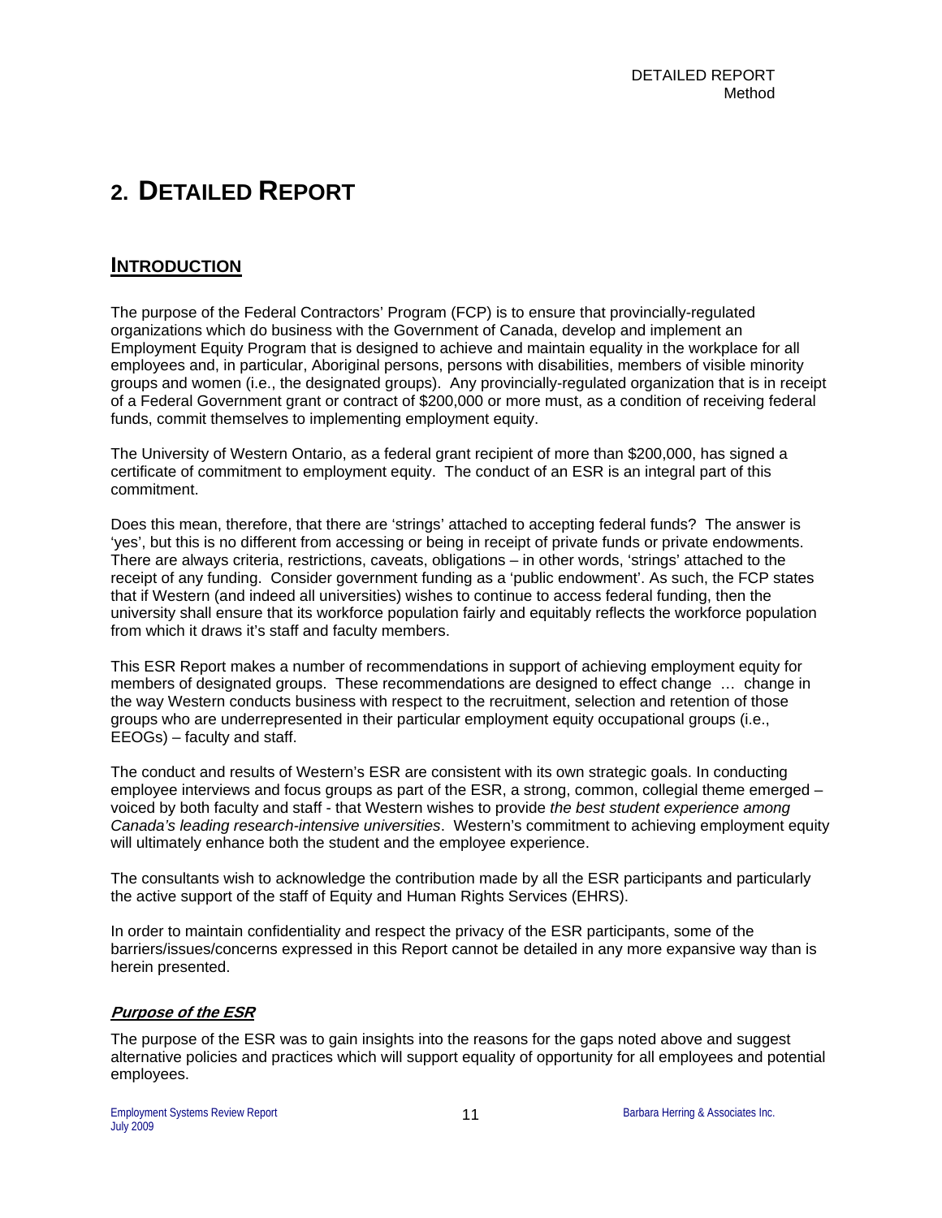# 2. DETAILED REPORT

## INTRODUCTION

The purpose of the Federal Contractors' Program (FCP) is to ensure that provincially-regulated organizations which do business with the Government of Canada, develop and implement an Employment Equity Program that is designed to achieve and maintain equality in the workplace for all employees and, in particular, Aboriginal persons, persons with disabilities, members of visible minority groups and women (i.e., the designated groups). Any provincially-regulated organization that is in receipt of a Federal Government grant or contract of $200,000 or more must, as a condition of receiving federal funds, commit themselves to implementing employment equity.

The University of Western Ontario, as a federal grant recipient of more than $200,000, has signed a certificate of commitment to employment equity. The conduct of an ESR is an integral part of this commitment.

Does this mean, therefore, that there are 'strings' attached to accepting federal funds? The answer is 'yes', but this is no different from accessing or being in receipt of private funds or private endowments. There are always criteria, restrictions, caveats, obligations – in other words, 'strings' attached to the receipt of any funding. Consider government funding as a 'public endowment'. As such, the FCP states that if Western (and indeed all universities) wishes to continue to access federal funding, then the university shall ensure that its workforce population fairly and equitably reflects the workforce population from which it draws it's staff and faculty members.

This ESR Report makes a number of recommendations in support of achieving employment equity for members of designated groups. These recommendations are designed to effect change … change in the way Western conducts business with respect to the recruitment, selection and retention of those groups who are underrepresented in their particular employment equity occupational groups (i.e., EEOGs) – faculty and staff.

The conduct and results of Western's ESR are consistent with its own strategic goals. In conducting employee interviews and focus groups as part of the ESR, a strong, common, collegial theme emerged – voiced by both faculty and staff - that Western wishes to provide *the best student experience among Canada's leading research-intensive universities*. Western's commitment to achieving employment equity will ultimately enhance both the student and the employee experience.

The consultants wish to acknowledge the contribution made by all the ESR participants and particularly the active support of the staff of Equity and Human Rights Services (EHRS).

In order to maintain confidentiality and respect the privacy of the ESR participants, some of the barriers/issues/concerns expressed in this Report cannot be detailed in any more expansive way than is herein presented.

### ***Purpose of the ESR***

The purpose of the ESR was to gain insights into the reasons for the gaps noted above and suggest alternative policies and practices which will support equality of opportunity for all employees and potential employees.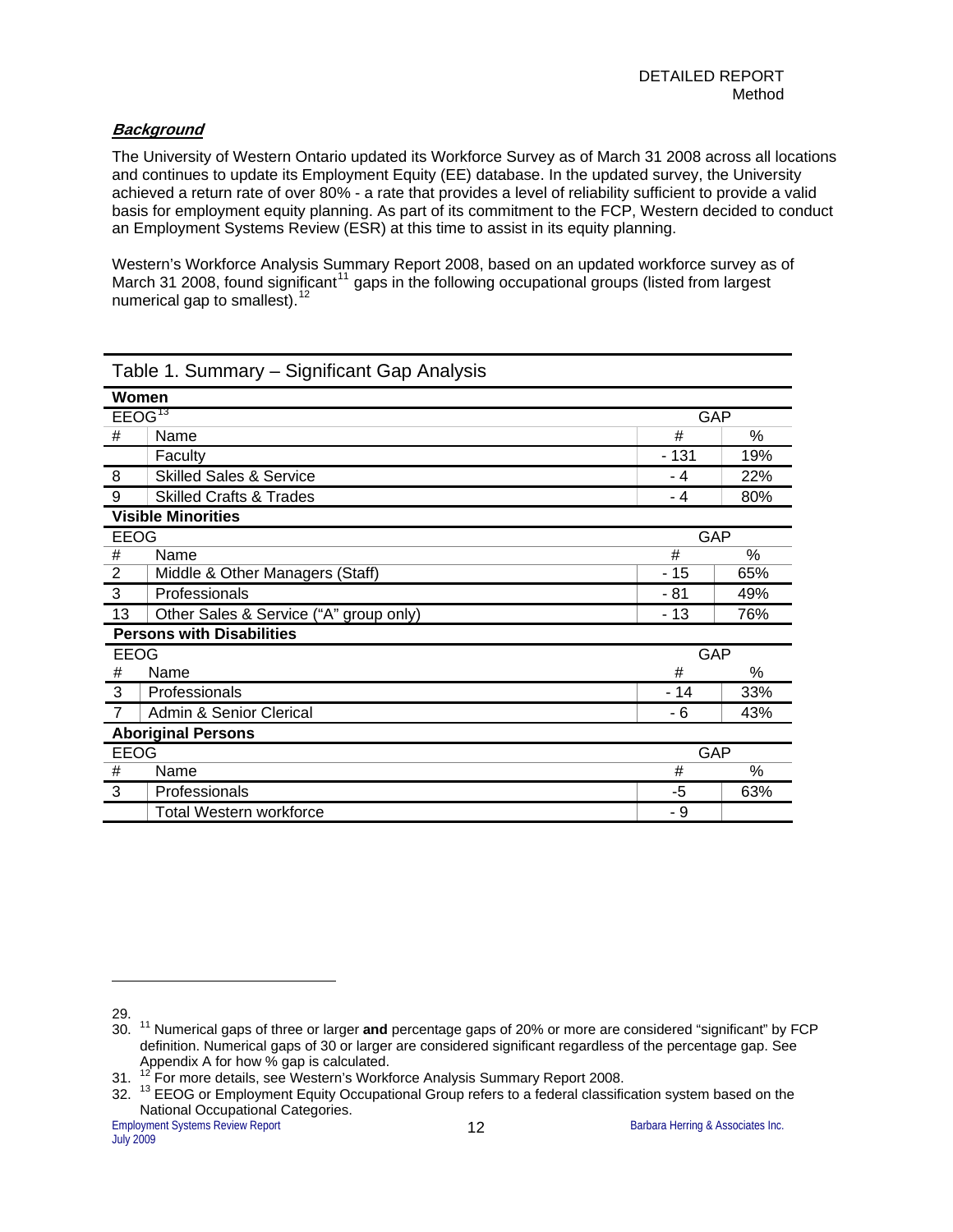### ***Background***

The University of Western Ontario updated its Workforce Survey as of March 31 2008 across all locations and continues to update its Employment Equity (EE) database. In the updated survey, the University achieved a return rate of over 80% - a rate that provides a level of reliability sufficient to provide a valid basis for employment equity planning. As part of its commitment to the FCP, Western decided to conduct an Employment Systems Review (ESR) at this time to assist in its equity planning.

Western's Workforce Analysis Summary Report 2008, based on an updated workforce survey as of March 31 2008, found significant[11] gaps in the following occupational groups (listed from largest numerical gap to smallest).[12]

Table 1. Summary – Significant Gap Analysis

| **Women** | | | |
|---|---|---|---|
| EEOG[13] | | GAP | |
| # | Name | # | % |
| | Faculty | - 131 | 19% |
| 8 | Skilled Sales & Service | - 4 | 22% |
| 9 | Skilled Crafts & Trades | - 4 | 80% |
| **Visible Minorities** | | | |
| EEOG | | GAP | |
| # | Name | # | % |
| 2 | Middle & Other Managers (Staff) | - 15 | 65% |
| 3 | Professionals | - 81 | 49% |
| 13 | Other Sales & Service ("A" group only) | - 13 | 76% |
| **Persons with Disabilities** | | | |
| EEOG | | GAP | |
| # | Name | # | % |
| 3 | Professionals | - 14 | 33% |
| 7 | Admin & Senior Clerical | - 6 | 43% |
| **Aboriginal Persons** | | | |
| EEOG | | GAP | |
| # | Name | # | % |
| 3 | Professionals | -5 | 63% |
| | Total Western workforce | - 9 | |

29.
30. [11] Numerical gaps of three or larger **and** percentage gaps of 20% or more are considered "significant" by FCP definition. Numerical gaps of 30 or larger are considered significant regardless of the percentage gap. See Appendix A for how % gap is calculated.
31. [12] For more details, see Western's Workforce Analysis Summary Report 2008.
32. [13] EEOG or Employment Equity Occupational Group refers to a federal classification system based on the National Occupational Categories.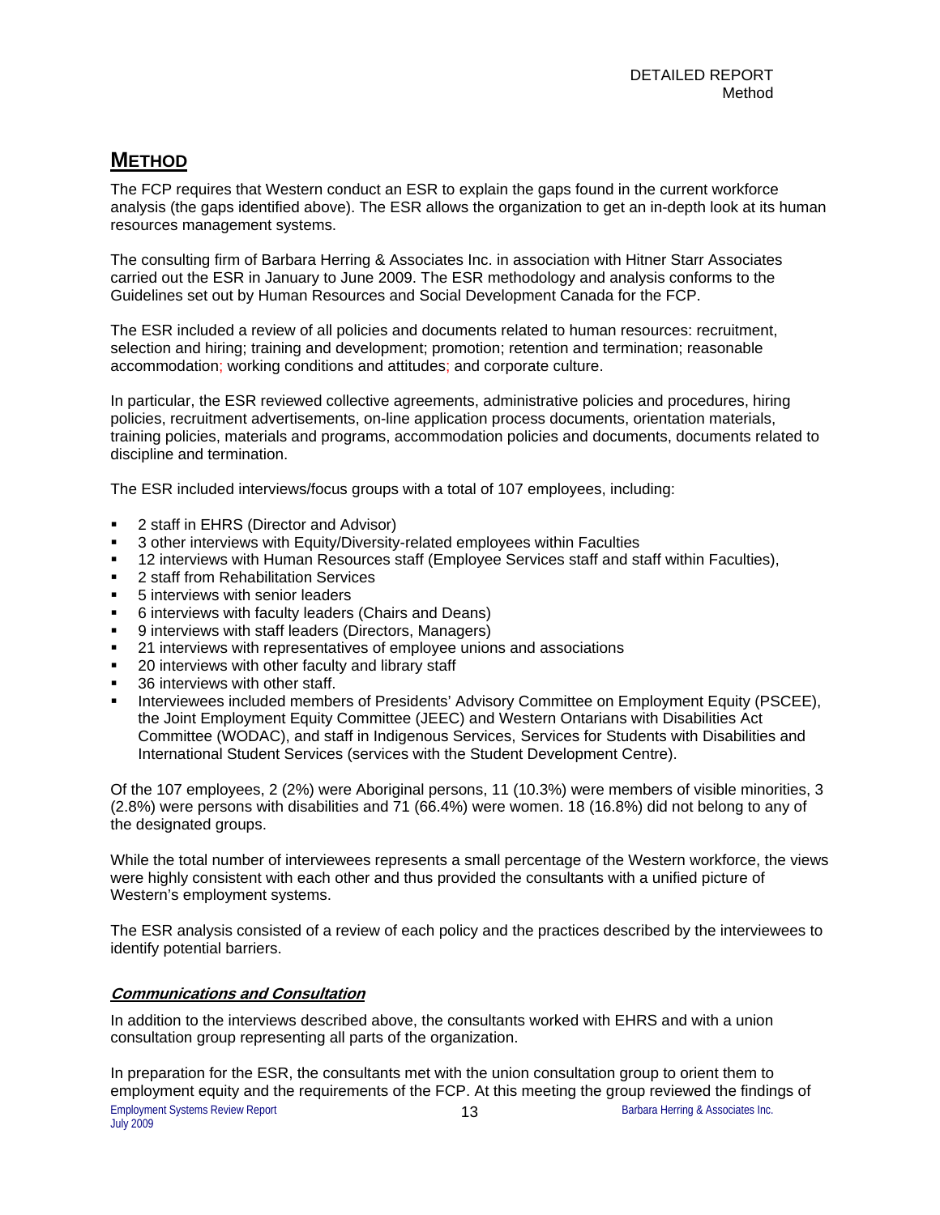## METHOD

The FCP requires that Western conduct an ESR to explain the gaps found in the current workforce analysis (the gaps identified above). The ESR allows the organization to get an in-depth look at its human resources management systems.

The consulting firm of Barbara Herring & Associates Inc. in association with Hitner Starr Associates carried out the ESR in January to June 2009. The ESR methodology and analysis conforms to the Guidelines set out by Human Resources and Social Development Canada for the FCP.

The ESR included a review of all policies and documents related to human resources: recruitment, selection and hiring; training and development; promotion; retention and termination; reasonable accommodation; working conditions and attitudes; and corporate culture.

In particular, the ESR reviewed collective agreements, administrative policies and procedures, hiring policies, recruitment advertisements, on-line application process documents, orientation materials, training policies, materials and programs, accommodation policies and documents, documents related to discipline and termination.

The ESR included interviews/focus groups with a total of 107 employees, including:

- 2 staff in EHRS (Director and Advisor)
- 3 other interviews with Equity/Diversity-related employees within Faculties
- 12 interviews with Human Resources staff (Employee Services staff and staff within Faculties),
- 2 staff from Rehabilitation Services
- 5 interviews with senior leaders
- 6 interviews with faculty leaders (Chairs and Deans)
- 9 interviews with staff leaders (Directors, Managers)
- 21 interviews with representatives of employee unions and associations
- 20 interviews with other faculty and library staff
- 36 interviews with other staff.
- Interviewees included members of Presidents' Advisory Committee on Employment Equity (PSCEE), the Joint Employment Equity Committee (JEEC) and Western Ontarians with Disabilities Act Committee (WODAC), and staff in Indigenous Services, Services for Students with Disabilities and International Student Services (services with the Student Development Centre).

Of the 107 employees, 2 (2%) were Aboriginal persons, 11 (10.3%) were members of visible minorities, 3 (2.8%) were persons with disabilities and 71 (66.4%) were women. 18 (16.8%) did not belong to any of the designated groups.

While the total number of interviewees represents a small percentage of the Western workforce, the views were highly consistent with each other and thus provided the consultants with a unified picture of Western's employment systems.

The ESR analysis consisted of a review of each policy and the practices described by the interviewees to identify potential barriers.

### ***Communications and Consultation***

In addition to the interviews described above, the consultants worked with EHRS and with a union consultation group representing all parts of the organization.

In preparation for the ESR, the consultants met with the union consultation group to orient them to employment equity and the requirements of the FCP. At this meeting the group reviewed the findings of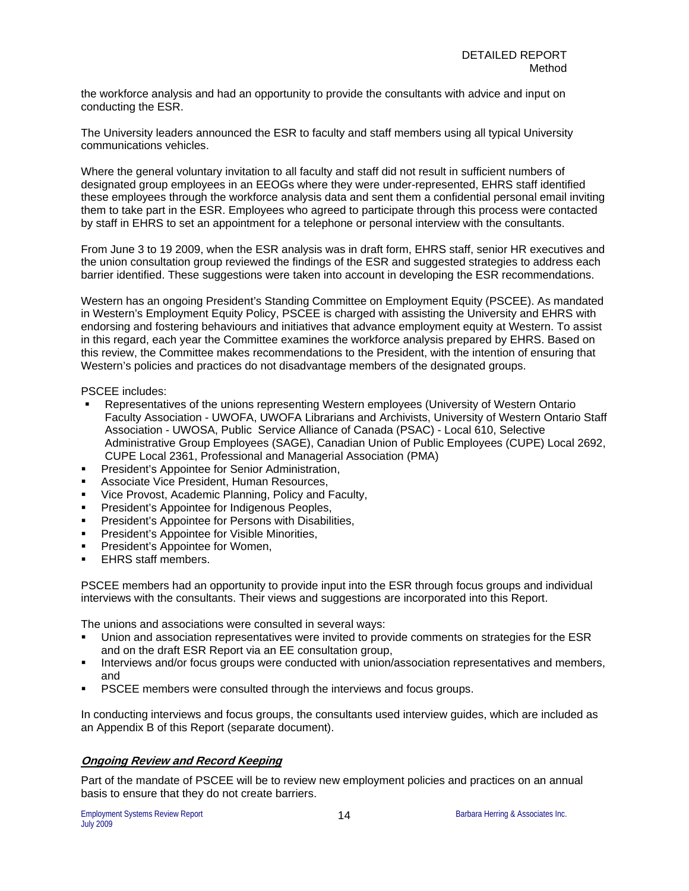the workforce analysis and had an opportunity to provide the consultants with advice and input on conducting the ESR.

The University leaders announced the ESR to faculty and staff members using all typical University communications vehicles.

Where the general voluntary invitation to all faculty and staff did not result in sufficient numbers of designated group employees in an EEOGs where they were under-represented, EHRS staff identified these employees through the workforce analysis data and sent them a confidential personal email inviting them to take part in the ESR. Employees who agreed to participate through this process were contacted by staff in EHRS to set an appointment for a telephone or personal interview with the consultants.

From June 3 to 19 2009, when the ESR analysis was in draft form, EHRS staff, senior HR executives and the union consultation group reviewed the findings of the ESR and suggested strategies to address each barrier identified. These suggestions were taken into account in developing the ESR recommendations.

Western has an ongoing President's Standing Committee on Employment Equity (PSCEE). As mandated in Western's Employment Equity Policy, PSCEE is charged with assisting the University and EHRS with endorsing and fostering behaviours and initiatives that advance employment equity at Western. To assist in this regard, each year the Committee examines the workforce analysis prepared by EHRS. Based on this review, the Committee makes recommendations to the President, with the intention of ensuring that Western's policies and practices do not disadvantage members of the designated groups.

PSCEE includes:

- Representatives of the unions representing Western employees (University of Western Ontario Faculty Association - UWOFA, UWOFA Librarians and Archivists, University of Western Ontario Staff Association - UWOSA, Public Service Alliance of Canada (PSAC) - Local 610, Selective Administrative Group Employees (SAGE), Canadian Union of Public Employees (CUPE) Local 2692, CUPE Local 2361, Professional and Managerial Association (PMA)
- President's Appointee for Senior Administration,
- Associate Vice President, Human Resources,
- Vice Provost, Academic Planning, Policy and Faculty,
- President's Appointee for Indigenous Peoples,
- President's Appointee for Persons with Disabilities,
- President's Appointee for Visible Minorities,
- President's Appointee for Women,
- EHRS staff members.

PSCEE members had an opportunity to provide input into the ESR through focus groups and individual interviews with the consultants. Their views and suggestions are incorporated into this Report.

The unions and associations were consulted in several ways:

- Union and association representatives were invited to provide comments on strategies for the ESR and on the draft ESR Report via an EE consultation group,
- Interviews and/or focus groups were conducted with union/association representatives and members, and
- PSCEE members were consulted through the interviews and focus groups.

In conducting interviews and focus groups, the consultants used interview guides, which are included as an Appendix B of this Report (separate document).

### ***Ongoing Review and Record Keeping***

Part of the mandate of PSCEE will be to review new employment policies and practices on an annual basis to ensure that they do not create barriers.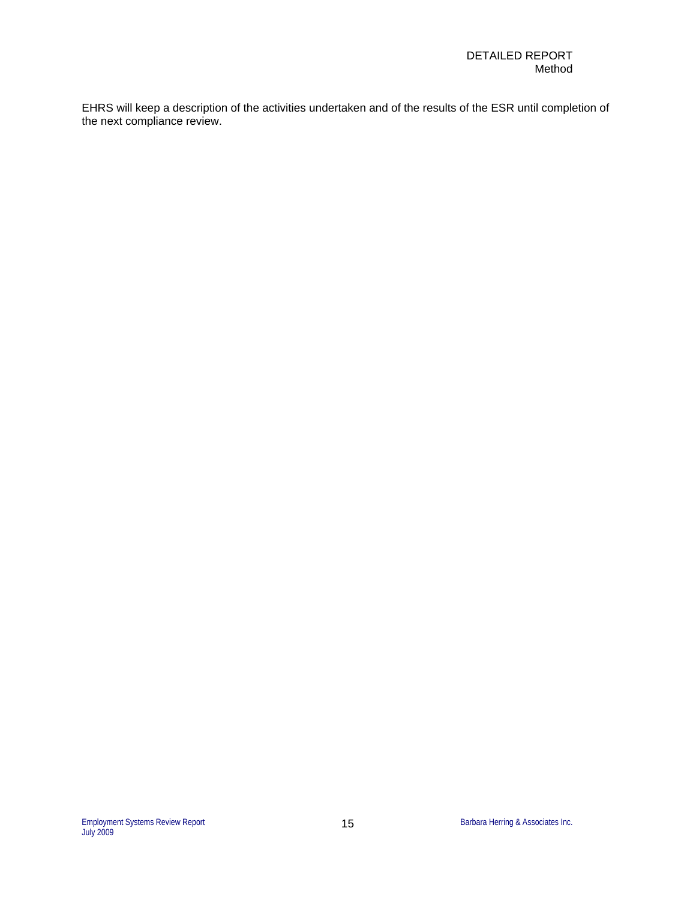EHRS will keep a description of the activities undertaken and of the results of the ESR until completion of the next compliance review.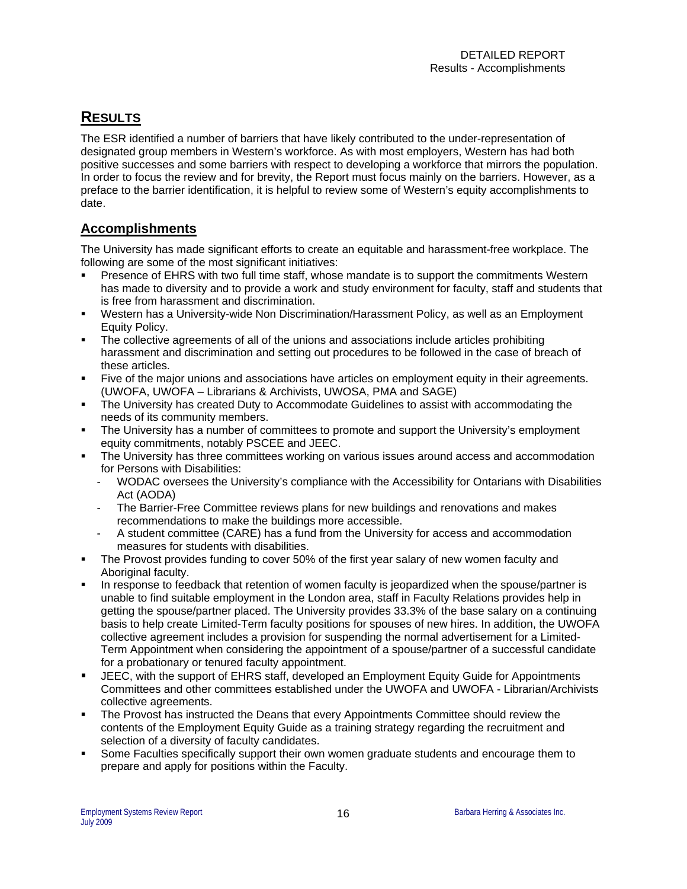## RESULTS

The ESR identified a number of barriers that have likely contributed to the under-representation of designated group members in Western's workforce. As with most employers, Western has had both positive successes and some barriers with respect to developing a workforce that mirrors the population. In order to focus the review and for brevity, the Report must focus mainly on the barriers. However, as a preface to the barrier identification, it is helpful to review some of Western's equity accomplishments to date.

### Accomplishments

The University has made significant efforts to create an equitable and harassment-free workplace. The following are some of the most significant initiatives:

- Presence of EHRS with two full time staff, whose mandate is to support the commitments Western has made to diversity and to provide a work and study environment for faculty, staff and students that is free from harassment and discrimination.
- Western has a University-wide Non Discrimination/Harassment Policy, as well as an Employment Equity Policy.
- The collective agreements of all of the unions and associations include articles prohibiting harassment and discrimination and setting out procedures to be followed in the case of breach of these articles.
- Five of the major unions and associations have articles on employment equity in their agreements. (UWOFA, UWOFA – Librarians & Archivists, UWOSA, PMA and SAGE)
- The University has created Duty to Accommodate Guidelines to assist with accommodating the needs of its community members.
- The University has a number of committees to promote and support the University's employment equity commitments, notably PSCEE and JEEC.
- The University has three committees working on various issues around access and accommodation for Persons with Disabilities:
  - WODAC oversees the University's compliance with the Accessibility for Ontarians with Disabilities Act (AODA)
  - The Barrier-Free Committee reviews plans for new buildings and renovations and makes recommendations to make the buildings more accessible.
  - A student committee (CARE) has a fund from the University for access and accommodation measures for students with disabilities.
- The Provost provides funding to cover 50% of the first year salary of new women faculty and Aboriginal faculty.
- In response to feedback that retention of women faculty is jeopardized when the spouse/partner is unable to find suitable employment in the London area, staff in Faculty Relations provides help in getting the spouse/partner placed. The University provides 33.3% of the base salary on a continuing basis to help create Limited-Term faculty positions for spouses of new hires. In addition, the UWOFA collective agreement includes a provision for suspending the normal advertisement for a Limited-Term Appointment when considering the appointment of a spouse/partner of a successful candidate for a probationary or tenured faculty appointment.
- JEEC, with the support of EHRS staff, developed an Employment Equity Guide for Appointments Committees and other committees established under the UWOFA and UWOFA - Librarian/Archivists collective agreements.
- The Provost has instructed the Deans that every Appointments Committee should review the contents of the Employment Equity Guide as a training strategy regarding the recruitment and selection of a diversity of faculty candidates.
- Some Faculties specifically support their own women graduate students and encourage them to prepare and apply for positions within the Faculty.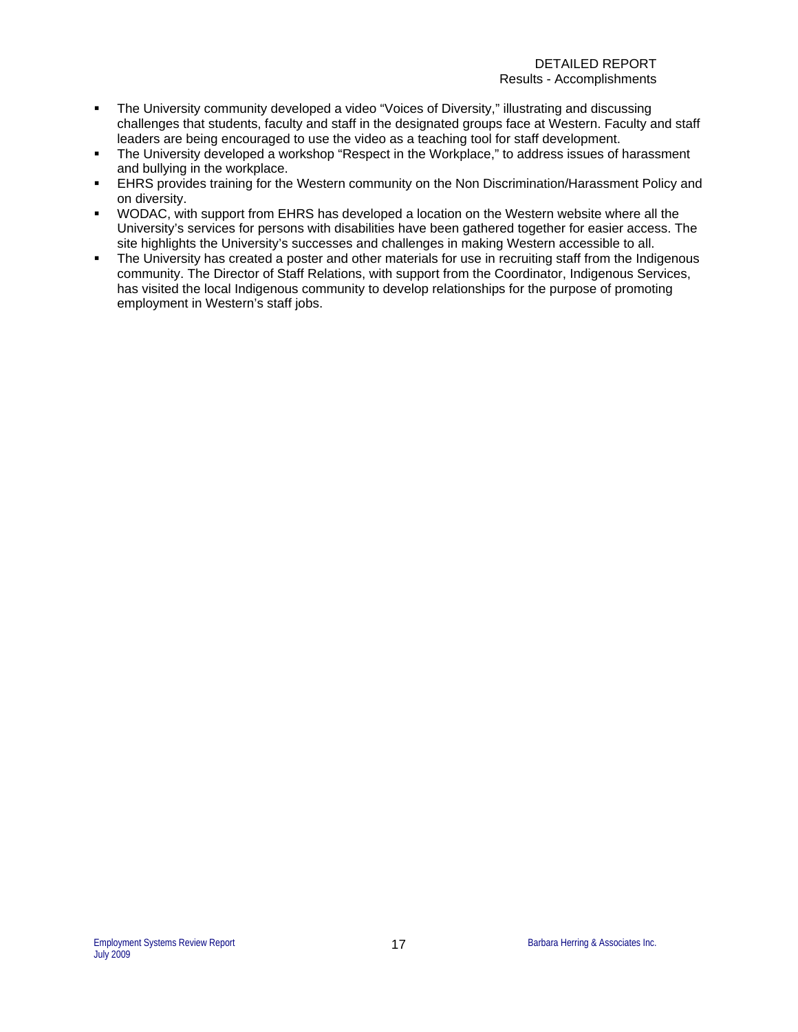- The University community developed a video "Voices of Diversity," illustrating and discussing challenges that students, faculty and staff in the designated groups face at Western. Faculty and staff leaders are being encouraged to use the video as a teaching tool for staff development.
- The University developed a workshop "Respect in the Workplace," to address issues of harassment and bullying in the workplace.
- EHRS provides training for the Western community on the Non Discrimination/Harassment Policy and on diversity.
- WODAC, with support from EHRS has developed a location on the Western website where all the University's services for persons with disabilities have been gathered together for easier access. The site highlights the University's successes and challenges in making Western accessible to all.
- The University has created a poster and other materials for use in recruiting staff from the Indigenous community. The Director of Staff Relations, with support from the Coordinator, Indigenous Services, has visited the local Indigenous community to develop relationships for the purpose of promoting employment in Western's staff jobs.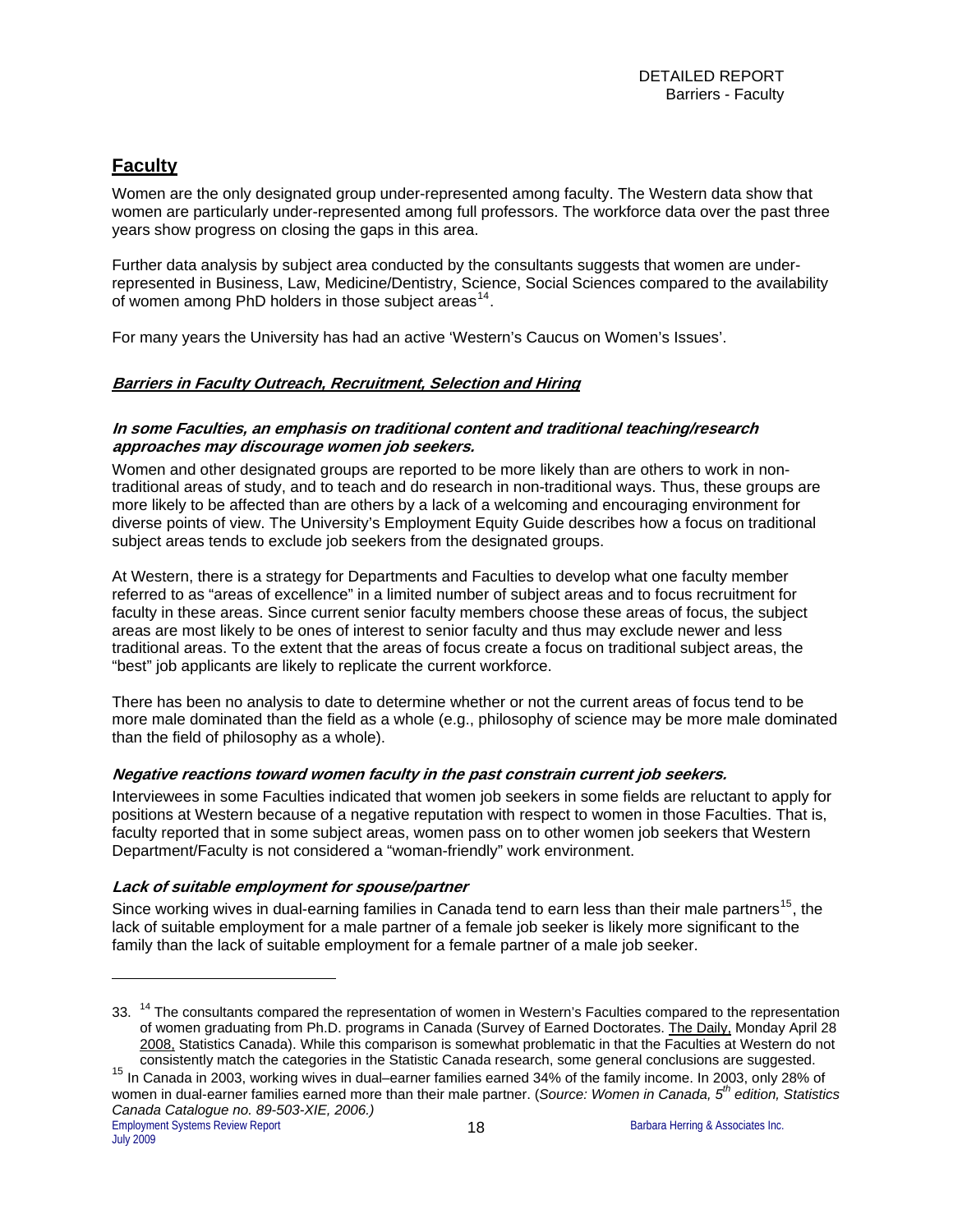## Faculty

Women are the only designated group under-represented among faculty. The Western data show that women are particularly under-represented among full professors. The workforce data over the past three years show progress on closing the gaps in this area.

Further data analysis by subject area conducted by the consultants suggests that women are under-represented in Business, Law, Medicine/Dentistry, Science, Social Sciences compared to the availability of women among PhD holders in those subject areas[14].

For many years the University has had an active 'Western's Caucus on Women's Issues'.

### ***Barriers in Faculty Outreach, Recruitment, Selection and Hiring***

#### ***In some Faculties, an emphasis on traditional content and traditional teaching/research approaches may discourage women job seekers.***

Women and other designated groups are reported to be more likely than are others to work in non-traditional areas of study, and to teach and do research in non-traditional ways. Thus, these groups are more likely to be affected than are others by a lack of a welcoming and encouraging environment for diverse points of view. The University's Employment Equity Guide describes how a focus on traditional subject areas tends to exclude job seekers from the designated groups.

At Western, there is a strategy for Departments and Faculties to develop what one faculty member referred to as "areas of excellence" in a limited number of subject areas and to focus recruitment for faculty in these areas. Since current senior faculty members choose these areas of focus, the subject areas are most likely to be ones of interest to senior faculty and thus may exclude newer and less traditional areas. To the extent that the areas of focus create a focus on traditional subject areas, the "best" job applicants are likely to replicate the current workforce.

There has been no analysis to date to determine whether or not the current areas of focus tend to be more male dominated than the field as a whole (e.g., philosophy of science may be more male dominated than the field of philosophy as a whole).

#### ***Negative reactions toward women faculty in the past constrain current job seekers.***

Interviewees in some Faculties indicated that women job seekers in some fields are reluctant to apply for positions at Western because of a negative reputation with respect to women in those Faculties. That is, faculty reported that in some subject areas, women pass on to other women job seekers that Western Department/Faculty is not considered a "woman-friendly" work environment.

#### ***Lack of suitable employment for spouse/partner***

Since working wives in dual-earning families in Canada tend to earn less than their male partners[15], the lack of suitable employment for a male partner of a female job seeker is likely more significant to the family than the lack of suitable employment for a female partner of a male job seeker.

---

33. [14] The consultants compared the representation of women in Western's Faculties compared to the representation of women graduating from Ph.D. programs in Canada (Survey of Earned Doctorates. The Daily, Monday April 28 2008, Statistics Canada). While this comparison is somewhat problematic in that the Faculties at Western do not consistently match the categories in the Statistic Canada research, some general conclusions are suggested.

[15] In Canada in 2003, working wives in dual–earner families earned 34% of the family income. In 2003, only 28% of women in dual-earner families earned more than their male partner. (*Source: Women in Canada, 5th edition, Statistics Canada Catalogue no. 89-503-XIE, 2006.)*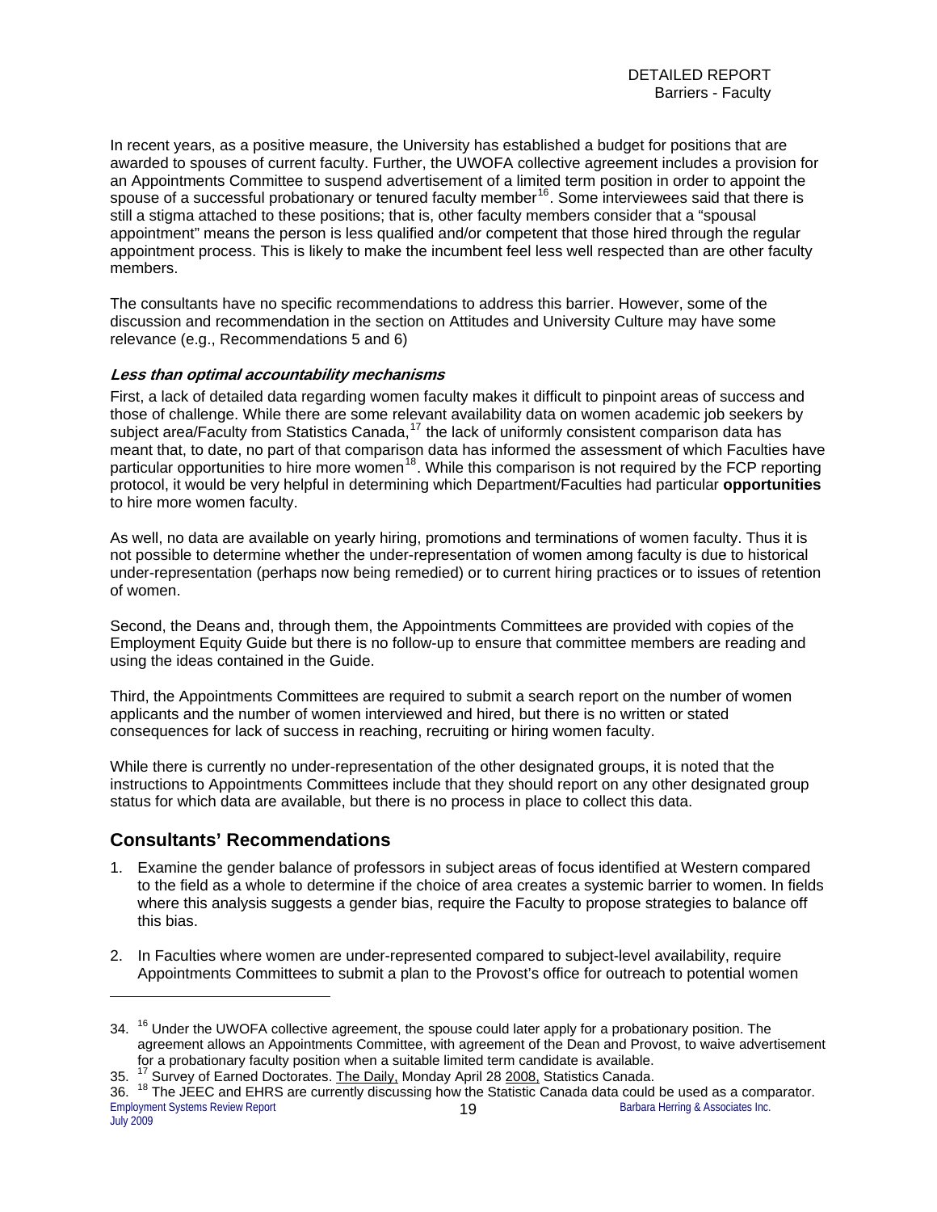In recent years, as a positive measure, the University has established a budget for positions that are awarded to spouses of current faculty. Further, the UWOFA collective agreement includes a provision for an Appointments Committee to suspend advertisement of a limited term position in order to appoint the spouse of a successful probationary or tenured faculty member[16]. Some interviewees said that there is still a stigma attached to these positions; that is, other faculty members consider that a "spousal appointment" means the person is less qualified and/or competent that those hired through the regular appointment process. This is likely to make the incumbent feel less well respected than are other faculty members.

The consultants have no specific recommendations to address this barrier. However, some of the discussion and recommendation in the section on Attitudes and University Culture may have some relevance (e.g., Recommendations 5 and 6)

***Less than optimal accountability mechanisms***

First, a lack of detailed data regarding women faculty makes it difficult to pinpoint areas of success and those of challenge. While there are some relevant availability data on women academic job seekers by subject area/Faculty from Statistics Canada,[17] the lack of uniformly consistent comparison data has meant that, to date, no part of that comparison data has informed the assessment of which Faculties have particular opportunities to hire more women[18]. While this comparison is not required by the FCP reporting protocol, it would be very helpful in determining which Department/Faculties had particular **opportunities** to hire more women faculty.

As well, no data are available on yearly hiring, promotions and terminations of women faculty. Thus it is not possible to determine whether the under-representation of women among faculty is due to historical under-representation (perhaps now being remedied) or to current hiring practices or to issues of retention of women.

Second, the Deans and, through them, the Appointments Committees are provided with copies of the Employment Equity Guide but there is no follow-up to ensure that committee members are reading and using the ideas contained in the Guide.

Third, the Appointments Committees are required to submit a search report on the number of women applicants and the number of women interviewed and hired, but there is no written or stated consequences for lack of success in reaching, recruiting or hiring women faculty.

While there is currently no under-representation of the other designated groups, it is noted that the instructions to Appointments Committees include that they should report on any other designated group status for which data are available, but there is no process in place to collect this data.

## Consultants' Recommendations

1. Examine the gender balance of professors in subject areas of focus identified at Western compared to the field as a whole to determine if the choice of area creates a systemic barrier to women. In fields where this analysis suggests a gender bias, require the Faculty to propose strategies to balance off this bias.

2. In Faculties where women are under-represented compared to subject-level availability, require Appointments Committees to submit a plan to the Provost's office for outreach to potential women

---

34. [16] Under the UWOFA collective agreement, the spouse could later apply for a probationary position. The agreement allows an Appointments Committee, with agreement of the Dean and Provost, to waive advertisement for a probationary faculty position when a suitable limited term candidate is available.
35. [17] Survey of Earned Doctorates. The Daily, Monday April 28 2008, Statistics Canada.
36. [18] The JEEC and EHRS are currently discussing how the Statistic Canada data could be used as a comparator.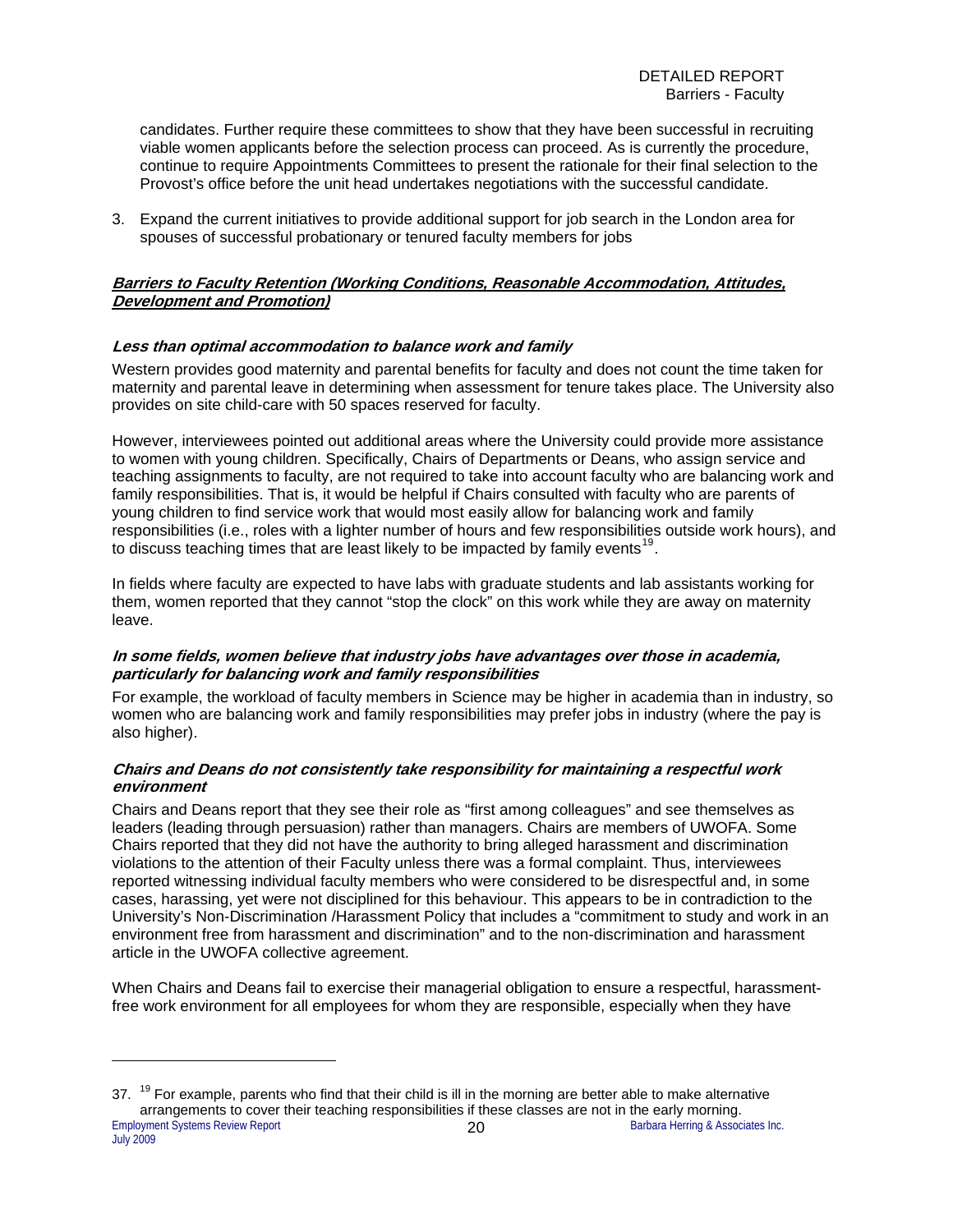candidates. Further require these committees to show that they have been successful in recruiting viable women applicants before the selection process can proceed. As is currently the procedure, continue to require Appointments Committees to present the rationale for their final selection to the Provost's office before the unit head undertakes negotiations with the successful candidate.

3. Expand the current initiatives to provide additional support for job search in the London area for spouses of successful probationary or tenured faculty members for jobs

## ***Barriers to Faculty Retention (Working Conditions, Reasonable Accommodation, Attitudes, Development and Promotion)***

### ***Less than optimal accommodation to balance work and family***

Western provides good maternity and parental benefits for faculty and does not count the time taken for maternity and parental leave in determining when assessment for tenure takes place. The University also provides on site child-care with 50 spaces reserved for faculty.

However, interviewees pointed out additional areas where the University could provide more assistance to women with young children. Specifically, Chairs of Departments or Deans, who assign service and teaching assignments to faculty, are not required to take into account faculty who are balancing work and family responsibilities. That is, it would be helpful if Chairs consulted with faculty who are parents of young children to find service work that would most easily allow for balancing work and family responsibilities (i.e., roles with a lighter number of hours and few responsibilities outside work hours), and to discuss teaching times that are least likely to be impacted by family events[19].

In fields where faculty are expected to have labs with graduate students and lab assistants working for them, women reported that they cannot "stop the clock" on this work while they are away on maternity leave.

### ***In some fields, women believe that industry jobs have advantages over those in academia, particularly for balancing work and family responsibilities***

For example, the workload of faculty members in Science may be higher in academia than in industry, so women who are balancing work and family responsibilities may prefer jobs in industry (where the pay is also higher).

### ***Chairs and Deans do not consistently take responsibility for maintaining a respectful work environment***

Chairs and Deans report that they see their role as "first among colleagues" and see themselves as leaders (leading through persuasion) rather than managers. Chairs are members of UWOFA. Some Chairs reported that they did not have the authority to bring alleged harassment and discrimination violations to the attention of their Faculty unless there was a formal complaint. Thus, interviewees reported witnessing individual faculty members who were considered to be disrespectful and, in some cases, harassing, yet were not disciplined for this behaviour. This appears to be in contradiction to the University's Non-Discrimination /Harassment Policy that includes a "commitment to study and work in an environment free from harassment and discrimination" and to the non-discrimination and harassment article in the UWOFA collective agreement.

When Chairs and Deans fail to exercise their managerial obligation to ensure a respectful, harassment-free work environment for all employees for whom they are responsible, especially when they have

---

37. [19] For example, parents who find that their child is ill in the morning are better able to make alternative arrangements to cover their teaching responsibilities if these classes are not in the early morning.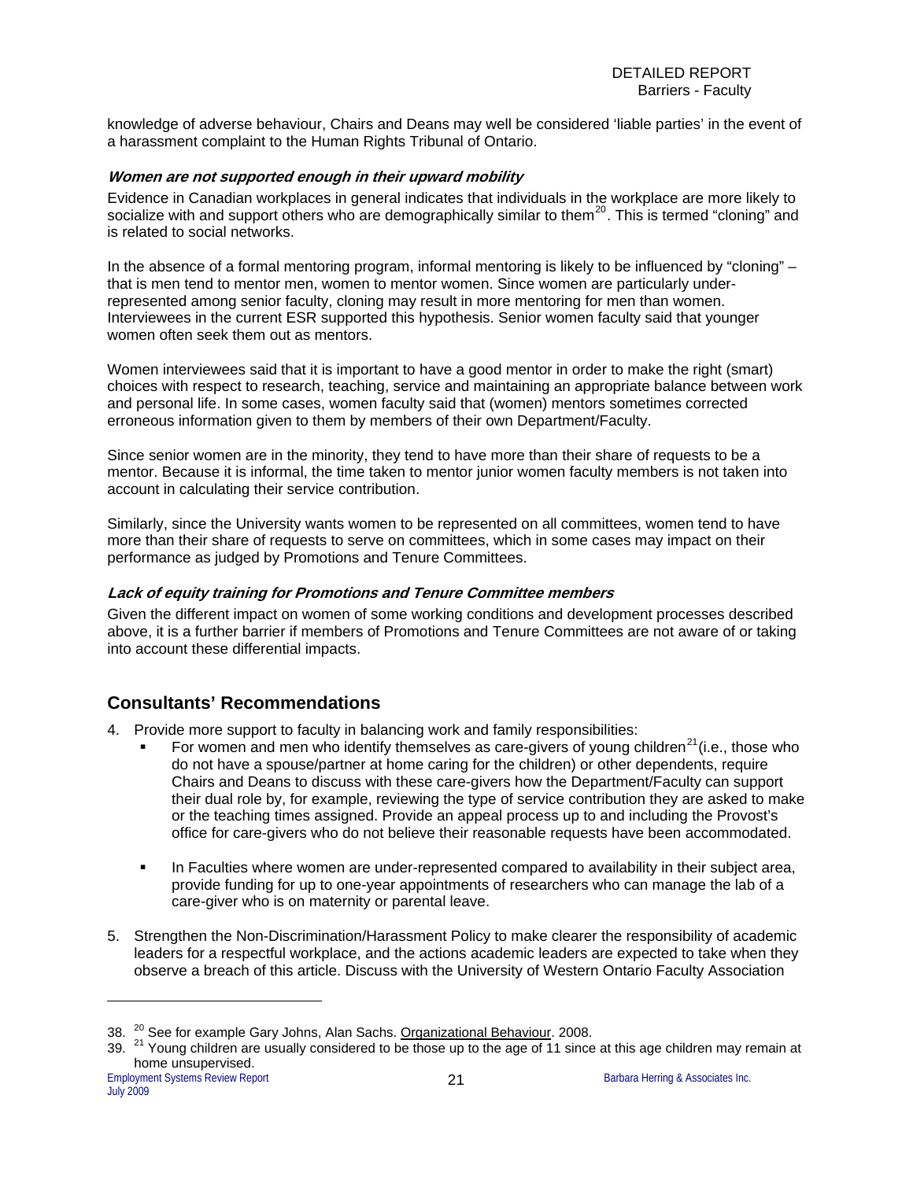knowledge of adverse behaviour, Chairs and Deans may well be considered 'liable parties' in the event of a harassment complaint to the Human Rights Tribunal of Ontario.

### *Women are not supported enough in their upward mobility*

Evidence in Canadian workplaces in general indicates that individuals in the workplace are more likely to socialize with and support others who are demographically similar to them[20]. This is termed "cloning" and is related to social networks.

In the absence of a formal mentoring program, informal mentoring is likely to be influenced by "cloning" – that is men tend to mentor men, women to mentor women. Since women are particularly under-represented among senior faculty, cloning may result in more mentoring for men than women. Interviewees in the current ESR supported this hypothesis. Senior women faculty said that younger women often seek them out as mentors.

Women interviewees said that it is important to have a good mentor in order to make the right (smart) choices with respect to research, teaching, service and maintaining an appropriate balance between work and personal life. In some cases, women faculty said that (women) mentors sometimes corrected erroneous information given to them by members of their own Department/Faculty.

Since senior women are in the minority, they tend to have more than their share of requests to be a mentor. Because it is informal, the time taken to mentor junior women faculty members is not taken into account in calculating their service contribution.

Similarly, since the University wants women to be represented on all committees, women tend to have more than their share of requests to serve on committees, which in some cases may impact on their performance as judged by Promotions and Tenure Committees.

### *Lack of equity training for Promotions and Tenure Committee members*

Given the different impact on women of some working conditions and development processes described above, it is a further barrier if members of Promotions and Tenure Committees are not aware of or taking into account these differential impacts.

## Consultants' Recommendations

4. Provide more support to faculty in balancing work and family responsibilities:
   - For women and men who identify themselves as care-givers of young children[21](i.e., those who do not have a spouse/partner at home caring for the children) or other dependents, require Chairs and Deans to discuss with these care-givers how the Department/Faculty can support their dual role by, for example, reviewing the type of service contribution they are asked to make or the teaching times assigned. Provide an appeal process up to and including the Provost's office for care-givers who do not believe their reasonable requests have been accommodated.
   - In Faculties where women are under-represented compared to availability in their subject area, provide funding for up to one-year appointments of researchers who can manage the lab of a care-giver who is on maternity or parental leave.

5. Strengthen the Non-Discrimination/Harassment Policy to make clearer the responsibility of academic leaders for a respectful workplace, and the actions academic leaders are expected to take when they observe a breach of this article. Discuss with the University of Western Ontario Faculty Association

---

38. [20] See for example Gary Johns, Alan Sachs. Organizational Behaviour. 2008.
39. [21] Young children are usually considered to be those up to the age of 11 since at this age children may remain at home unsupervised.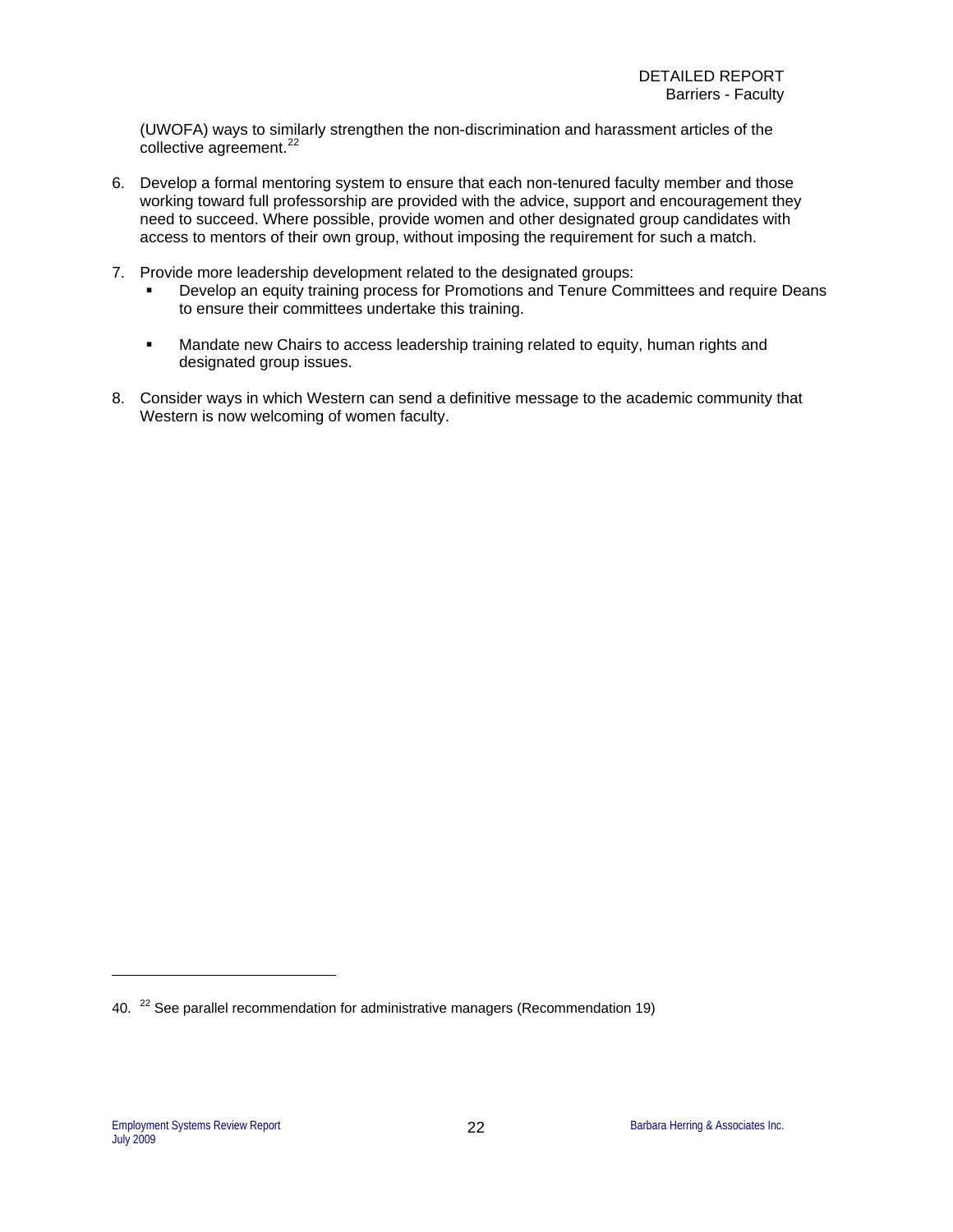(UWOFA) ways to similarly strengthen the non-discrimination and harassment articles of the collective agreement.[22]

6. Develop a formal mentoring system to ensure that each non-tenured faculty member and those working toward full professorship are provided with the advice, support and encouragement they need to succeed. Where possible, provide women and other designated group candidates with access to mentors of their own group, without imposing the requirement for such a match.

7. Provide more leadership development related to the designated groups:
   - Develop an equity training process for Promotions and Tenure Committees and require Deans to ensure their committees undertake this training.
   - Mandate new Chairs to access leadership training related to equity, human rights and designated group issues.

8. Consider ways in which Western can send a definitive message to the academic community that Western is now welcoming of women faculty.

---

40. [22] See parallel recommendation for administrative managers (Recommendation 19)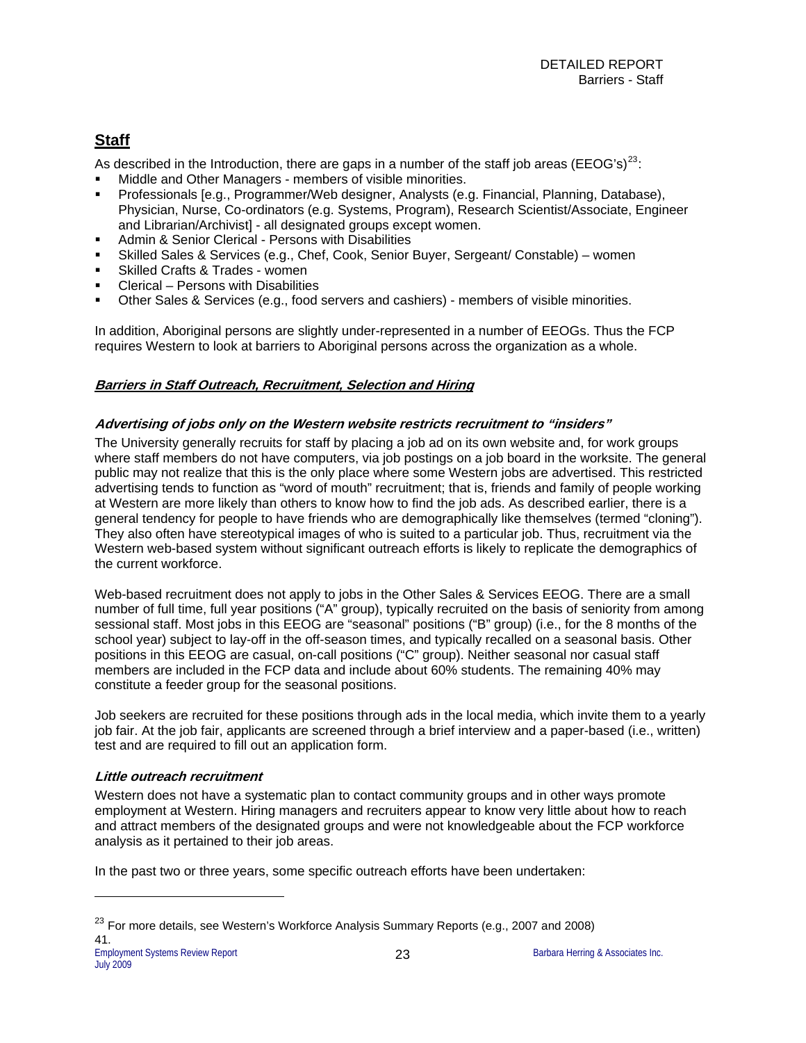## Staff

As described in the Introduction, there are gaps in a number of the staff job areas (EEOG's)[23]:

- Middle and Other Managers - members of visible minorities.
- Professionals [e.g., Programmer/Web designer, Analysts (e.g. Financial, Planning, Database), Physician, Nurse, Co-ordinators (e.g. Systems, Program), Research Scientist/Associate, Engineer and Librarian/Archivist] - all designated groups except women.
- Admin & Senior Clerical - Persons with Disabilities
- Skilled Sales & Services (e.g., Chef, Cook, Senior Buyer, Sergeant/ Constable) – women
- Skilled Crafts & Trades - women
- Clerical – Persons with Disabilities
- Other Sales & Services (e.g., food servers and cashiers) - members of visible minorities.

In addition, Aboriginal persons are slightly under-represented in a number of EEOGs. Thus the FCP requires Western to look at barriers to Aboriginal persons across the organization as a whole.

### ***Barriers in Staff Outreach, Recruitment, Selection and Hiring***

#### ***Advertising of jobs only on the Western website restricts recruitment to "insiders"***

The University generally recruits for staff by placing a job ad on its own website and, for work groups where staff members do not have computers, via job postings on a job board in the worksite. The general public may not realize that this is the only place where some Western jobs are advertised. This restricted advertising tends to function as "word of mouth" recruitment; that is, friends and family of people working at Western are more likely than others to know how to find the job ads. As described earlier, there is a general tendency for people to have friends who are demographically like themselves (termed "cloning"). They also often have stereotypical images of who is suited to a particular job. Thus, recruitment via the Western web-based system without significant outreach efforts is likely to replicate the demographics of the current workforce.

Web-based recruitment does not apply to jobs in the Other Sales & Services EEOG. There are a small number of full time, full year positions ("A" group), typically recruited on the basis of seniority from among sessional staff. Most jobs in this EEOG are "seasonal" positions ("B" group) (i.e., for the 8 months of the school year) subject to lay-off in the off-season times, and typically recalled on a seasonal basis. Other positions in this EEOG are casual, on-call positions ("C" group). Neither seasonal nor casual staff members are included in the FCP data and include about 60% students. The remaining 40% may constitute a feeder group for the seasonal positions.

Job seekers are recruited for these positions through ads in the local media, which invite them to a yearly job fair. At the job fair, applicants are screened through a brief interview and a paper-based (i.e., written) test and are required to fill out an application form.

#### ***Little outreach recruitment***

Western does not have a systematic plan to contact community groups and in other ways promote employment at Western. Hiring managers and recruiters appear to know very little about how to reach and attract members of the designated groups and were not knowledgeable about the FCP workforce analysis as it pertained to their job areas.

In the past two or three years, some specific outreach efforts have been undertaken:

---

[23] For more details, see Western's Workforce Analysis Summary Reports (e.g., 2007 and 2008) 41.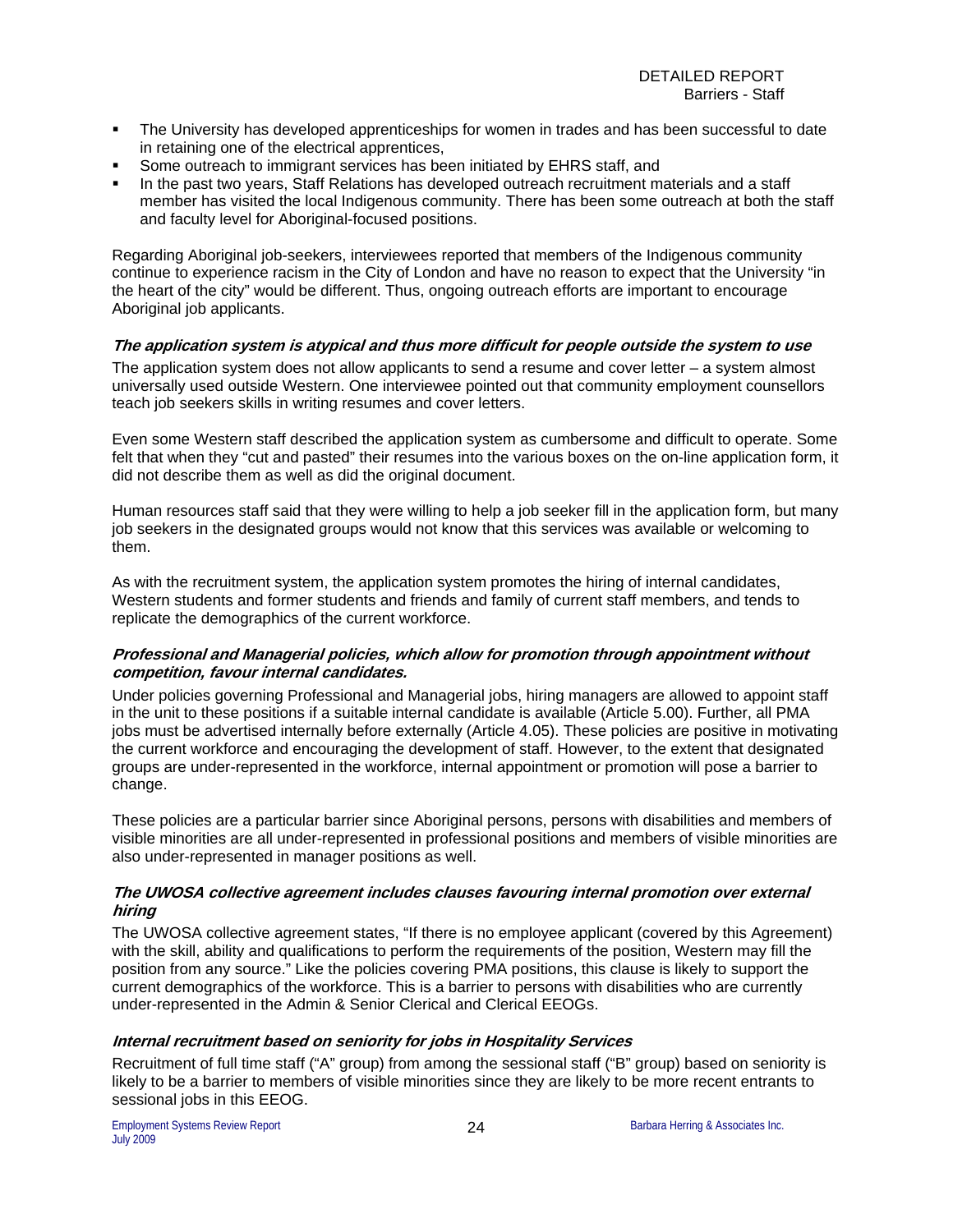- The University has developed apprenticeships for women in trades and has been successful to date in retaining one of the electrical apprentices,
- Some outreach to immigrant services has been initiated by EHRS staff, and
- In the past two years, Staff Relations has developed outreach recruitment materials and a staff member has visited the local Indigenous community. There has been some outreach at both the staff and faculty level for Aboriginal-focused positions.

Regarding Aboriginal job-seekers, interviewees reported that members of the Indigenous community continue to experience racism in the City of London and have no reason to expect that the University "in the heart of the city" would be different. Thus, ongoing outreach efforts are important to encourage Aboriginal job applicants.

#### *The application system is atypical and thus more difficult for people outside the system to use*

The application system does not allow applicants to send a resume and cover letter – a system almost universally used outside Western. One interviewee pointed out that community employment counsellors teach job seekers skills in writing resumes and cover letters.

Even some Western staff described the application system as cumbersome and difficult to operate. Some felt that when they "cut and pasted" their resumes into the various boxes on the on-line application form, it did not describe them as well as did the original document.

Human resources staff said that they were willing to help a job seeker fill in the application form, but many job seekers in the designated groups would not know that this services was available or welcoming to them.

As with the recruitment system, the application system promotes the hiring of internal candidates, Western students and former students and friends and family of current staff members, and tends to replicate the demographics of the current workforce.

#### *Professional and Managerial policies, which allow for promotion through appointment without competition, favour internal candidates.*

Under policies governing Professional and Managerial jobs, hiring managers are allowed to appoint staff in the unit to these positions if a suitable internal candidate is available (Article 5.00). Further, all PMA jobs must be advertised internally before externally (Article 4.05). These policies are positive in motivating the current workforce and encouraging the development of staff. However, to the extent that designated groups are under-represented in the workforce, internal appointment or promotion will pose a barrier to change.

These policies are a particular barrier since Aboriginal persons, persons with disabilities and members of visible minorities are all under-represented in professional positions and members of visible minorities are also under-represented in manager positions as well.

#### *The UWOSA collective agreement includes clauses favouring internal promotion over external hiring*

The UWOSA collective agreement states, "If there is no employee applicant (covered by this Agreement) with the skill, ability and qualifications to perform the requirements of the position, Western may fill the position from any source." Like the policies covering PMA positions, this clause is likely to support the current demographics of the workforce. This is a barrier to persons with disabilities who are currently under-represented in the Admin & Senior Clerical and Clerical EEOGs.

#### *Internal recruitment based on seniority for jobs in Hospitality Services*

Recruitment of full time staff ("A" group) from among the sessional staff ("B" group) based on seniority is likely to be a barrier to members of visible minorities since they are likely to be more recent entrants to sessional jobs in this EEOG.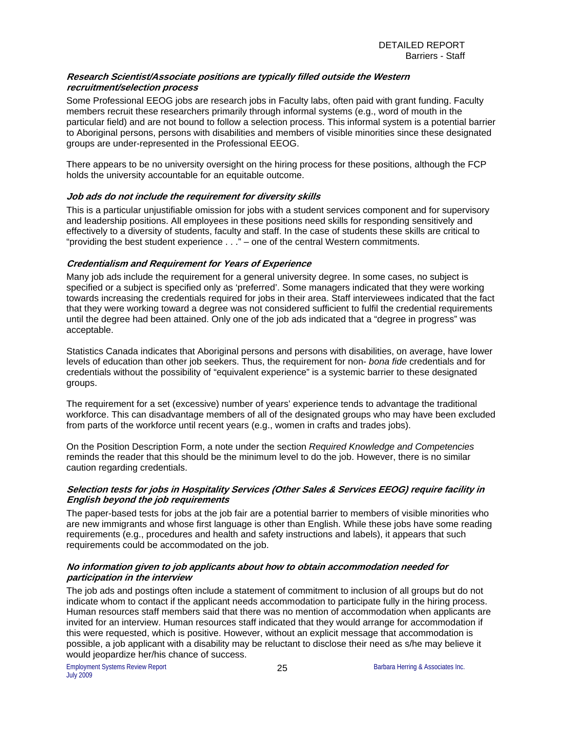### *Research Scientist/Associate positions are typically filled outside the Western recruitment/selection process*

Some Professional EEOG jobs are research jobs in Faculty labs, often paid with grant funding. Faculty members recruit these researchers primarily through informal systems (e.g., word of mouth in the particular field) and are not bound to follow a selection process. This informal system is a potential barrier to Aboriginal persons, persons with disabilities and members of visible minorities since these designated groups are under-represented in the Professional EEOG.

There appears to be no university oversight on the hiring process for these positions, although the FCP holds the university accountable for an equitable outcome.

### *Job ads do not include the requirement for diversity skills*

This is a particular unjustifiable omission for jobs with a student services component and for supervisory and leadership positions. All employees in these positions need skills for responding sensitively and effectively to a diversity of students, faculty and staff. In the case of students these skills are critical to "providing the best student experience . . ." – one of the central Western commitments.

### *Credentialism and Requirement for Years of Experience*

Many job ads include the requirement for a general university degree. In some cases, no subject is specified or a subject is specified only as 'preferred'. Some managers indicated that they were working towards increasing the credentials required for jobs in their area. Staff interviewees indicated that the fact that they were working toward a degree was not considered sufficient to fulfil the credential requirements until the degree had been attained. Only one of the job ads indicated that a "degree in progress" was acceptable.

Statistics Canada indicates that Aboriginal persons and persons with disabilities, on average, have lower levels of education than other job seekers. Thus, the requirement for non- *bona fide* credentials and for credentials without the possibility of "equivalent experience" is a systemic barrier to these designated groups.

The requirement for a set (excessive) number of years' experience tends to advantage the traditional workforce. This can disadvantage members of all of the designated groups who may have been excluded from parts of the workforce until recent years (e.g., women in crafts and trades jobs).

On the Position Description Form, a note under the section *Required Knowledge and Competencies* reminds the reader that this should be the minimum level to do the job. However, there is no similar caution regarding credentials.

### *Selection tests for jobs in Hospitality Services (Other Sales & Services EEOG) require facility in English beyond the job requirements*

The paper-based tests for jobs at the job fair are a potential barrier to members of visible minorities who are new immigrants and whose first language is other than English. While these jobs have some reading requirements (e.g., procedures and health and safety instructions and labels), it appears that such requirements could be accommodated on the job.

### *No information given to job applicants about how to obtain accommodation needed for participation in the interview*

The job ads and postings often include a statement of commitment to inclusion of all groups but do not indicate whom to contact if the applicant needs accommodation to participate fully in the hiring process. Human resources staff members said that there was no mention of accommodation when applicants are invited for an interview. Human resources staff indicated that they would arrange for accommodation if this were requested, which is positive. However, without an explicit message that accommodation is possible, a job applicant with a disability may be reluctant to disclose their need as s/he may believe it would jeopardize her/his chance of success.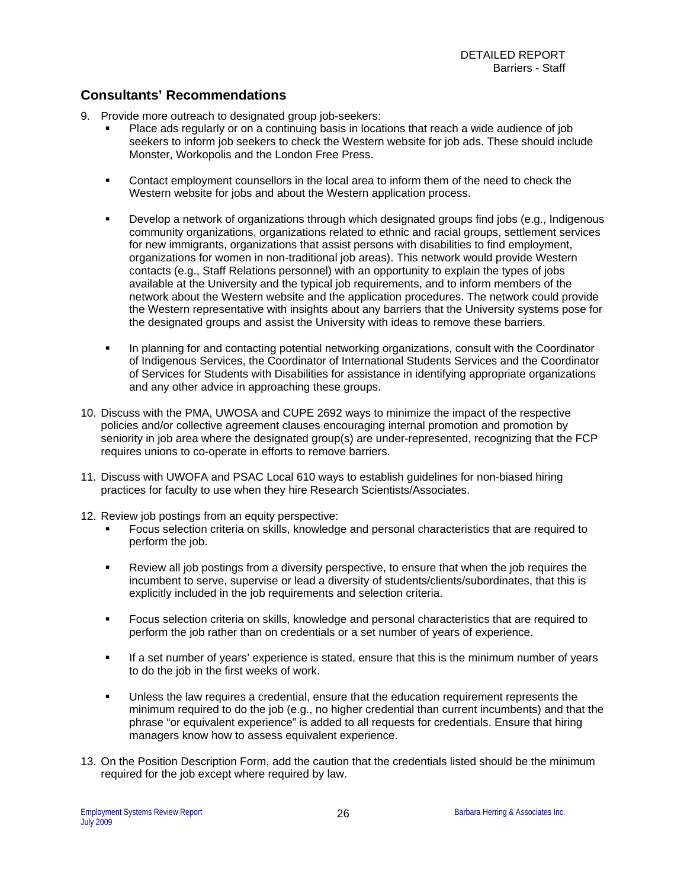## Consultants' Recommendations

9. Provide more outreach to designated group job-seekers:
   - Place ads regularly or on a continuing basis in locations that reach a wide audience of job seekers to inform job seekers to check the Western website for job ads. These should include Monster, Workopolis and the London Free Press.
   - Contact employment counsellors in the local area to inform them of the need to check the Western website for jobs and about the Western application process.
   - Develop a network of organizations through which designated groups find jobs (e.g., Indigenous community organizations, organizations related to ethnic and racial groups, settlement services for new immigrants, organizations that assist persons with disabilities to find employment, organizations for women in non-traditional job areas). This network would provide Western contacts (e.g., Staff Relations personnel) with an opportunity to explain the types of jobs available at the University and the typical job requirements, and to inform members of the network about the Western website and the application procedures. The network could provide the Western representative with insights about any barriers that the University systems pose for the designated groups and assist the University with ideas to remove these barriers.
   - In planning for and contacting potential networking organizations, consult with the Coordinator of Indigenous Services, the Coordinator of International Students Services and the Coordinator of Services for Students with Disabilities for assistance in identifying appropriate organizations and any other advice in approaching these groups.
10. Discuss with the PMA, UWOSA and CUPE 2692 ways to minimize the impact of the respective policies and/or collective agreement clauses encouraging internal promotion and promotion by seniority in job area where the designated group(s) are under-represented, recognizing that the FCP requires unions to co-operate in efforts to remove barriers.
11. Discuss with UWOFA and PSAC Local 610 ways to establish guidelines for non-biased hiring practices for faculty to use when they hire Research Scientists/Associates.
12. Review job postings from an equity perspective:
    - Focus selection criteria on skills, knowledge and personal characteristics that are required to perform the job.
    - Review all job postings from a diversity perspective, to ensure that when the job requires the incumbent to serve, supervise or lead a diversity of students/clients/subordinates, that this is explicitly included in the job requirements and selection criteria.
    - Focus selection criteria on skills, knowledge and personal characteristics that are required to perform the job rather than on credentials or a set number of years of experience.
    - If a set number of years' experience is stated, ensure that this is the minimum number of years to do the job in the first weeks of work.
    - Unless the law requires a credential, ensure that the education requirement represents the minimum required to do the job (e.g., no higher credential than current incumbents) and that the phrase "or equivalent experience" is added to all requests for credentials. Ensure that hiring managers know how to assess equivalent experience.
13. On the Position Description Form, add the caution that the credentials listed should be the minimum required for the job except where required by law.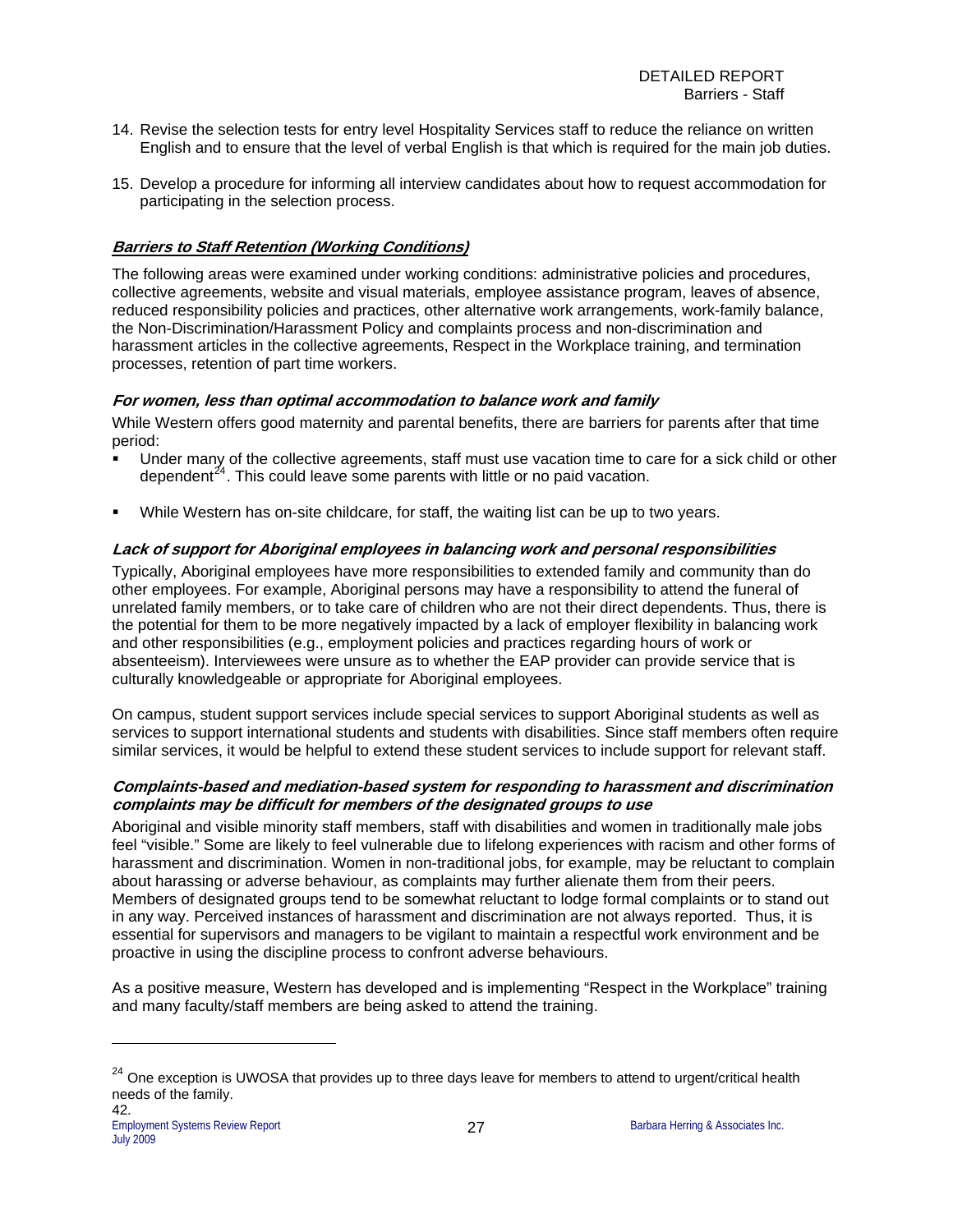14. Revise the selection tests for entry level Hospitality Services staff to reduce the reliance on written English and to ensure that the level of verbal English is that which is required for the main job duties.

15. Develop a procedure for informing all interview candidates about how to request accommodation for participating in the selection process.

### ***Barriers to Staff Retention (Working Conditions)***

The following areas were examined under working conditions: administrative policies and procedures, collective agreements, website and visual materials, employee assistance program, leaves of absence, reduced responsibility policies and practices, other alternative work arrangements, work-family balance, the Non-Discrimination/Harassment Policy and complaints process and non-discrimination and harassment articles in the collective agreements, Respect in the Workplace training, and termination processes, retention of part time workers.

#### ***For women, less than optimal accommodation to balance work and family***

While Western offers good maternity and parental benefits, there are barriers for parents after that time period:

- Under many of the collective agreements, staff must use vacation time to care for a sick child or other dependent[24]. This could leave some parents with little or no paid vacation.
- While Western has on-site childcare, for staff, the waiting list can be up to two years.

#### ***Lack of support for Aboriginal employees in balancing work and personal responsibilities***

Typically, Aboriginal employees have more responsibilities to extended family and community than do other employees. For example, Aboriginal persons may have a responsibility to attend the funeral of unrelated family members, or to take care of children who are not their direct dependents. Thus, there is the potential for them to be more negatively impacted by a lack of employer flexibility in balancing work and other responsibilities (e.g., employment policies and practices regarding hours of work or absenteeism). Interviewees were unsure as to whether the EAP provider can provide service that is culturally knowledgeable or appropriate for Aboriginal employees.

On campus, student support services include special services to support Aboriginal students as well as services to support international students and students with disabilities. Since staff members often require similar services, it would be helpful to extend these student services to include support for relevant staff.

#### ***Complaints-based and mediation-based system for responding to harassment and discrimination complaints may be difficult for members of the designated groups to use***

Aboriginal and visible minority staff members, staff with disabilities and women in traditionally male jobs feel "visible." Some are likely to feel vulnerable due to lifelong experiences with racism and other forms of harassment and discrimination. Women in non-traditional jobs, for example, may be reluctant to complain about harassing or adverse behaviour, as complaints may further alienate them from their peers. Members of designated groups tend to be somewhat reluctant to lodge formal complaints or to stand out in any way. Perceived instances of harassment and discrimination are not always reported. Thus, it is essential for supervisors and managers to be vigilant to maintain a respectful work environment and be proactive in using the discipline process to confront adverse behaviours.

As a positive measure, Western has developed and is implementing "Respect in the Workplace" training and many faculty/staff members are being asked to attend the training.

---

[24] One exception is UWOSA that provides up to three days leave for members to attend to urgent/critical health needs of the family. 42.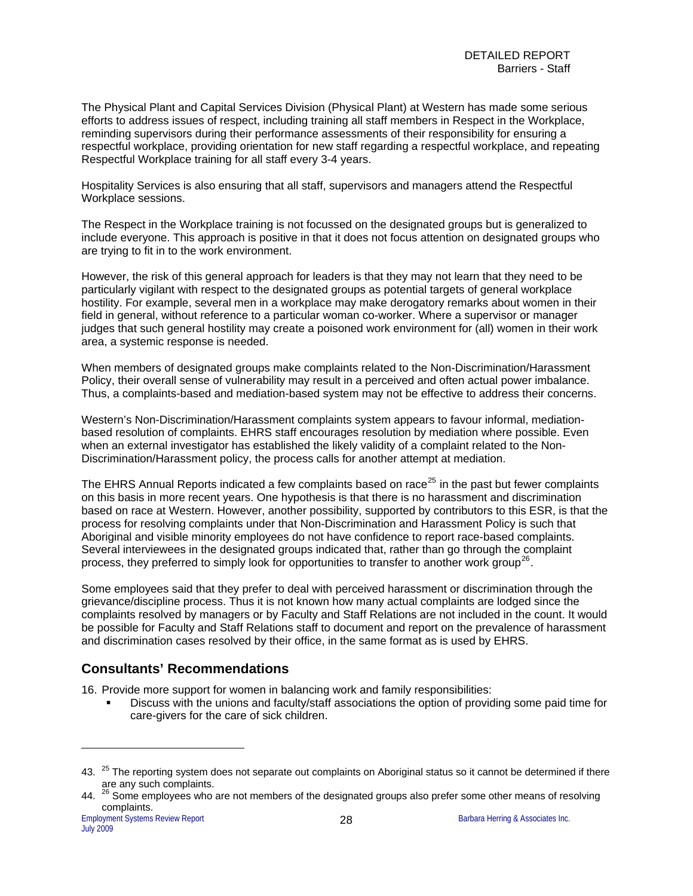The Physical Plant and Capital Services Division (Physical Plant) at Western has made some serious efforts to address issues of respect, including training all staff members in Respect in the Workplace, reminding supervisors during their performance assessments of their responsibility for ensuring a respectful workplace, providing orientation for new staff regarding a respectful workplace, and repeating Respectful Workplace training for all staff every 3-4 years.

Hospitality Services is also ensuring that all staff, supervisors and managers attend the Respectful Workplace sessions.

The Respect in the Workplace training is not focussed on the designated groups but is generalized to include everyone. This approach is positive in that it does not focus attention on designated groups who are trying to fit in to the work environment.

However, the risk of this general approach for leaders is that they may not learn that they need to be particularly vigilant with respect to the designated groups as potential targets of general workplace hostility. For example, several men in a workplace may make derogatory remarks about women in their field in general, without reference to a particular woman co-worker. Where a supervisor or manager judges that such general hostility may create a poisoned work environment for (all) women in their work area, a systemic response is needed.

When members of designated groups make complaints related to the Non-Discrimination/Harassment Policy, their overall sense of vulnerability may result in a perceived and often actual power imbalance. Thus, a complaints-based and mediation-based system may not be effective to address their concerns.

Western's Non-Discrimination/Harassment complaints system appears to favour informal, mediation-based resolution of complaints. EHRS staff encourages resolution by mediation where possible. Even when an external investigator has established the likely validity of a complaint related to the Non-Discrimination/Harassment policy, the process calls for another attempt at mediation.

The EHRS Annual Reports indicated a few complaints based on race[25] in the past but fewer complaints on this basis in more recent years. One hypothesis is that there is no harassment and discrimination based on race at Western. However, another possibility, supported by contributors to this ESR, is that the process for resolving complaints under that Non-Discrimination and Harassment Policy is such that Aboriginal and visible minority employees do not have confidence to report race-based complaints. Several interviewees in the designated groups indicated that, rather than go through the complaint process, they preferred to simply look for opportunities to transfer to another work group[26].

Some employees said that they prefer to deal with perceived harassment or discrimination through the grievance/discipline process. Thus it is not known how many actual complaints are lodged since the complaints resolved by managers or by Faculty and Staff Relations are not included in the count. It would be possible for Faculty and Staff Relations staff to document and report on the prevalence of harassment and discrimination cases resolved by their office, in the same format as is used by EHRS.

## Consultants' Recommendations

16. Provide more support for women in balancing work and family responsibilities:
    - Discuss with the unions and faculty/staff associations the option of providing some paid time for care-givers for the care of sick children.

---

43. [25] The reporting system does not separate out complaints on Aboriginal status so it cannot be determined if there are any such complaints.
44. [26] Some employees who are not members of the designated groups also prefer some other means of resolving complaints.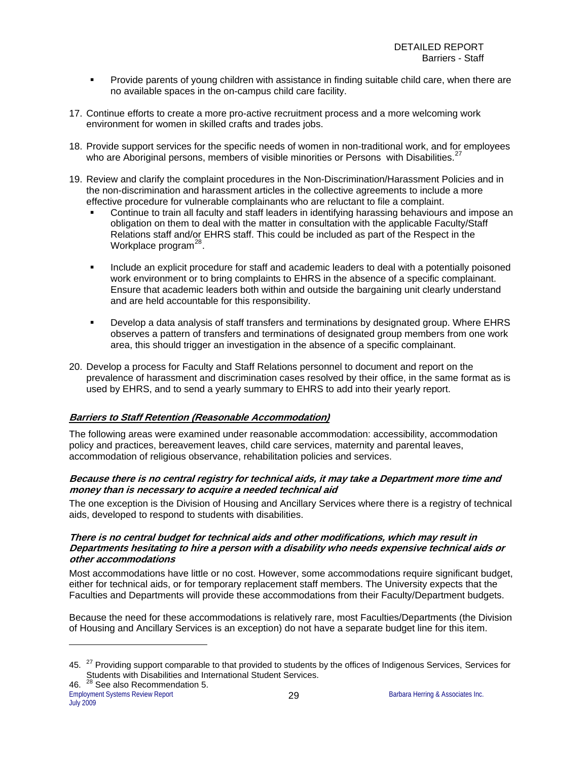- Provide parents of young children with assistance in finding suitable child care, when there are no available spaces in the on-campus child care facility.

17. Continue efforts to create a more pro-active recruitment process and a more welcoming work environment for women in skilled crafts and trades jobs.

18. Provide support services for the specific needs of women in non-traditional work, and for employees who are Aboriginal persons, members of visible minorities or Persons with Disabilities.[27]

19. Review and clarify the complaint procedures in the Non-Discrimination/Harassment Policies and in the non-discrimination and harassment articles in the collective agreements to include a more effective procedure for vulnerable complainants who are reluctant to file a complaint.
    - Continue to train all faculty and staff leaders in identifying harassing behaviours and impose an obligation on them to deal with the matter in consultation with the applicable Faculty/Staff Relations staff and/or EHRS staff. This could be included as part of the Respect in the Workplace program[28].
    - Include an explicit procedure for staff and academic leaders to deal with a potentially poisoned work environment or to bring complaints to EHRS in the absence of a specific complainant. Ensure that academic leaders both within and outside the bargaining unit clearly understand and are held accountable for this responsibility.
    - Develop a data analysis of staff transfers and terminations by designated group. Where EHRS observes a pattern of transfers and terminations of designated group members from one work area, this should trigger an investigation in the absence of a specific complainant.

20. Develop a process for Faculty and Staff Relations personnel to document and report on the prevalence of harassment and discrimination cases resolved by their office, in the same format as is used by EHRS, and to send a yearly summary to EHRS to add into their yearly report.

### ***Barriers to Staff Retention (Reasonable Accommodation)***

The following areas were examined under reasonable accommodation: accessibility, accommodation policy and practices, bereavement leaves, child care services, maternity and parental leaves, accommodation of religious observance, rehabilitation policies and services.

#### ***Because there is no central registry for technical aids, it may take a Department more time and money than is necessary to acquire a needed technical aid***

The one exception is the Division of Housing and Ancillary Services where there is a registry of technical aids, developed to respond to students with disabilities.

#### ***There is no central budget for technical aids and other modifications, which may result in Departments hesitating to hire a person with a disability who needs expensive technical aids or other accommodations***

Most accommodations have little or no cost. However, some accommodations require significant budget, either for technical aids, or for temporary replacement staff members. The University expects that the Faculties and Departments will provide these accommodations from their Faculty/Department budgets.

Because the need for these accommodations is relatively rare, most Faculties/Departments (the Division of Housing and Ancillary Services is an exception) do not have a separate budget line for this item.

---

45. [27] Providing support comparable to that provided to students by the offices of Indigenous Services, Services for Students with Disabilities and International Student Services.
46. [28] See also Recommendation 5.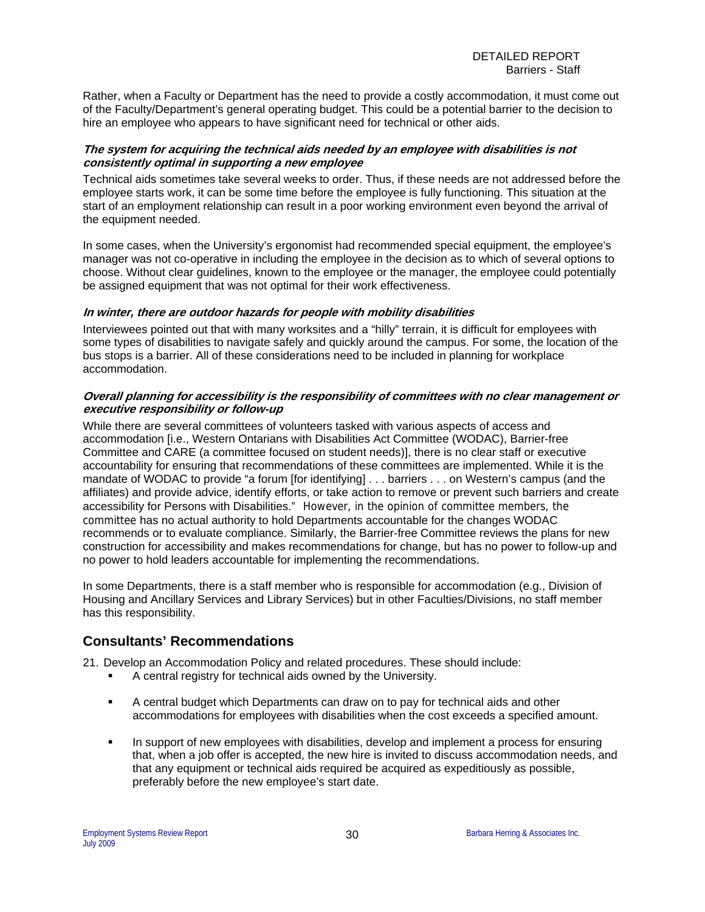Rather, when a Faculty or Department has the need to provide a costly accommodation, it must come out of the Faculty/Department's general operating budget. This could be a potential barrier to the decision to hire an employee who appears to have significant need for technical or other aids.

***The system for acquiring the technical aids needed by an employee with disabilities is not consistently optimal in supporting a new employee***

Technical aids sometimes take several weeks to order. Thus, if these needs are not addressed before the employee starts work, it can be some time before the employee is fully functioning. This situation at the start of an employment relationship can result in a poor working environment even beyond the arrival of the equipment needed.

In some cases, when the University's ergonomist had recommended special equipment, the employee's manager was not co-operative in including the employee in the decision as to which of several options to choose. Without clear guidelines, known to the employee or the manager, the employee could potentially be assigned equipment that was not optimal for their work effectiveness.

***In winter, there are outdoor hazards for people with mobility disabilities***

Interviewees pointed out that with many worksites and a "hilly" terrain, it is difficult for employees with some types of disabilities to navigate safely and quickly around the campus. For some, the location of the bus stops is a barrier. All of these considerations need to be included in planning for workplace accommodation.

***Overall planning for accessibility is the responsibility of committees with no clear management or executive responsibility or follow-up***

While there are several committees of volunteers tasked with various aspects of access and accommodation [i.e., Western Ontarians with Disabilities Act Committee (WODAC), Barrier-free Committee and CARE (a committee focused on student needs)], there is no clear staff or executive accountability for ensuring that recommendations of these committees are implemented. While it is the mandate of WODAC to provide "a forum [for identifying] . . . barriers . . . on Western's campus (and the affiliates) and provide advice, identify efforts, or take action to remove or prevent such barriers and create accessibility for Persons with Disabilities." However, in the opinion of committee members, the committee has no actual authority to hold Departments accountable for the changes WODAC recommends or to evaluate compliance. Similarly, the Barrier-free Committee reviews the plans for new construction for accessibility and makes recommendations for change, but has no power to follow-up and no power to hold leaders accountable for implementing the recommendations.

In some Departments, there is a staff member who is responsible for accommodation (e.g., Division of Housing and Ancillary Services and Library Services) but in other Faculties/Divisions, no staff member has this responsibility.

## Consultants' Recommendations

21. Develop an Accommodation Policy and related procedures. These should include:
    - A central registry for technical aids owned by the University.
    - A central budget which Departments can draw on to pay for technical aids and other accommodations for employees with disabilities when the cost exceeds a specified amount.
    - In support of new employees with disabilities, develop and implement a process for ensuring that, when a job offer is accepted, the new hire is invited to discuss accommodation needs, and that any equipment or technical aids required be acquired as expeditiously as possible, preferably before the new employee's start date.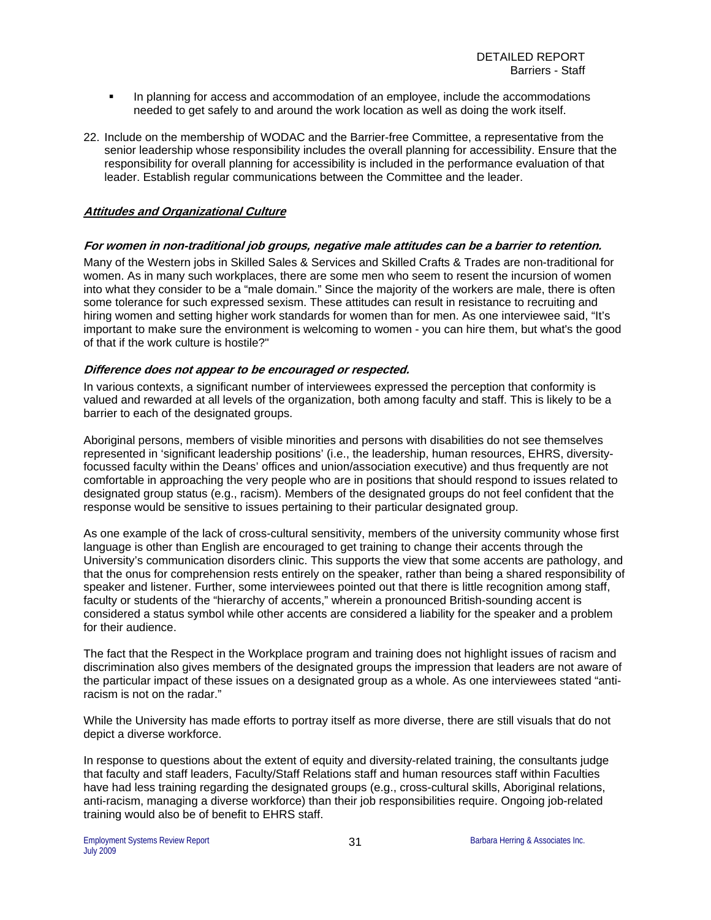- In planning for access and accommodation of an employee, include the accommodations needed to get safely to and around the work location as well as doing the work itself.

22. Include on the membership of WODAC and the Barrier-free Committee, a representative from the senior leadership whose responsibility includes the overall planning for accessibility. Ensure that the responsibility for overall planning for accessibility is included in the performance evaluation of that leader. Establish regular communications between the Committee and the leader.

### ***Attitudes and Organizational Culture***

#### ***For women in non-traditional job groups, negative male attitudes can be a barrier to retention.***

Many of the Western jobs in Skilled Sales & Services and Skilled Crafts & Trades are non-traditional for women. As in many such workplaces, there are some men who seem to resent the incursion of women into what they consider to be a "male domain." Since the majority of the workers are male, there is often some tolerance for such expressed sexism. These attitudes can result in resistance to recruiting and hiring women and setting higher work standards for women than for men. As one interviewee said, "It's important to make sure the environment is welcoming to women - you can hire them, but what's the good of that if the work culture is hostile?"

#### ***Difference does not appear to be encouraged or respected.***

In various contexts, a significant number of interviewees expressed the perception that conformity is valued and rewarded at all levels of the organization, both among faculty and staff. This is likely to be a barrier to each of the designated groups.

Aboriginal persons, members of visible minorities and persons with disabilities do not see themselves represented in 'significant leadership positions' (i.e., the leadership, human resources, EHRS, diversity-focussed faculty within the Deans' offices and union/association executive) and thus frequently are not comfortable in approaching the very people who are in positions that should respond to issues related to designated group status (e.g., racism). Members of the designated groups do not feel confident that the response would be sensitive to issues pertaining to their particular designated group.

As one example of the lack of cross-cultural sensitivity, members of the university community whose first language is other than English are encouraged to get training to change their accents through the University's communication disorders clinic. This supports the view that some accents are pathology, and that the onus for comprehension rests entirely on the speaker, rather than being a shared responsibility of speaker and listener. Further, some interviewees pointed out that there is little recognition among staff, faculty or students of the "hierarchy of accents," wherein a pronounced British-sounding accent is considered a status symbol while other accents are considered a liability for the speaker and a problem for their audience.

The fact that the Respect in the Workplace program and training does not highlight issues of racism and discrimination also gives members of the designated groups the impression that leaders are not aware of the particular impact of these issues on a designated group as a whole. As one interviewees stated "anti-racism is not on the radar."

While the University has made efforts to portray itself as more diverse, there are still visuals that do not depict a diverse workforce.

In response to questions about the extent of equity and diversity-related training, the consultants judge that faculty and staff leaders, Faculty/Staff Relations staff and human resources staff within Faculties have had less training regarding the designated groups (e.g., cross-cultural skills, Aboriginal relations, anti-racism, managing a diverse workforce) than their job responsibilities require. Ongoing job-related training would also be of benefit to EHRS staff.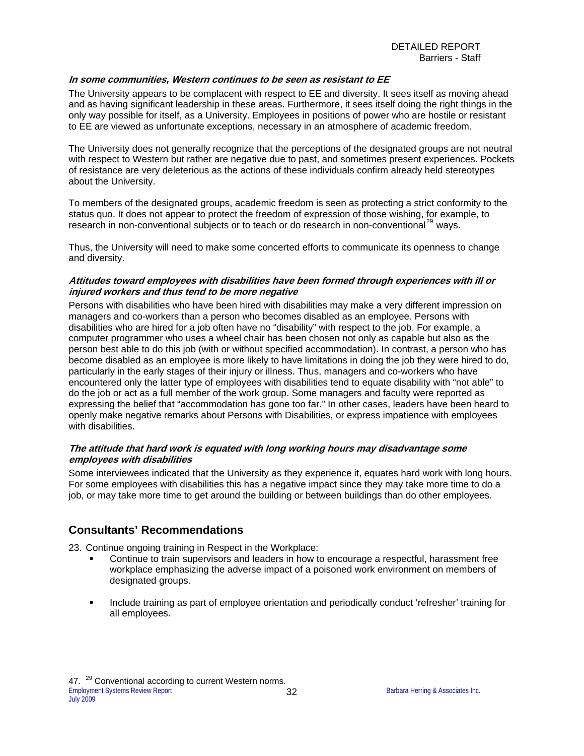***In some communities, Western continues to be seen as resistant to EE***

The University appears to be complacent with respect to EE and diversity. It sees itself as moving ahead and as having significant leadership in these areas. Furthermore, it sees itself doing the right things in the only way possible for itself, as a University. Employees in positions of power who are hostile or resistant to EE are viewed as unfortunate exceptions, necessary in an atmosphere of academic freedom.

The University does not generally recognize that the perceptions of the designated groups are not neutral with respect to Western but rather are negative due to past, and sometimes present experiences. Pockets of resistance are very deleterious as the actions of these individuals confirm already held stereotypes about the University.

To members of the designated groups, academic freedom is seen as protecting a strict conformity to the status quo. It does not appear to protect the freedom of expression of those wishing, for example, to research in non-conventional subjects or to teach or do research in non-conventional[29] ways.

Thus, the University will need to make some concerted efforts to communicate its openness to change and diversity.

***Attitudes toward employees with disabilities have been formed through experiences with ill or injured workers and thus tend to be more negative***

Persons with disabilities who have been hired with disabilities may make a very different impression on managers and co-workers than a person who becomes disabled as an employee. Persons with disabilities who are hired for a job often have no "disability" with respect to the job. For example, a computer programmer who uses a wheel chair has been chosen not only as capable but also as the person best able to do this job (with or without specified accommodation). In contrast, a person who has become disabled as an employee is more likely to have limitations in doing the job they were hired to do, particularly in the early stages of their injury or illness. Thus, managers and co-workers who have encountered only the latter type of employees with disabilities tend to equate disability with "not able" to do the job or act as a full member of the work group. Some managers and faculty were reported as expressing the belief that "accommodation has gone too far." In other cases, leaders have been heard to openly make negative remarks about Persons with Disabilities, or express impatience with employees with disabilities.

***The attitude that hard work is equated with long working hours may disadvantage some employees with disabilities***

Some interviewees indicated that the University as they experience it, equates hard work with long hours. For some employees with disabilities this has a negative impact since they may take more time to do a job, or may take more time to get around the building or between buildings than do other employees.

## Consultants' Recommendations

23. Continue ongoing training in Respect in the Workplace:
    - Continue to train supervisors and leaders in how to encourage a respectful, harassment free workplace emphasizing the adverse impact of a poisoned work environment on members of designated groups.
    - Include training as part of employee orientation and periodically conduct 'refresher' training for all employees.

---

47. [29] Conventional according to current Western norms.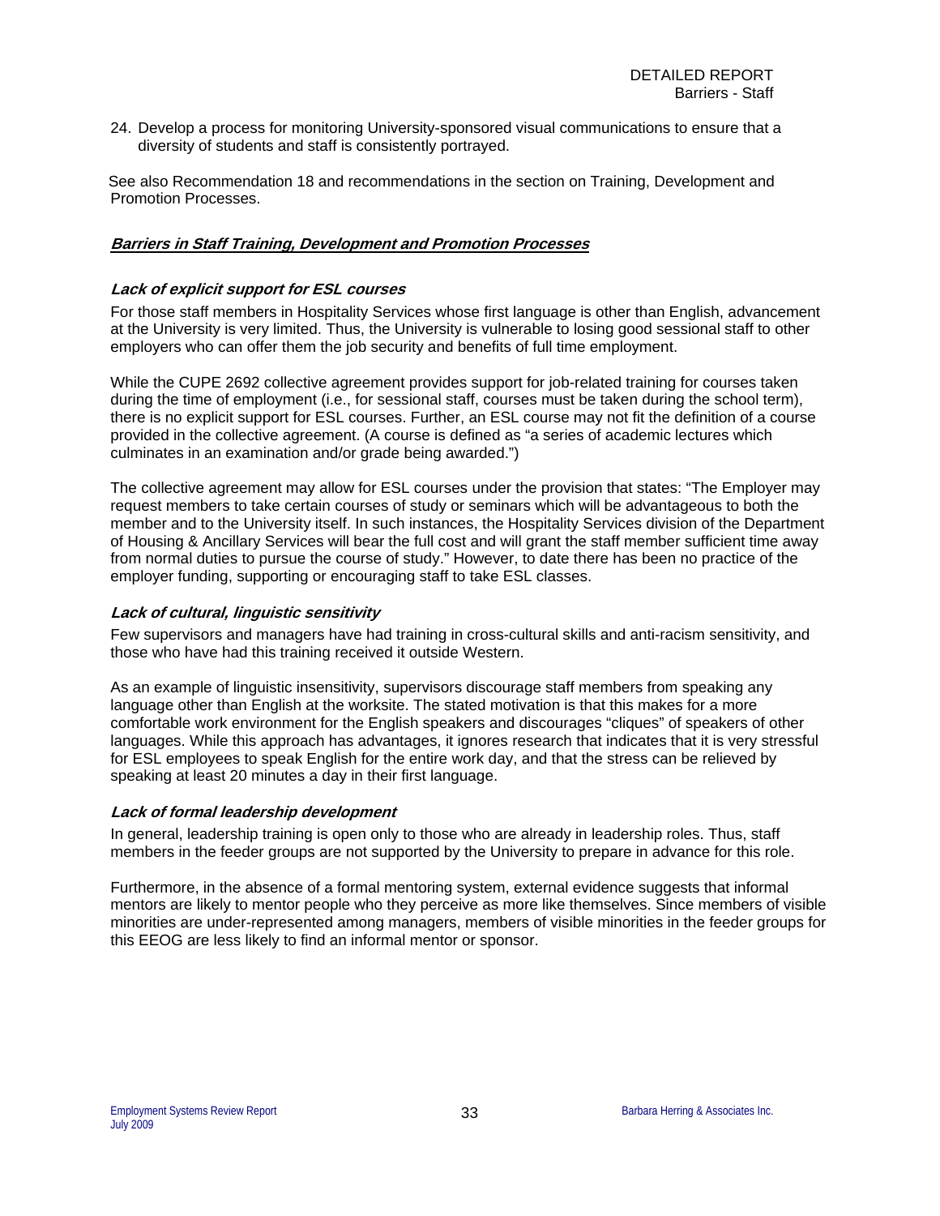24. Develop a process for monitoring University-sponsored visual communications to ensure that a diversity of students and staff is consistently portrayed.

See also Recommendation 18 and recommendations in the section on Training, Development and Promotion Processes.

## ***Barriers in Staff Training, Development and Promotion Processes***

### ***Lack of explicit support for ESL courses***

For those staff members in Hospitality Services whose first language is other than English, advancement at the University is very limited. Thus, the University is vulnerable to losing good sessional staff to other employers who can offer them the job security and benefits of full time employment.

While the CUPE 2692 collective agreement provides support for job-related training for courses taken during the time of employment (i.e., for sessional staff, courses must be taken during the school term), there is no explicit support for ESL courses. Further, an ESL course may not fit the definition of a course provided in the collective agreement. (A course is defined as "a series of academic lectures which culminates in an examination and/or grade being awarded.")

The collective agreement may allow for ESL courses under the provision that states: "The Employer may request members to take certain courses of study or seminars which will be advantageous to both the member and to the University itself. In such instances, the Hospitality Services division of the Department of Housing & Ancillary Services will bear the full cost and will grant the staff member sufficient time away from normal duties to pursue the course of study." However, to date there has been no practice of the employer funding, supporting or encouraging staff to take ESL classes.

### ***Lack of cultural, linguistic sensitivity***

Few supervisors and managers have had training in cross-cultural skills and anti-racism sensitivity, and those who have had this training received it outside Western.

As an example of linguistic insensitivity, supervisors discourage staff members from speaking any language other than English at the worksite. The stated motivation is that this makes for a more comfortable work environment for the English speakers and discourages "cliques" of speakers of other languages. While this approach has advantages, it ignores research that indicates that it is very stressful for ESL employees to speak English for the entire work day, and that the stress can be relieved by speaking at least 20 minutes a day in their first language.

### ***Lack of formal leadership development***

In general, leadership training is open only to those who are already in leadership roles. Thus, staff members in the feeder groups are not supported by the University to prepare in advance for this role.

Furthermore, in the absence of a formal mentoring system, external evidence suggests that informal mentors are likely to mentor people who they perceive as more like themselves. Since members of visible minorities are under-represented among managers, members of visible minorities in the feeder groups for this EEOG are less likely to find an informal mentor or sponsor.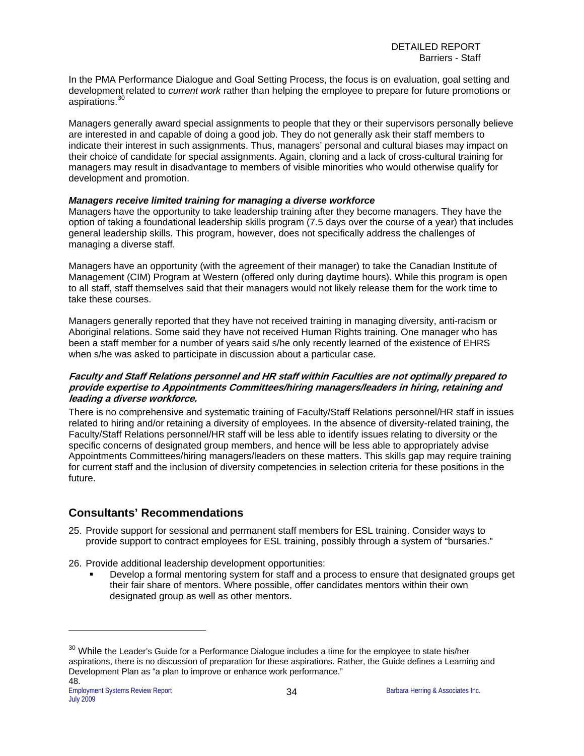In the PMA Performance Dialogue and Goal Setting Process, the focus is on evaluation, goal setting and development related to *current work* rather than helping the employee to prepare for future promotions or aspirations.[30]

Managers generally award special assignments to people that they or their supervisors personally believe are interested in and capable of doing a good job. They do not generally ask their staff members to indicate their interest in such assignments. Thus, managers' personal and cultural biases may impact on their choice of candidate for special assignments. Again, cloning and a lack of cross-cultural training for managers may result in disadvantage to members of visible minorities who would otherwise qualify for development and promotion.

***Managers receive limited training for managing a diverse workforce***

Managers have the opportunity to take leadership training after they become managers. They have the option of taking a foundational leadership skills program (7.5 days over the course of a year) that includes general leadership skills. This program, however, does not specifically address the challenges of managing a diverse staff.

Managers have an opportunity (with the agreement of their manager) to take the Canadian Institute of Management (CIM) Program at Western (offered only during daytime hours). While this program is open to all staff, staff themselves said that their managers would not likely release them for the work time to take these courses.

Managers generally reported that they have not received training in managing diversity, anti-racism or Aboriginal relations. Some said they have not received Human Rights training. One manager who has been a staff member for a number of years said s/he only recently learned of the existence of EHRS when s/he was asked to participate in discussion about a particular case.

***Faculty and Staff Relations personnel and HR staff within Faculties are not optimally prepared to provide expertise to Appointments Committees/hiring managers/leaders in hiring, retaining and leading a diverse workforce.***

There is no comprehensive and systematic training of Faculty/Staff Relations personnel/HR staff in issues related to hiring and/or retaining a diversity of employees. In the absence of diversity-related training, the Faculty/Staff Relations personnel/HR staff will be less able to identify issues relating to diversity or the specific concerns of designated group members, and hence will be less able to appropriately advise Appointments Committees/hiring managers/leaders on these matters. This skills gap may require training for current staff and the inclusion of diversity competencies in selection criteria for these positions in the future.

## Consultants' Recommendations

25. Provide support for sessional and permanent staff members for ESL training. Consider ways to provide support to contract employees for ESL training, possibly through a system of "bursaries."

26. Provide additional leadership development opportunities:
    - Develop a formal mentoring system for staff and a process to ensure that designated groups get their fair share of mentors. Where possible, offer candidates mentors within their own designated group as well as other mentors.

---

[30] While the Leader's Guide for a Performance Dialogue includes a time for the employee to state his/her aspirations, there is no discussion of preparation for these aspirations. Rather, the Guide defines a Learning and Development Plan as "a plan to improve or enhance work performance." 48.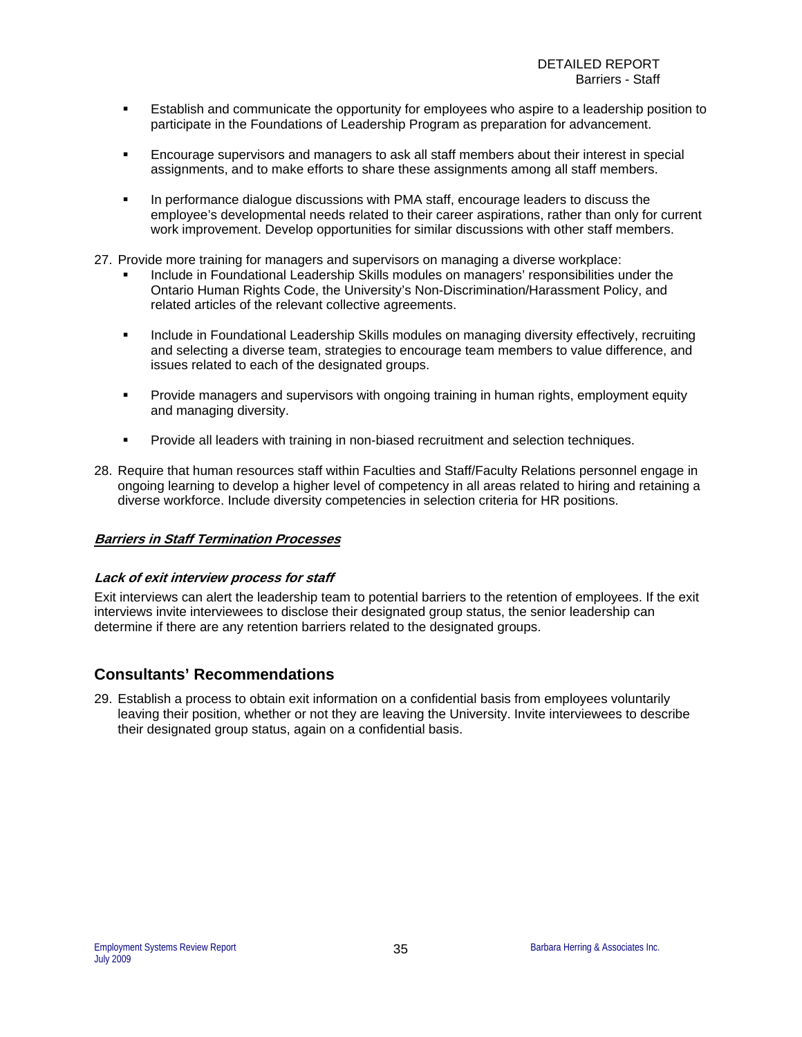- Establish and communicate the opportunity for employees who aspire to a leadership position to participate in the Foundations of Leadership Program as preparation for advancement.

- Encourage supervisors and managers to ask all staff members about their interest in special assignments, and to make efforts to share these assignments among all staff members.

- In performance dialogue discussions with PMA staff, encourage leaders to discuss the employee's developmental needs related to their career aspirations, rather than only for current work improvement. Develop opportunities for similar discussions with other staff members.

27. Provide more training for managers and supervisors on managing a diverse workplace:
    - Include in Foundational Leadership Skills modules on managers' responsibilities under the Ontario Human Rights Code, the University's Non-Discrimination/Harassment Policy, and related articles of the relevant collective agreements.

    - Include in Foundational Leadership Skills modules on managing diversity effectively, recruiting and selecting a diverse team, strategies to encourage team members to value difference, and issues related to each of the designated groups.

    - Provide managers and supervisors with ongoing training in human rights, employment equity and managing diversity.

    - Provide all leaders with training in non-biased recruitment and selection techniques.

28. Require that human resources staff within Faculties and Staff/Faculty Relations personnel engage in ongoing learning to develop a higher level of competency in all areas related to hiring and retaining a diverse workforce. Include diversity competencies in selection criteria for HR positions.

### ***Barriers in Staff Termination Processes***

#### ***Lack of exit interview process for staff***

Exit interviews can alert the leadership team to potential barriers to the retention of employees. If the exit interviews invite interviewees to disclose their designated group status, the senior leadership can determine if there are any retention barriers related to the designated groups.

## Consultants' Recommendations

29. Establish a process to obtain exit information on a confidential basis from employees voluntarily leaving their position, whether or not they are leaving the University. Invite interviewees to describe their designated group status, again on a confidential basis.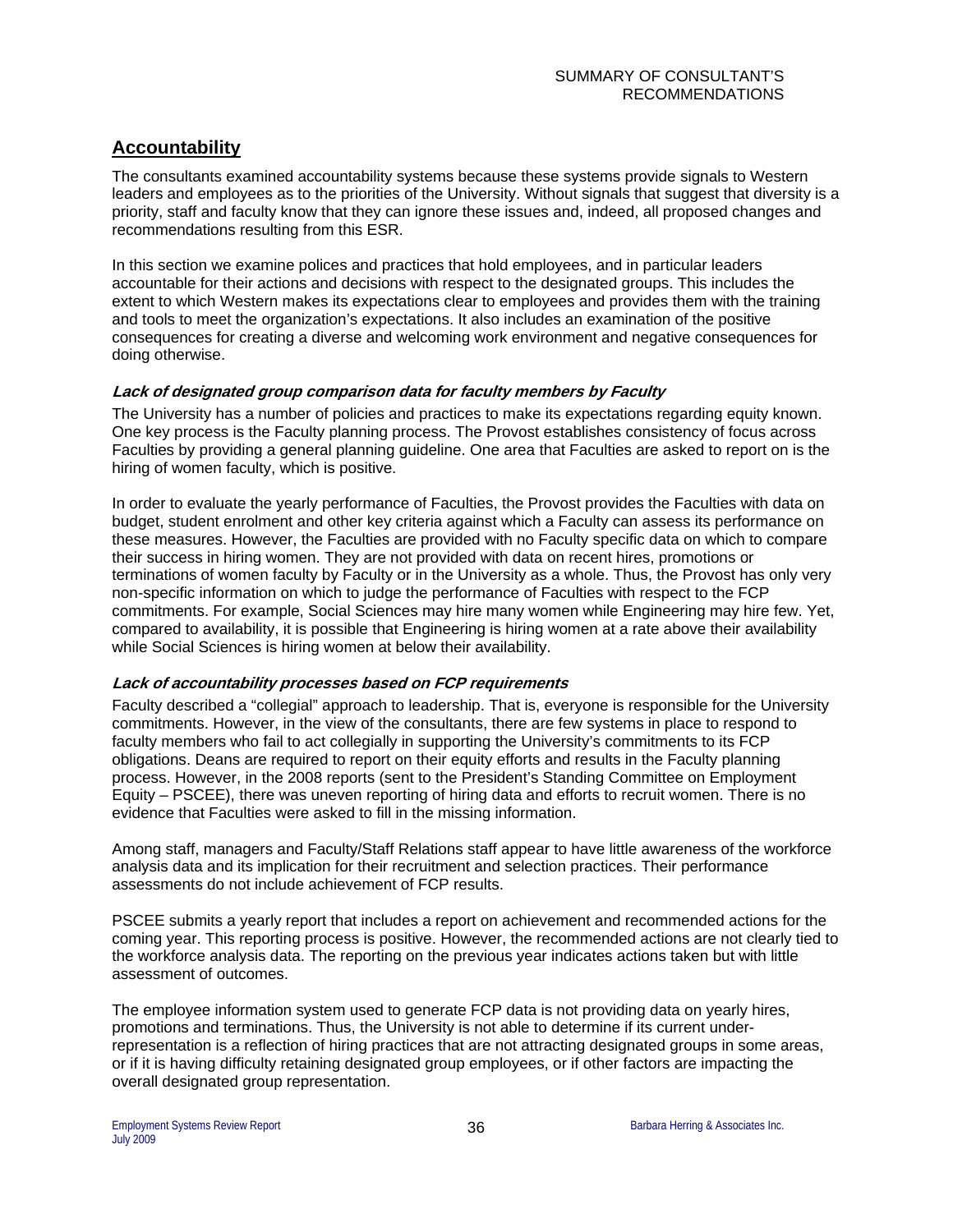## Accountability

The consultants examined accountability systems because these systems provide signals to Western leaders and employees as to the priorities of the University. Without signals that suggest that diversity is a priority, staff and faculty know that they can ignore these issues and, indeed, all proposed changes and recommendations resulting from this ESR.

In this section we examine polices and practices that hold employees, and in particular leaders accountable for their actions and decisions with respect to the designated groups. This includes the extent to which Western makes its expectations clear to employees and provides them with the training and tools to meet the organization's expectations. It also includes an examination of the positive consequences for creating a diverse and welcoming work environment and negative consequences for doing otherwise.

### *Lack of designated group comparison data for faculty members by Faculty*

The University has a number of policies and practices to make its expectations regarding equity known. One key process is the Faculty planning process. The Provost establishes consistency of focus across Faculties by providing a general planning guideline. One area that Faculties are asked to report on is the hiring of women faculty, which is positive.

In order to evaluate the yearly performance of Faculties, the Provost provides the Faculties with data on budget, student enrolment and other key criteria against which a Faculty can assess its performance on these measures. However, the Faculties are provided with no Faculty specific data on which to compare their success in hiring women. They are not provided with data on recent hires, promotions or terminations of women faculty by Faculty or in the University as a whole. Thus, the Provost has only very non-specific information on which to judge the performance of Faculties with respect to the FCP commitments. For example, Social Sciences may hire many women while Engineering may hire few. Yet, compared to availability, it is possible that Engineering is hiring women at a rate above their availability while Social Sciences is hiring women at below their availability.

### *Lack of accountability processes based on FCP requirements*

Faculty described a "collegial" approach to leadership. That is, everyone is responsible for the University commitments. However, in the view of the consultants, there are few systems in place to respond to faculty members who fail to act collegially in supporting the University's commitments to its FCP obligations. Deans are required to report on their equity efforts and results in the Faculty planning process. However, in the 2008 reports (sent to the President's Standing Committee on Employment Equity – PSCEE), there was uneven reporting of hiring data and efforts to recruit women. There is no evidence that Faculties were asked to fill in the missing information.

Among staff, managers and Faculty/Staff Relations staff appear to have little awareness of the workforce analysis data and its implication for their recruitment and selection practices. Their performance assessments do not include achievement of FCP results.

PSCEE submits a yearly report that includes a report on achievement and recommended actions for the coming year. This reporting process is positive. However, the recommended actions are not clearly tied to the workforce analysis data. The reporting on the previous year indicates actions taken but with little assessment of outcomes.

The employee information system used to generate FCP data is not providing data on yearly hires, promotions and terminations. Thus, the University is not able to determine if its current under-representation is a reflection of hiring practices that are not attracting designated groups in some areas, or if it is having difficulty retaining designated group employees, or if other factors are impacting the overall designated group representation.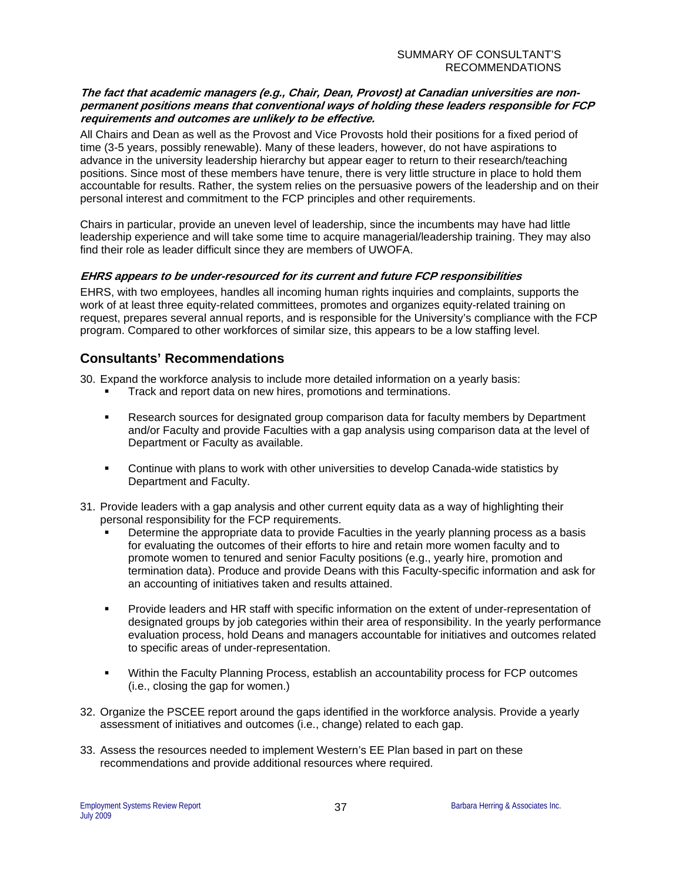***The fact that academic managers (e.g., Chair, Dean, Provost) at Canadian universities are non-permanent positions means that conventional ways of holding these leaders responsible for FCP requirements and outcomes are unlikely to be effective.***

All Chairs and Dean as well as the Provost and Vice Provosts hold their positions for a fixed period of time (3-5 years, possibly renewable). Many of these leaders, however, do not have aspirations to advance in the university leadership hierarchy but appear eager to return to their research/teaching positions. Since most of these members have tenure, there is very little structure in place to hold them accountable for results. Rather, the system relies on the persuasive powers of the leadership and on their personal interest and commitment to the FCP principles and other requirements.

Chairs in particular, provide an uneven level of leadership, since the incumbents may have had little leadership experience and will take some time to acquire managerial/leadership training. They may also find their role as leader difficult since they are members of UWOFA.

***EHRS appears to be under-resourced for its current and future FCP responsibilities***

EHRS, with two employees, handles all incoming human rights inquiries and complaints, supports the work of at least three equity-related committees, promotes and organizes equity-related training on request, prepares several annual reports, and is responsible for the University's compliance with the FCP program. Compared to other workforces of similar size, this appears to be a low staffing level.

## Consultants' Recommendations

30. Expand the workforce analysis to include more detailed information on a yearly basis:
    - Track and report data on new hires, promotions and terminations.
    - Research sources for designated group comparison data for faculty members by Department and/or Faculty and provide Faculties with a gap analysis using comparison data at the level of Department or Faculty as available.
    - Continue with plans to work with other universities to develop Canada-wide statistics by Department and Faculty.

31. Provide leaders with a gap analysis and other current equity data as a way of highlighting their personal responsibility for the FCP requirements.
    - Determine the appropriate data to provide Faculties in the yearly planning process as a basis for evaluating the outcomes of their efforts to hire and retain more women faculty and to promote women to tenured and senior Faculty positions (e.g., yearly hire, promotion and termination data). Produce and provide Deans with this Faculty-specific information and ask for an accounting of initiatives taken and results attained.
    - Provide leaders and HR staff with specific information on the extent of under-representation of designated groups by job categories within their area of responsibility. In the yearly performance evaluation process, hold Deans and managers accountable for initiatives and outcomes related to specific areas of under-representation.
    - Within the Faculty Planning Process, establish an accountability process for FCP outcomes (i.e., closing the gap for women.)

32. Organize the PSCEE report around the gaps identified in the workforce analysis. Provide a yearly assessment of initiatives and outcomes (i.e., change) related to each gap.

33. Assess the resources needed to implement Western's EE Plan based in part on these recommendations and provide additional resources where required.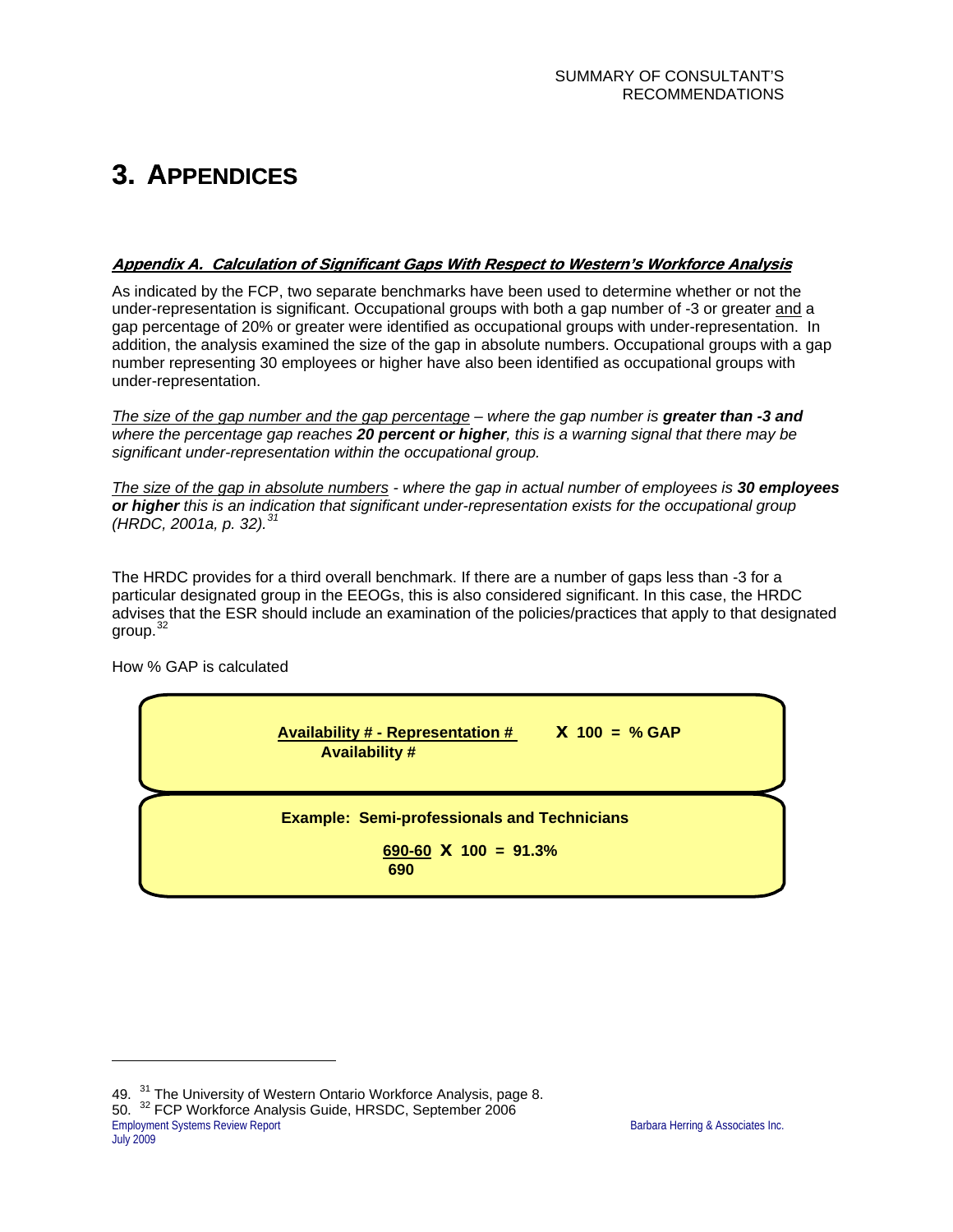// Appendices page transcription
# 3. APPENDICES

***Appendix A. Calculation of Significant Gaps With Respect to Western's Workforce Analysis***

As indicated by the FCP, two separate benchmarks have been used to determine whether or not the under-representation is significant. Occupational groups with both a gap number of -3 or greater and a gap percentage of 20% or greater were identified as occupational groups with under-representation. In addition, the analysis examined the size of the gap in absolute numbers. Occupational groups with a gap number representing 30 employees or higher have also been identified as occupational groups with under-representation.

*The size of the gap number and the gap percentage – where the gap number is **greater than -3 and** where the percentage gap reaches **20 percent or higher**, this is a warning signal that there may be significant under-representation within the occupational group.*

*The size of the gap in absolute numbers - where the gap in actual number of employees is **30 employees or higher** this is an indication that significant under-representation exists for the occupational group (HRDC, 2001a, p. 32).*[31]

The HRDC provides for a third overall benchmark. If there are a number of gaps less than -3 for a particular designated group in the EEOGs, this is also considered significant. In this case, the HRDC advises that the ESR should include an examination of the policies/practices that apply to that designated group.[32]

How % GAP is calculated

$$\frac{\text{Availability \# - Representation \#}}{\text{Availability \#}} \times 100 = \%\ \text{GAP}$$

**Example: Semi-professionals and Technicians**

$$\frac{690-60}{690} \times 100 = 91.3\%$$

---

49. [31] The University of Western Ontario Workforce Analysis, page 8.
50. [32] FCP Workforce Analysis Guide, HRSDC, September 2006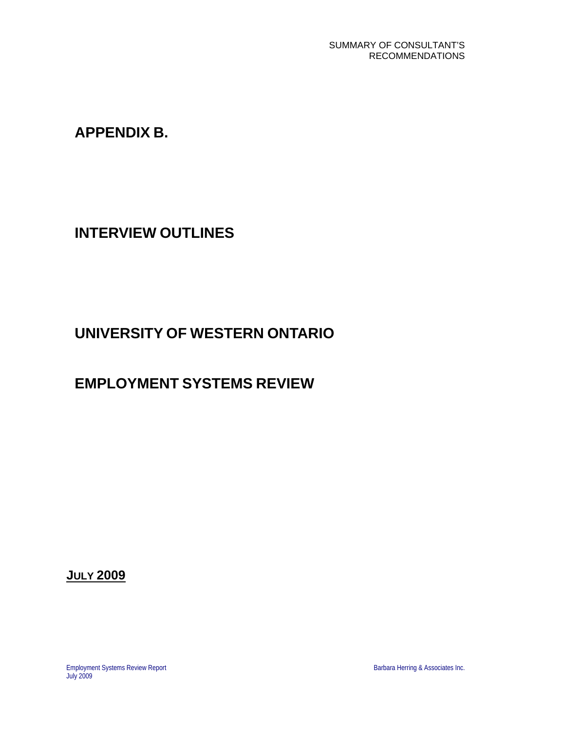# APPENDIX B.

# INTERVIEW OUTLINES

# UNIVERSITY OF WESTERN ONTARIO

# EMPLOYMENT SYSTEMS REVIEW

**JULY 2009**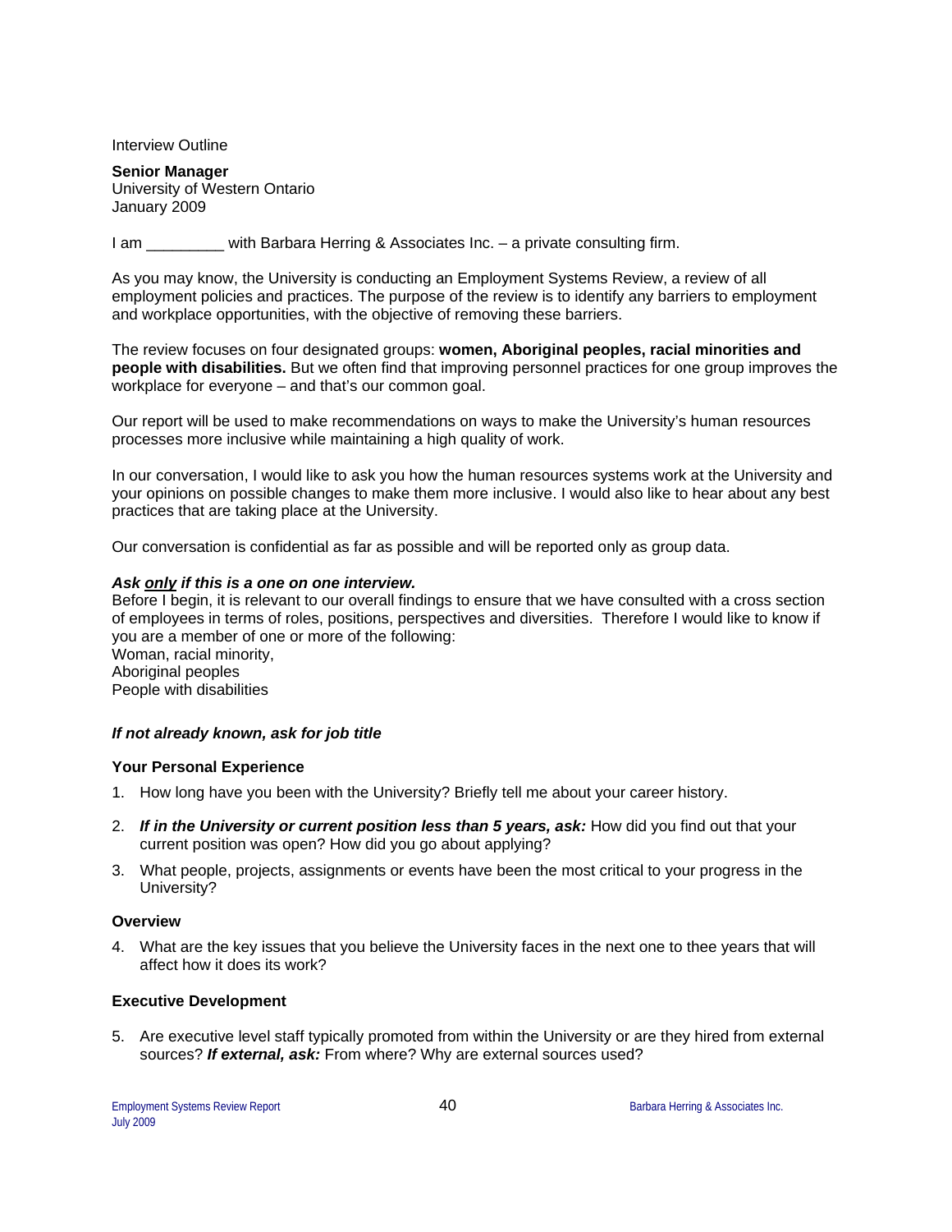Interview Outline

**Senior Manager**
University of Western Ontario
January 2009

I am _________ with Barbara Herring & Associates Inc. – a private consulting firm.

As you may know, the University is conducting an Employment Systems Review, a review of all employment policies and practices. The purpose of the review is to identify any barriers to employment and workplace opportunities, with the objective of removing these barriers.

The review focuses on four designated groups: **women, Aboriginal peoples, racial minorities and people with disabilities.** But we often find that improving personnel practices for one group improves the workplace for everyone – and that's our common goal.

Our report will be used to make recommendations on ways to make the University's human resources processes more inclusive while maintaining a high quality of work.

In our conversation, I would like to ask you how the human resources systems work at the University and your opinions on possible changes to make them more inclusive. I would also like to hear about any best practices that are taking place at the University.

Our conversation is confidential as far as possible and will be reported only as group data.

***Ask <u>only</u> if this is a one on one interview.***
Before I begin, it is relevant to our overall findings to ensure that we have consulted with a cross section of employees in terms of roles, positions, perspectives and diversities. Therefore I would like to know if you are a member of one or more of the following:
Woman, racial minority,
Aboriginal peoples
People with disabilities

***If not already known, ask for job title***

**Your Personal Experience**

1. How long have you been with the University? Briefly tell me about your career history.
2. ***If in the University or current position less than 5 years, ask:*** How did you find out that your current position was open? How did you go about applying?
3. What people, projects, assignments or events have been the most critical to your progress in the University?

**Overview**

4. What are the key issues that you believe the University faces in the next one to thee years that will affect how it does its work?

**Executive Development**

5. Are executive level staff typically promoted from within the University or are they hired from external sources? ***If external, ask:*** From where? Why are external sources used?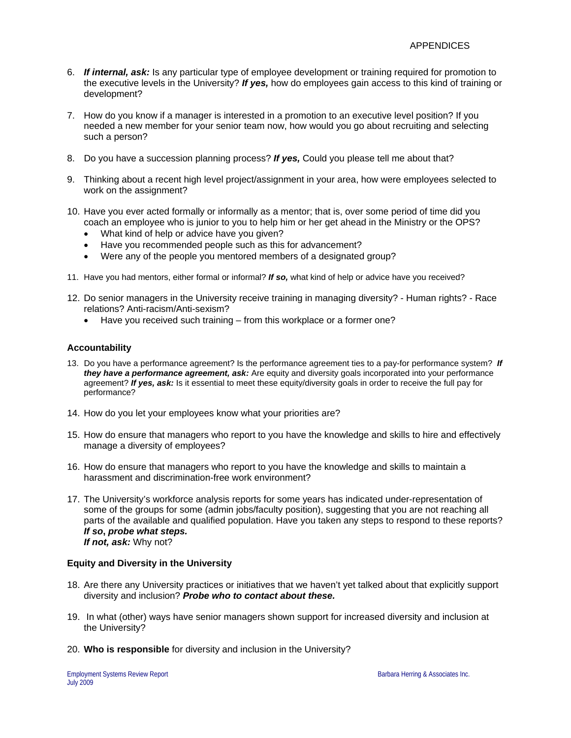6. ***If internal, ask:*** Is any particular type of employee development or training required for promotion to the executive levels in the University? ***If yes,*** how do employees gain access to this kind of training or development?

7. How do you know if a manager is interested in a promotion to an executive level position? If you needed a new member for your senior team now, how would you go about recruiting and selecting such a person?

8. Do you have a succession planning process? ***If yes,*** Could you please tell me about that?

9. Thinking about a recent high level project/assignment in your area, how were employees selected to work on the assignment?

10. Have you ever acted formally or informally as a mentor; that is, over some period of time did you coach an employee who is junior to you to help him or her get ahead in the Ministry or the OPS?
    - What kind of help or advice have you given?
    - Have you recommended people such as this for advancement?
    - Were any of the people you mentored members of a designated group?

11. Have you had mentors, either formal or informal? ***If so,*** what kind of help or advice have you received?

12. Do senior managers in the University receive training in managing diversity? - Human rights? - Race relations? Anti-racism/Anti-sexism?
    - Have you received such training – from this workplace or a former one?

**Accountability**

13. Do you have a performance agreement? Is the performance agreement ties to a pay-for performance system? ***If they have a performance agreement, ask:*** Are equity and diversity goals incorporated into your performance agreement? ***If yes, ask:*** Is it essential to meet these equity/diversity goals in order to receive the full pay for performance?

14. How do you let your employees know what your priorities are?

15. How do ensure that managers who report to you have the knowledge and skills to hire and effectively manage a diversity of employees?

16. How do ensure that managers who report to you have the knowledge and skills to maintain a harassment and discrimination-free work environment?

17. The University's workforce analysis reports for some years has indicated under-representation of some of the groups for some (admin jobs/faculty position), suggesting that you are not reaching all parts of the available and qualified population. Have you taken any steps to respond to these reports?
    ***If so*, *probe what steps.***
    ***If not, ask:*** Why not?

**Equity and Diversity in the University**

18. Are there any University practices or initiatives that we haven't yet talked about that explicitly support diversity and inclusion? ***Probe who to contact about these.***

19. In what (other) ways have senior managers shown support for increased diversity and inclusion at the University?

20. **Who is responsible** for diversity and inclusion in the University?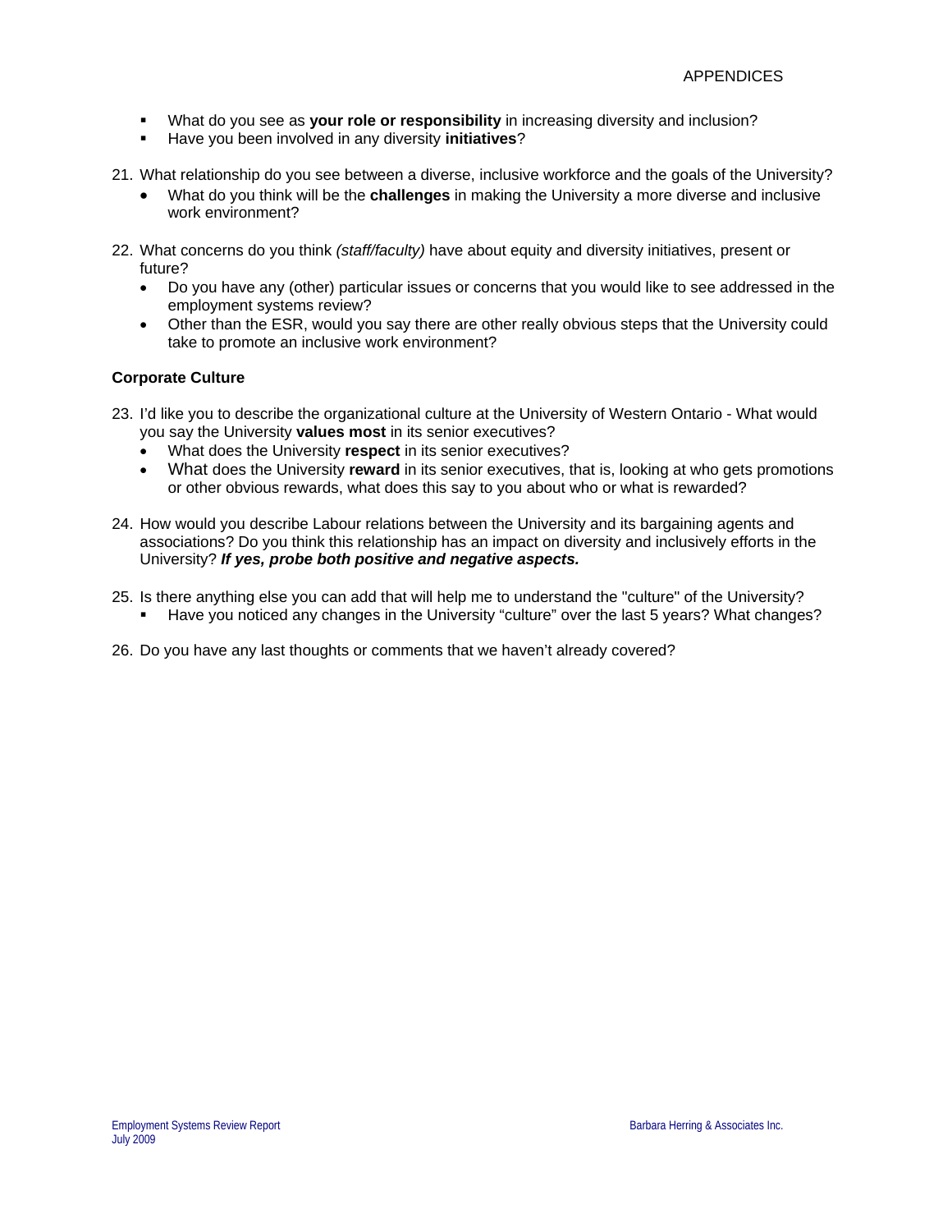- What do you see as **your role or responsibility** in increasing diversity and inclusion?
- Have you been involved in any diversity **initiatives**?

21. What relationship do you see between a diverse, inclusive workforce and the goals of the University?
    - What do you think will be the **challenges** in making the University a more diverse and inclusive work environment?

22. What concerns do you think *(staff/faculty)* have about equity and diversity initiatives, present or future?
    - Do you have any (other) particular issues or concerns that you would like to see addressed in the employment systems review?
    - Other than the ESR, would you say there are other really obvious steps that the University could take to promote an inclusive work environment?

**Corporate Culture**

23. I'd like you to describe the organizational culture at the University of Western Ontario - What would you say the University **values most** in its senior executives?
    - What does the University **respect** in its senior executives?
    - What does the University **reward** in its senior executives, that is, looking at who gets promotions or other obvious rewards, what does this say to you about who or what is rewarded?

24. How would you describe Labour relations between the University and its bargaining agents and associations? Do you think this relationship has an impact on diversity and inclusively efforts in the University? ***If yes, probe both positive and negative aspects.***

25. Is there anything else you can add that will help me to understand the "culture" of the University?
    - Have you noticed any changes in the University "culture" over the last 5 years? What changes?

26. Do you have any last thoughts or comments that we haven't already covered?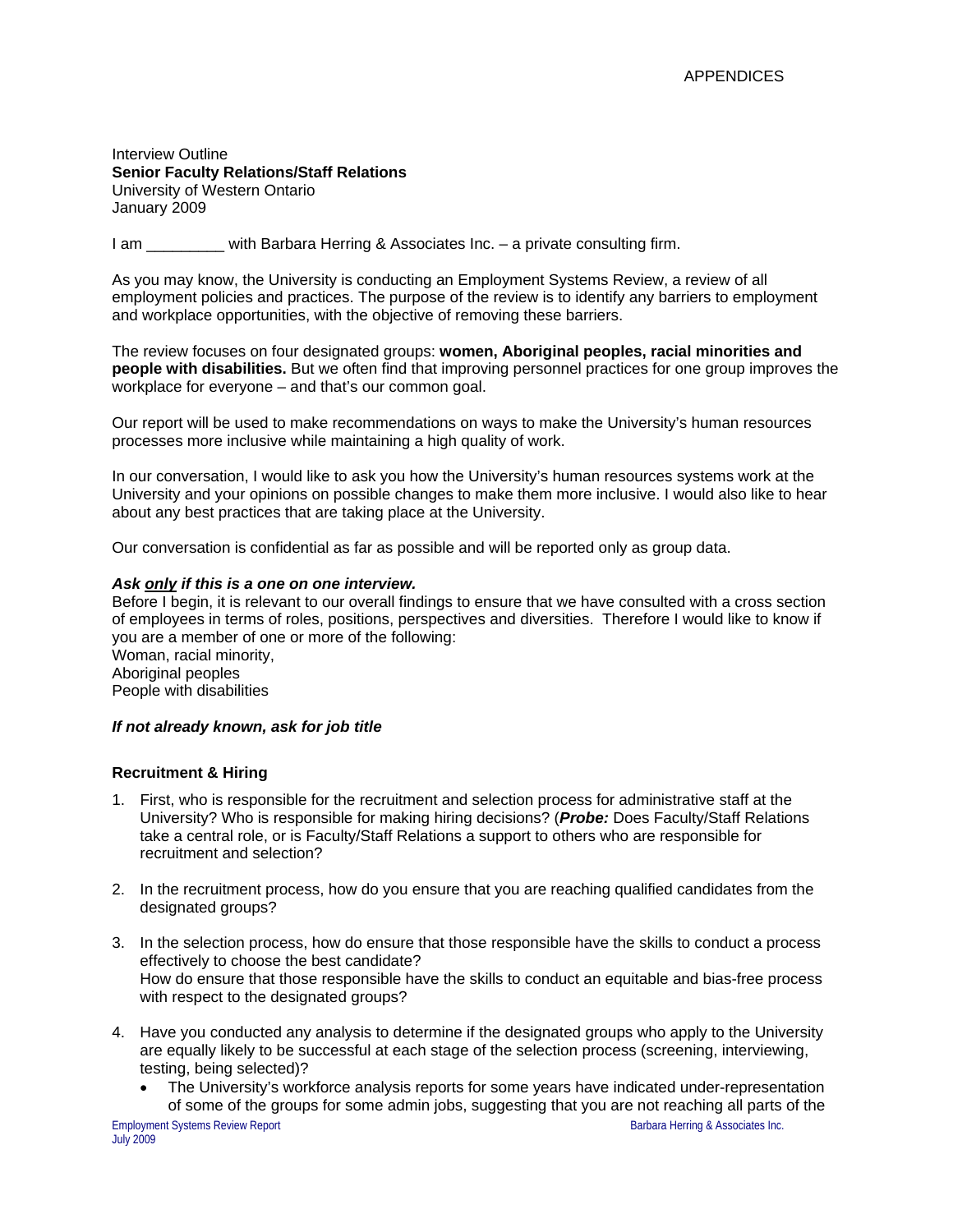Interview Outline
**Senior Faculty Relations/Staff Relations**
University of Western Ontario
January 2009

I am _________ with Barbara Herring & Associates Inc. – a private consulting firm.

As you may know, the University is conducting an Employment Systems Review, a review of all employment policies and practices. The purpose of the review is to identify any barriers to employment and workplace opportunities, with the objective of removing these barriers.

The review focuses on four designated groups: **women, Aboriginal peoples, racial minorities and people with disabilities.** But we often find that improving personnel practices for one group improves the workplace for everyone – and that's our common goal.

Our report will be used to make recommendations on ways to make the University's human resources processes more inclusive while maintaining a high quality of work.

In our conversation, I would like to ask you how the University's human resources systems work at the University and your opinions on possible changes to make them more inclusive. I would also like to hear about any best practices that are taking place at the University.

Our conversation is confidential as far as possible and will be reported only as group data.

***Ask <u>only</u> if this is a one on one interview.***
Before I begin, it is relevant to our overall findings to ensure that we have consulted with a cross section of employees in terms of roles, positions, perspectives and diversities. Therefore I would like to know if you are a member of one or more of the following:
Woman, racial minority,
Aboriginal peoples
People with disabilities

***If not already known, ask for job title***

**Recruitment & Hiring**

1. First, who is responsible for the recruitment and selection process for administrative staff at the University? Who is responsible for making hiring decisions? (***Probe:*** Does Faculty/Staff Relations take a central role, or is Faculty/Staff Relations a support to others who are responsible for recruitment and selection?

2. In the recruitment process, how do you ensure that you are reaching qualified candidates from the designated groups?

3. In the selection process, how do ensure that those responsible have the skills to conduct a process effectively to choose the best candidate?
   How do ensure that those responsible have the skills to conduct an equitable and bias-free process with respect to the designated groups?

4. Have you conducted any analysis to determine if the designated groups who apply to the University are equally likely to be successful at each stage of the selection process (screening, interviewing, testing, being selected)?
   - The University's workforce analysis reports for some years have indicated under-representation of some of the groups for some admin jobs, suggesting that you are not reaching all parts of the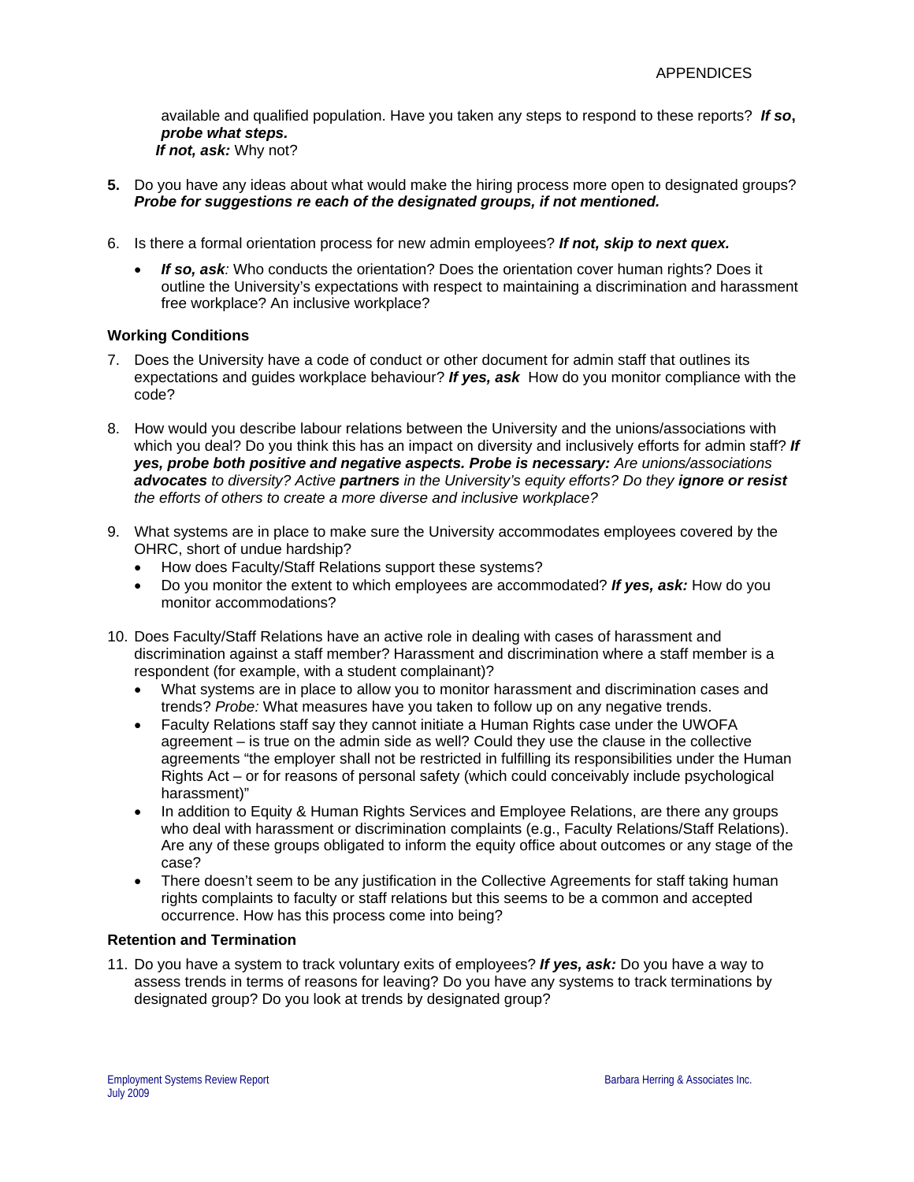available and qualified population. Have you taken any steps to respond to these reports? ***If so*, *probe what steps.***
***If not, ask:*** Why not?

**5.** Do you have any ideas about what would make the hiring process more open to designated groups? ***Probe for suggestions re each of the designated groups, if not mentioned.***

6. Is there a formal orientation process for new admin employees? ***If not, skip to next quex.***

   - ***If so, ask**:* Who conducts the orientation? Does the orientation cover human rights? Does it outline the University's expectations with respect to maintaining a discrimination and harassment free workplace? An inclusive workplace?

### Working Conditions

7. Does the University have a code of conduct or other document for admin staff that outlines its expectations and guides workplace behaviour? ***If yes, ask*** How do you monitor compliance with the code?

8. How would you describe labour relations between the University and the unions/associations with which you deal? Do you think this has an impact on diversity and inclusively efforts for admin staff? ***If yes, probe both positive and negative aspects. Probe is necessary:*** *Are unions/associations* ***advocates*** *to diversity? Active* ***partners*** *in the University's equity efforts? Do they* ***ignore or resist*** *the efforts of others to create a more diverse and inclusive workplace?*

9. What systems are in place to make sure the University accommodates employees covered by the OHRC, short of undue hardship?
   - How does Faculty/Staff Relations support these systems?
   - Do you monitor the extent to which employees are accommodated? ***If yes, ask:*** How do you monitor accommodations?

10. Does Faculty/Staff Relations have an active role in dealing with cases of harassment and discrimination against a staff member? Harassment and discrimination where a staff member is a respondent (for example, with a student complainant)?
    - What systems are in place to allow you to monitor harassment and discrimination cases and trends? *Probe:* What measures have you taken to follow up on any negative trends.
    - Faculty Relations staff say they cannot initiate a Human Rights case under the UWOFA agreement – is true on the admin side as well? Could they use the clause in the collective agreements "the employer shall not be restricted in fulfilling its responsibilities under the Human Rights Act – or for reasons of personal safety (which could conceivably include psychological harassment)"
    - In addition to Equity & Human Rights Services and Employee Relations, are there any groups who deal with harassment or discrimination complaints (e.g., Faculty Relations/Staff Relations). Are any of these groups obligated to inform the equity office about outcomes or any stage of the case?
    - There doesn't seem to be any justification in the Collective Agreements for staff taking human rights complaints to faculty or staff relations but this seems to be a common and accepted occurrence. How has this process come into being?

### Retention and Termination

11. Do you have a system to track voluntary exits of employees? ***If yes, ask:*** Do you have a way to assess trends in terms of reasons for leaving? Do you have any systems to track terminations by designated group? Do you look at trends by designated group?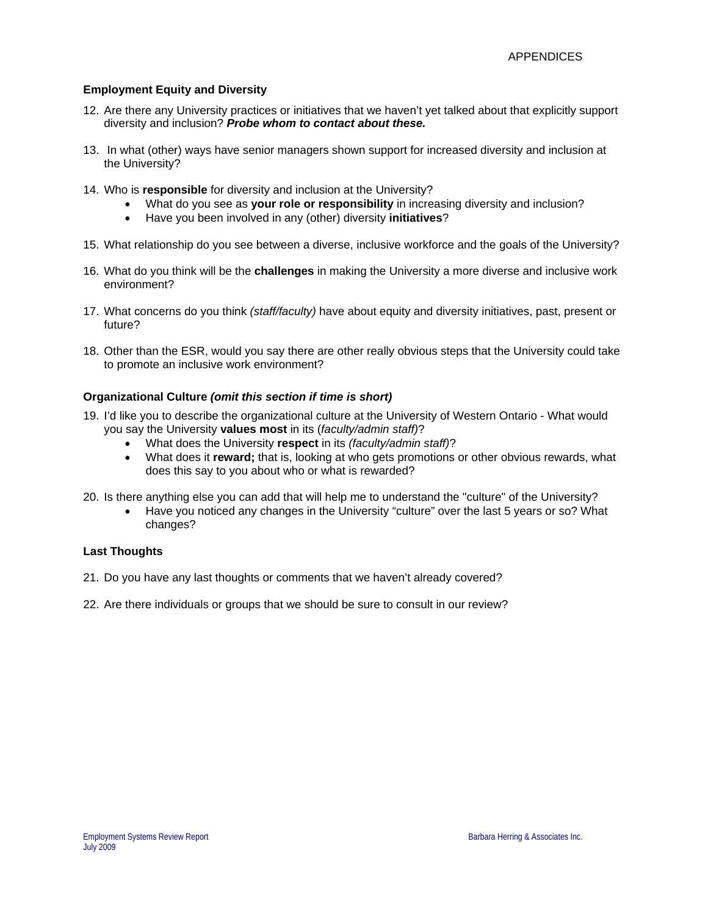**Employment Equity and Diversity**

12. Are there any University practices or initiatives that we haven't yet talked about that explicitly support diversity and inclusion? ***Probe whom to contact about these.***

13. In what (other) ways have senior managers shown support for increased diversity and inclusion at the University?

14. Who is **responsible** for diversity and inclusion at the University?
    - What do you see as **your role or responsibility** in increasing diversity and inclusion?
    - Have you been involved in any (other) diversity **initiatives**?

15. What relationship do you see between a diverse, inclusive workforce and the goals of the University?

16. What do you think will be the **challenges** in making the University a more diverse and inclusive work environment?

17. What concerns do you think *(staff/faculty)* have about equity and diversity initiatives, past, present or future?

18. Other than the ESR, would you say there are other really obvious steps that the University could take to promote an inclusive work environment?

**Organizational Culture *(omit this section if time is short)***

19. I'd like you to describe the organizational culture at the University of Western Ontario - What would you say the University **values most** in its (*faculty/admin staff)*?
    - What does the University **respect** in its *(faculty/admin staff)*?
    - What does it **reward;** that is, looking at who gets promotions or other obvious rewards, what does this say to you about who or what is rewarded?

20. Is there anything else you can add that will help me to understand the "culture" of the University?
    - Have you noticed any changes in the University "culture" over the last 5 years or so? What changes?

**Last Thoughts**

21. Do you have any last thoughts or comments that we haven't already covered?

22. Are there individuals or groups that we should be sure to consult in our review?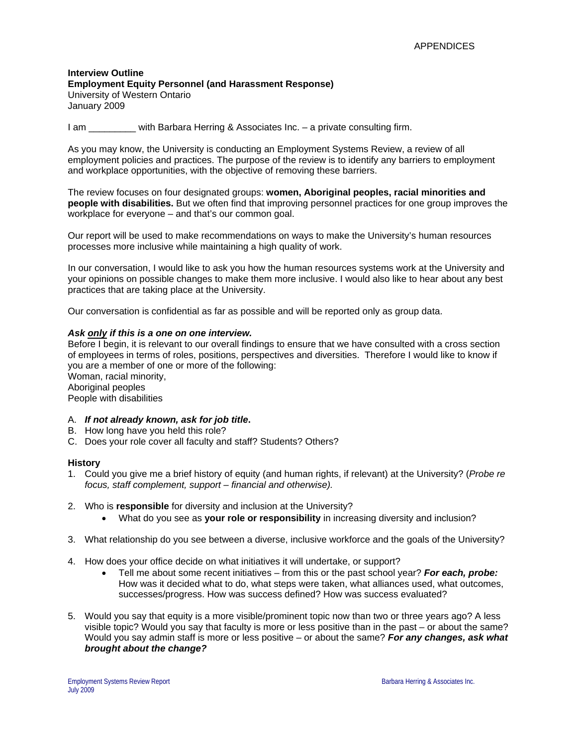**Interview Outline**
**Employment Equity Personnel (and Harassment Response)**
University of Western Ontario
January 2009

I am _________ with Barbara Herring & Associates Inc. – a private consulting firm.

As you may know, the University is conducting an Employment Systems Review, a review of all employment policies and practices. The purpose of the review is to identify any barriers to employment and workplace opportunities, with the objective of removing these barriers.

The review focuses on four designated groups: **women, Aboriginal peoples, racial minorities and people with disabilities.** But we often find that improving personnel practices for one group improves the workplace for everyone – and that's our common goal.

Our report will be used to make recommendations on ways to make the University's human resources processes more inclusive while maintaining a high quality of work.

In our conversation, I would like to ask you how the human resources systems work at the University and your opinions on possible changes to make them more inclusive. I would also like to hear about any best practices that are taking place at the University.

Our conversation is confidential as far as possible and will be reported only as group data.

***Ask only if this is a one on one interview.***
Before I begin, it is relevant to our overall findings to ensure that we have consulted with a cross section of employees in terms of roles, positions, perspectives and diversities. Therefore I would like to know if you are a member of one or more of the following:
Woman, racial minority,
Aboriginal peoples
People with disabilities

A. ***If not already known, ask for job title*.**
B. How long have you held this role?
C. Does your role cover all faculty and staff? Students? Others?

**History**

1. Could you give me a brief history of equity (and human rights, if relevant) at the University? (*Probe re focus, staff complement, support – financial and otherwise).*

2. Who is **responsible** for diversity and inclusion at the University?
   - What do you see as **your role or responsibility** in increasing diversity and inclusion?

3. What relationship do you see between a diverse, inclusive workforce and the goals of the University?

4. How does your office decide on what initiatives it will undertake, or support?
   - Tell me about some recent initiatives – from this or the past school year? ***For each, probe:*** How was it decided what to do, what steps were taken, what alliances used, what outcomes, successes/progress. How was success defined? How was success evaluated?

5. Would you say that equity is a more visible/prominent topic now than two or three years ago? A less visible topic? Would you say that faculty is more or less positive than in the past – or about the same? Would you say admin staff is more or less positive – or about the same? ***For any changes, ask what brought about the change?***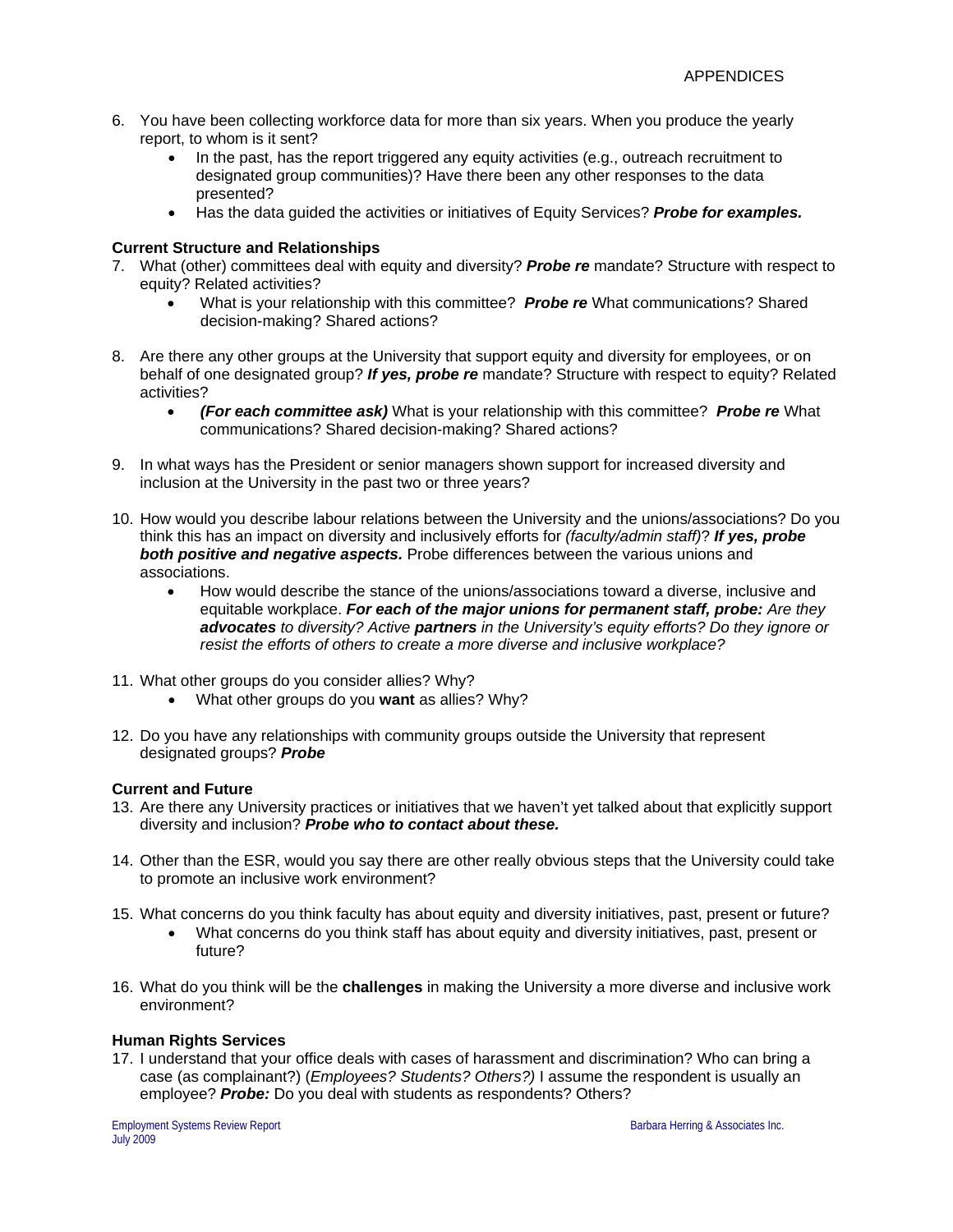6. You have been collecting workforce data for more than six years. When you produce the yearly report, to whom is it sent?
   - In the past, has the report triggered any equity activities (e.g., outreach recruitment to designated group communities)? Have there been any other responses to the data presented?
   - Has the data guided the activities or initiatives of Equity Services? ***Probe for examples.***

**Current Structure and Relationships**

7. What (other) committees deal with equity and diversity? ***Probe re*** mandate? Structure with respect to equity? Related activities?
   - What is your relationship with this committee? ***Probe re*** What communications? Shared decision-making? Shared actions?

8. Are there any other groups at the University that support equity and diversity for employees, or on behalf of one designated group? ***If yes, probe re*** mandate? Structure with respect to equity? Related activities?
   - ***(For each committee ask)*** What is your relationship with this committee? ***Probe re*** What communications? Shared decision-making? Shared actions?

9. In what ways has the President or senior managers shown support for increased diversity and inclusion at the University in the past two or three years?

10. How would you describe labour relations between the University and the unions/associations? Do you think this has an impact on diversity and inclusively efforts for *(faculty/admin staff)*? ***If yes, probe both positive and negative aspects.*** Probe differences between the various unions and associations.
    - How would describe the stance of the unions/associations toward a diverse, inclusive and equitable workplace. ***For each of the major unions for permanent staff, probe:*** *Are they **advocates** to diversity? Active **partners** in the University's equity efforts? Do they ignore or resist the efforts of others to create a more diverse and inclusive workplace?*

11. What other groups do you consider allies? Why?
    - What other groups do you **want** as allies? Why?

12. Do you have any relationships with community groups outside the University that represent designated groups? ***Probe***

**Current and Future**

13. Are there any University practices or initiatives that we haven't yet talked about that explicitly support diversity and inclusion? ***Probe who to contact about these.***

14. Other than the ESR, would you say there are other really obvious steps that the University could take to promote an inclusive work environment?

15. What concerns do you think faculty has about equity and diversity initiatives, past, present or future?
    - What concerns do you think staff has about equity and diversity initiatives, past, present or future?

16. What do you think will be the **challenges** in making the University a more diverse and inclusive work environment?

**Human Rights Services**

17. I understand that your office deals with cases of harassment and discrimination? Who can bring a case (as complainant?) (*Employees? Students? Others?)* I assume the respondent is usually an employee? ***Probe:*** Do you deal with students as respondents? Others?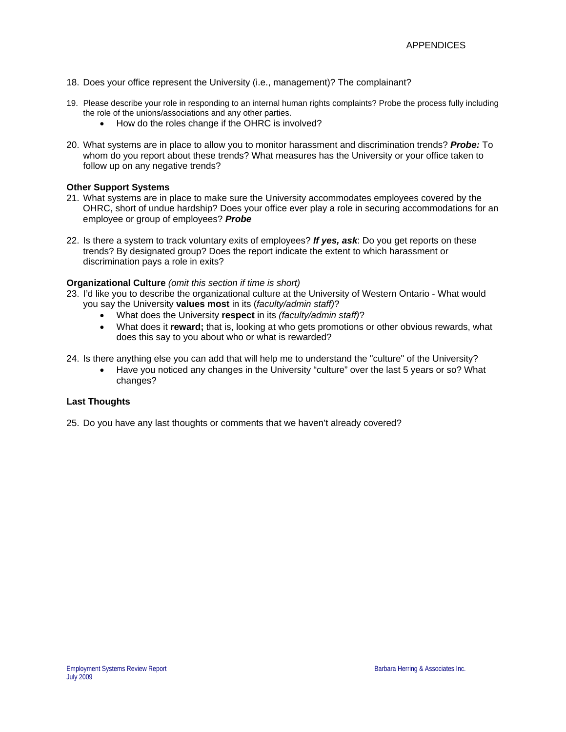18. Does your office represent the University (i.e., management)? The complainant?

19. Please describe your role in responding to an internal human rights complaints? Probe the process fully including the role of the unions/associations and any other parties.
    - How do the roles change if the OHRC is involved?

20. What systems are in place to allow you to monitor harassment and discrimination trends? ***Probe:*** To whom do you report about these trends? What measures has the University or your office taken to follow up on any negative trends?

**Other Support Systems**

21. What systems are in place to make sure the University accommodates employees covered by the OHRC, short of undue hardship? Does your office ever play a role in securing accommodations for an employee or group of employees? ***Probe***

22. Is there a system to track voluntary exits of employees? ***If yes, ask***: Do you get reports on these trends? By designated group? Does the report indicate the extent to which harassment or discrimination pays a role in exits?

**Organizational Culture** *(omit this section if time is short)*

23. I'd like you to describe the organizational culture at the University of Western Ontario - What would you say the University **values most** in its (*faculty/admin staff)*?
    - What does the University **respect** in its *(faculty/admin staff)*?
    - What does it **reward;** that is, looking at who gets promotions or other obvious rewards, what does this say to you about who or what is rewarded?

24. Is there anything else you can add that will help me to understand the "culture" of the University?
    - Have you noticed any changes in the University "culture" over the last 5 years or so? What changes?

**Last Thoughts**

25. Do you have any last thoughts or comments that we haven't already covered?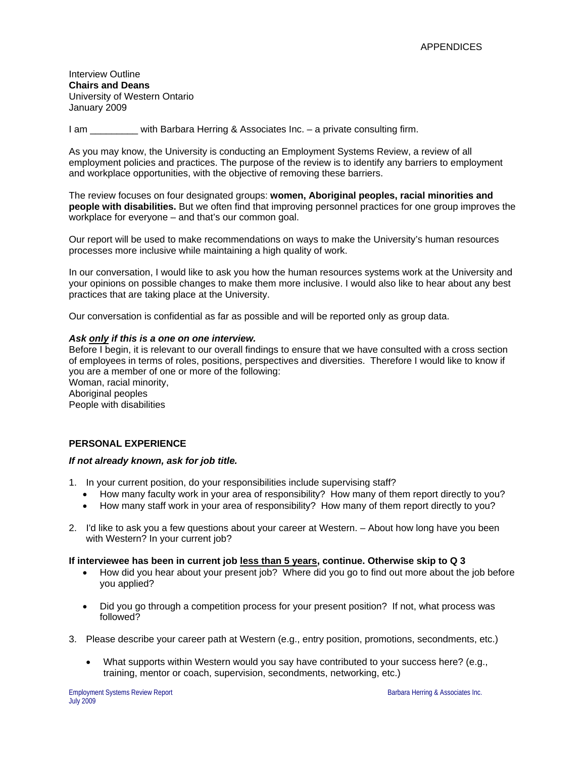Interview Outline
**Chairs and Deans**
University of Western Ontario
January 2009

I am _________ with Barbara Herring & Associates Inc. – a private consulting firm.

As you may know, the University is conducting an Employment Systems Review, a review of all employment policies and practices. The purpose of the review is to identify any barriers to employment and workplace opportunities, with the objective of removing these barriers.

The review focuses on four designated groups: **women, Aboriginal peoples, racial minorities and people with disabilities.** But we often find that improving personnel practices for one group improves the workplace for everyone – and that's our common goal.

Our report will be used to make recommendations on ways to make the University's human resources processes more inclusive while maintaining a high quality of work.

In our conversation, I would like to ask you how the human resources systems work at the University and your opinions on possible changes to make them more inclusive. I would also like to hear about any best practices that are taking place at the University.

Our conversation is confidential as far as possible and will be reported only as group data.

***Ask <u>only</u> if this is a one on one interview.***
Before I begin, it is relevant to our overall findings to ensure that we have consulted with a cross section of employees in terms of roles, positions, perspectives and diversities. Therefore I would like to know if you are a member of one or more of the following:
Woman, racial minority,
Aboriginal peoples
People with disabilities

## PERSONAL EXPERIENCE

***If not already known, ask for job title.***

1. In your current position, do your responsibilities include supervising staff?
   - How many faculty work in your area of responsibility? How many of them report directly to you?
   - How many staff work in your area of responsibility? How many of them report directly to you?

2. I'd like to ask you a few questions about your career at Western. – About how long have you been with Western? In your current job?

**If interviewee has been in current job <u>less than 5 years</u>, continue. Otherwise skip to Q 3**

   - How did you hear about your present job? Where did you go to find out more about the job before you applied?

   - Did you go through a competition process for your present position? If not, what process was followed?

3. Please describe your career path at Western (e.g., entry position, promotions, secondments, etc.)

   - What supports within Western would you say have contributed to your success here? (e.g., training, mentor or coach, supervision, secondments, networking, etc.)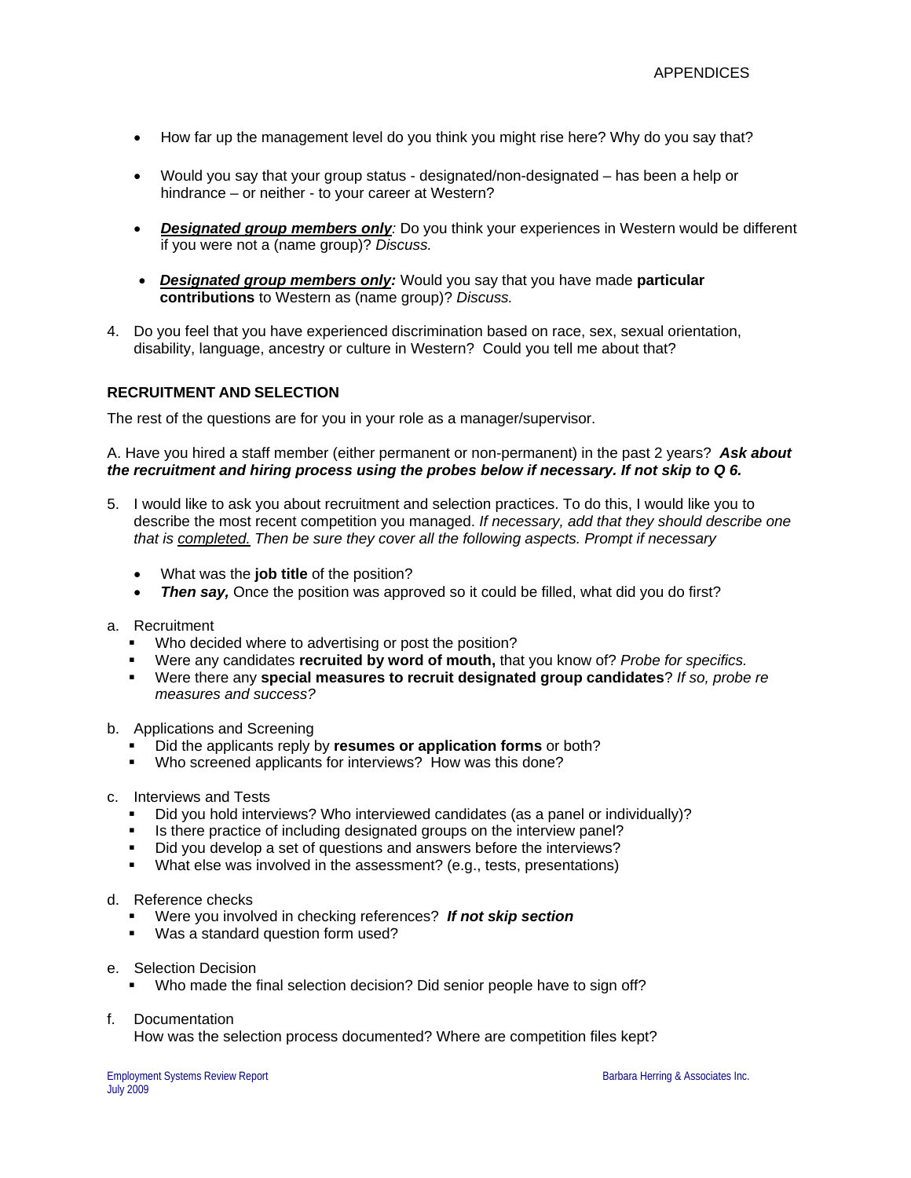- How far up the management level do you think you might rise here? Why do you say that?

- Would you say that your group status - designated/non-designated – has been a help or hindrance – or neither - to your career at Western?

- ***Designated group members only**:* Do you think your experiences in Western would be different if you were not a (name group)? *Discuss.*

- ***Designated group members only:*** Would you say that you have made **particular contributions** to Western as (name group)? *Discuss.*

4. Do you feel that you have experienced discrimination based on race, sex, sexual orientation, disability, language, ancestry or culture in Western? Could you tell me about that?

**RECRUITMENT AND SELECTION**

The rest of the questions are for you in your role as a manager/supervisor.

A. Have you hired a staff member (either permanent or non-permanent) in the past 2 years? ***Ask about the recruitment and hiring process using the probes below if necessary. If not skip to Q 6.***

5. I would like to ask you about recruitment and selection practices. To do this, I would like you to describe the most recent competition you managed. *If necessary, add that they should describe one that is completed. Then be sure they cover all the following aspects. Prompt if necessary*

   - What was the **job title** of the position?
   - ***Then say,*** Once the position was approved so it could be filled, what did you do first?

a. Recruitment
   - Who decided where to advertising or post the position?
   - Were any candidates **recruited by word of mouth,** that you know of? *Probe for specifics.*
   - Were there any **special measures to recruit designated group candidates**? *If so, probe re measures and success?*

b. Applications and Screening
   - Did the applicants reply by **resumes or application forms** or both?
   - Who screened applicants for interviews? How was this done?

c. Interviews and Tests
   - Did you hold interviews? Who interviewed candidates (as a panel or individually)?
   - Is there practice of including designated groups on the interview panel?
   - Did you develop a set of questions and answers before the interviews?
   - What else was involved in the assessment? (e.g., tests, presentations)

d. Reference checks
   - Were you involved in checking references? ***If not skip section***
   - Was a standard question form used?

e. Selection Decision
   - Who made the final selection decision? Did senior people have to sign off?

f. Documentation

   How was the selection process documented? Where are competition files kept?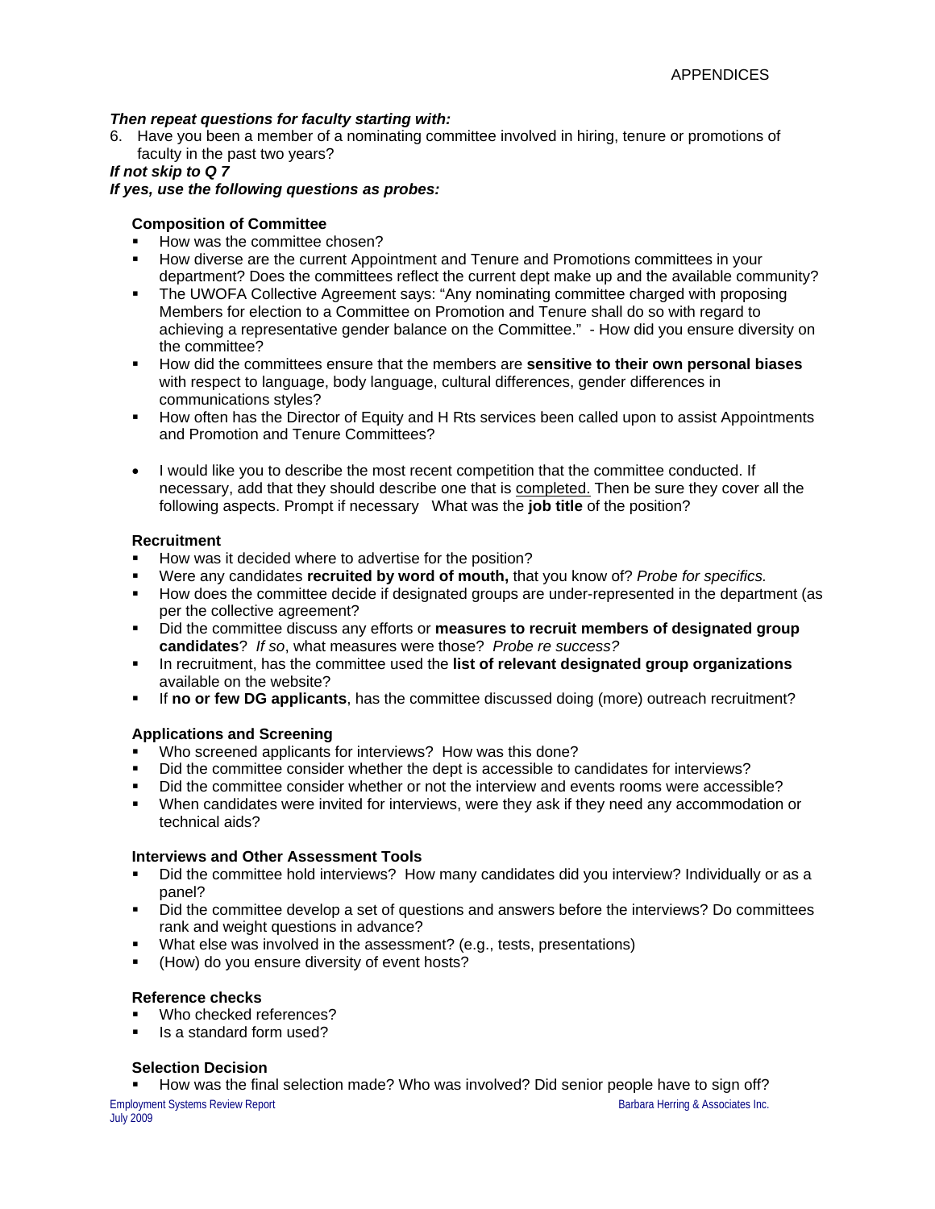***Then repeat questions for faculty starting with:***

6. Have you been a member of a nominating committee involved in hiring, tenure or promotions of faculty in the past two years?

***If not skip to Q 7***

***If yes, use the following questions as probes:***

**Composition of Committee**

- How was the committee chosen?
- How diverse are the current Appointment and Tenure and Promotions committees in your department? Does the committees reflect the current dept make up and the available community?
- The UWOFA Collective Agreement says: "Any nominating committee charged with proposing Members for election to a Committee on Promotion and Tenure shall do so with regard to achieving a representative gender balance on the Committee." - How did you ensure diversity on the committee?
- How did the committees ensure that the members are **sensitive to their own personal biases** with respect to language, body language, cultural differences, gender differences in communications styles?
- How often has the Director of Equity and H Rts services been called upon to assist Appointments and Promotion and Tenure Committees?

- I would like you to describe the most recent competition that the committee conducted. If necessary, add that they should describe one that is completed. Then be sure they cover all the following aspects. Prompt if necessary What was the **job title** of the position?

**Recruitment**

- How was it decided where to advertise for the position?
- Were any candidates **recruited by word of mouth,** that you know of? *Probe for specifics.*
- How does the committee decide if designated groups are under-represented in the department (as per the collective agreement?
- Did the committee discuss any efforts or **measures to recruit members of designated group candidates**? *If so*, what measures were those? *Probe re success?*
- In recruitment, has the committee used the **list of relevant designated group organizations** available on the website?
- If **no or few DG applicants**, has the committee discussed doing (more) outreach recruitment?

**Applications and Screening**

- Who screened applicants for interviews? How was this done?
- Did the committee consider whether the dept is accessible to candidates for interviews?
- Did the committee consider whether or not the interview and events rooms were accessible?
- When candidates were invited for interviews, were they ask if they need any accommodation or technical aids?

**Interviews and Other Assessment Tools**

- Did the committee hold interviews? How many candidates did you interview? Individually or as a panel?
- Did the committee develop a set of questions and answers before the interviews? Do committees rank and weight questions in advance?
- What else was involved in the assessment? (e.g., tests, presentations)
- (How) do you ensure diversity of event hosts?

**Reference checks**

- Who checked references?
- Is a standard form used?

**Selection Decision**

- How was the final selection made? Who was involved? Did senior people have to sign off?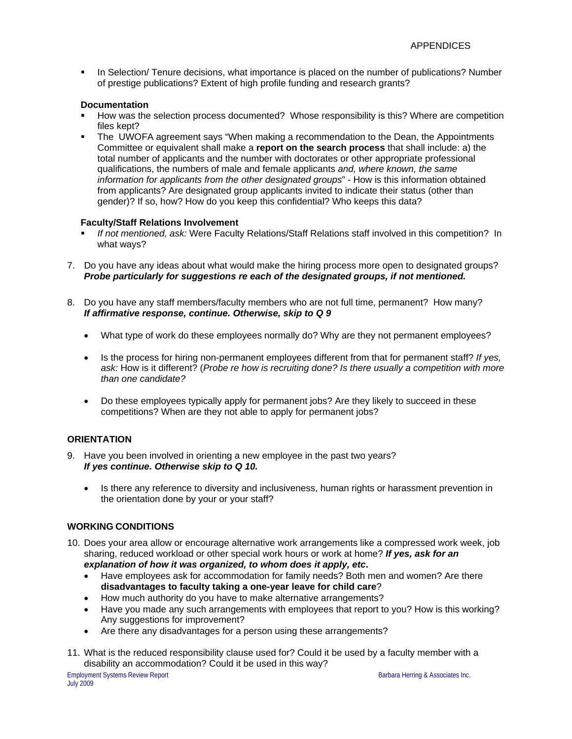- In Selection/ Tenure decisions, what importance is placed on the number of publications? Number of prestige publications? Extent of high profile funding and research grants?

**Documentation**

- How was the selection process documented? Whose responsibility is this? Where are competition files kept?
- The UWOFA agreement says "When making a recommendation to the Dean, the Appointments Committee or equivalent shall make a **report on the search process** that shall include: a) the total number of applicants and the number with doctorates or other appropriate professional qualifications, the numbers of male and female applicants *and, where known, the same information for applicants from the other designated groups*" - How is this information obtained from applicants? Are designated group applicants invited to indicate their status (other than gender)? If so, how? How do you keep this confidential? Who keeps this data?

**Faculty/Staff Relations Involvement**

- *If not mentioned, ask:* Were Faculty Relations/Staff Relations staff involved in this competition? In what ways?

7. Do you have any ideas about what would make the hiring process more open to designated groups? ***Probe particularly for suggestions re each of the designated groups, if not mentioned.***

8. Do you have any staff members/faculty members who are not full time, permanent? How many? ***If affirmative response, continue. Otherwise, skip to Q 9***

   - What type of work do these employees normally do? Why are they not permanent employees?

   - Is the process for hiring non-permanent employees different from that for permanent staff? *If yes, ask:* How is it different? (*Probe re how is recruiting done? Is there usually a competition with more than one candidate?*

   - Do these employees typically apply for permanent jobs? Are they likely to succeed in these competitions? When are they not able to apply for permanent jobs?

**ORIENTATION**

9. Have you been involved in orienting a new employee in the past two years? ***If yes continue. Otherwise skip to Q 10.***

   - Is there any reference to diversity and inclusiveness, human rights or harassment prevention in the orientation done by your or your staff?

**WORKING CONDITIONS**

10. Does your area allow or encourage alternative work arrangements like a compressed work week, job sharing, reduced workload or other special work hours or work at home? ***If yes, ask for an explanation of how it was organized, to whom does it apply, etc*.**
    - Have employees ask for accommodation for family needs? Both men and women? Are there **disadvantages to faculty taking a one-year leave for child care**?
    - How much authority do you have to make alternative arrangements?
    - Have you made any such arrangements with employees that report to you? How is this working? Any suggestions for improvement?
    - Are there any disadvantages for a person using these arrangements?

11. What is the reduced responsibility clause used for? Could it be used by a faculty member with a disability an accommodation? Could it be used in this way?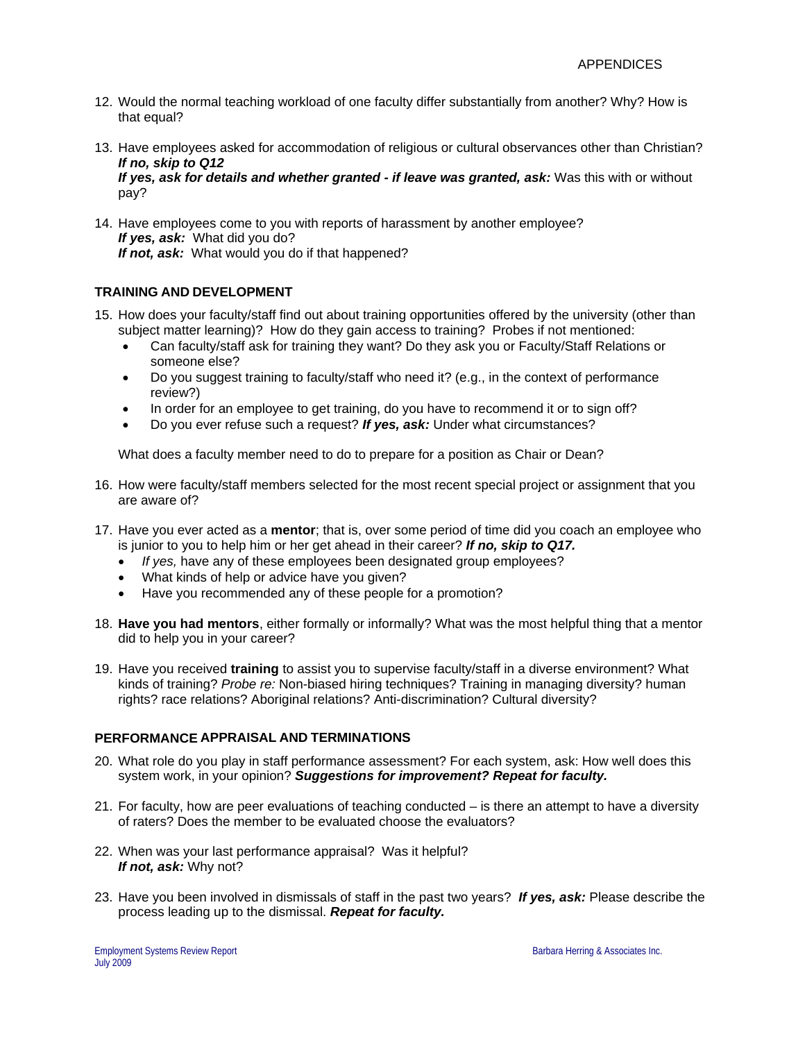12. Would the normal teaching workload of one faculty differ substantially from another? Why? How is that equal?

13. Have employees asked for accommodation of religious or cultural observances other than Christian? ***If no, skip to Q12***
    ***If yes, ask for details and whether granted - if leave was granted, ask:*** Was this with or without pay?

14. Have employees come to you with reports of harassment by another employee?
    ***If yes, ask:*** What did you do?
    ***If not, ask:*** What would you do if that happened?

## TRAINING AND DEVELOPMENT

15. How does your faculty/staff find out about training opportunities offered by the university (other than subject matter learning)? How do they gain access to training? Probes if not mentioned:
    - Can faculty/staff ask for training they want? Do they ask you or Faculty/Staff Relations or someone else?
    - Do you suggest training to faculty/staff who need it? (e.g., in the context of performance review?)
    - In order for an employee to get training, do you have to recommend it or to sign off?
    - Do you ever refuse such a request? ***If yes, ask:*** Under what circumstances?

    What does a faculty member need to do to prepare for a position as Chair or Dean?

16. How were faculty/staff members selected for the most recent special project or assignment that you are aware of?

17. Have you ever acted as a **mentor**; that is, over some period of time did you coach an employee who is junior to you to help him or her get ahead in their career? ***If no, skip to Q17.***
    - *If yes,* have any of these employees been designated group employees?
    - What kinds of help or advice have you given?
    - Have you recommended any of these people for a promotion?

18. **Have you had mentors**, either formally or informally? What was the most helpful thing that a mentor did to help you in your career?

19. Have you received **training** to assist you to supervise faculty/staff in a diverse environment? What kinds of training? *Probe re:* Non-biased hiring techniques? Training in managing diversity? human rights? race relations? Aboriginal relations? Anti-discrimination? Cultural diversity?

## PERFORMANCE APPRAISAL AND TERMINATIONS

20. What role do you play in staff performance assessment? For each system, ask: How well does this system work, in your opinion? ***Suggestions for improvement? Repeat for faculty.***

21. For faculty, how are peer evaluations of teaching conducted – is there an attempt to have a diversity of raters? Does the member to be evaluated choose the evaluators?

22. When was your last performance appraisal? Was it helpful?
    ***If not, ask:*** Why not?

23. Have you been involved in dismissals of staff in the past two years? ***If yes, ask:*** Please describe the process leading up to the dismissal. ***Repeat for faculty.***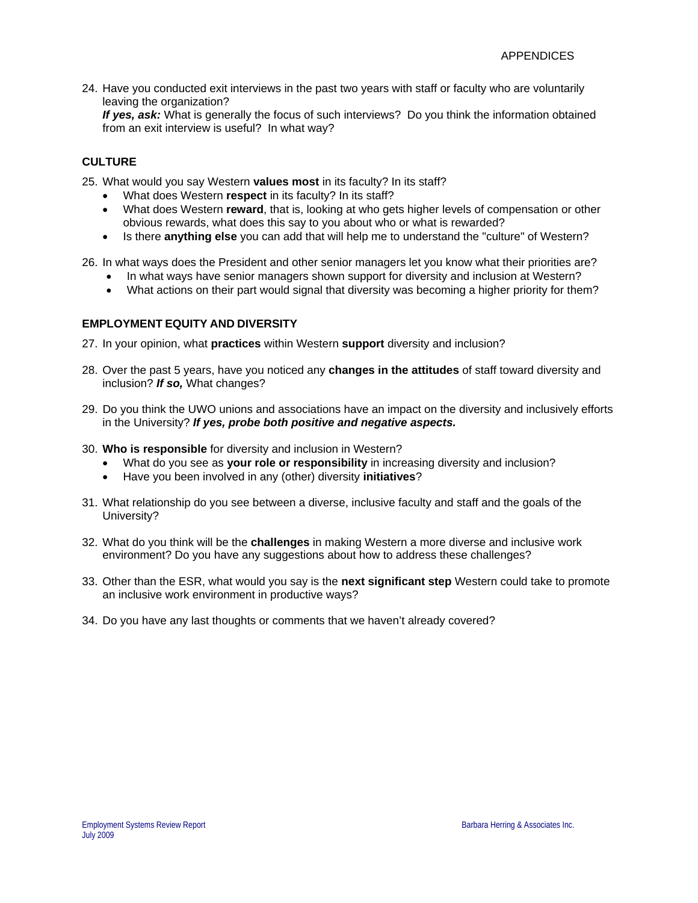24. Have you conducted exit interviews in the past two years with staff or faculty who are voluntarily leaving the organization?
    ***If yes, ask:*** What is generally the focus of such interviews? Do you think the information obtained from an exit interview is useful? In what way?

## CULTURE

25. What would you say Western **values most** in its faculty? In its staff?
    - What does Western **respect** in its faculty? In its staff?
    - What does Western **reward**, that is, looking at who gets higher levels of compensation or other obvious rewards, what does this say to you about who or what is rewarded?
    - Is there **anything else** you can add that will help me to understand the "culture" of Western?

26. In what ways does the President and other senior managers let you know what their priorities are?
    - In what ways have senior managers shown support for diversity and inclusion at Western?
    - What actions on their part would signal that diversity was becoming a higher priority for them?

## EMPLOYMENT EQUITY AND DIVERSITY

27. In your opinion, what **practices** within Western **support** diversity and inclusion?

28. Over the past 5 years, have you noticed any **changes in the attitudes** of staff toward diversity and inclusion? ***If so,*** What changes?

29. Do you think the UWO unions and associations have an impact on the diversity and inclusively efforts in the University? ***If yes, probe both positive and negative aspects.***

30. **Who is responsible** for diversity and inclusion in Western?
    - What do you see as **your role or responsibility** in increasing diversity and inclusion?
    - Have you been involved in any (other) diversity **initiatives**?

31. What relationship do you see between a diverse, inclusive faculty and staff and the goals of the University?

32. What do you think will be the **challenges** in making Western a more diverse and inclusive work environment? Do you have any suggestions about how to address these challenges?

33. Other than the ESR, what would you say is the **next significant step** Western could take to promote an inclusive work environment in productive ways?

34. Do you have any last thoughts or comments that we haven't already covered?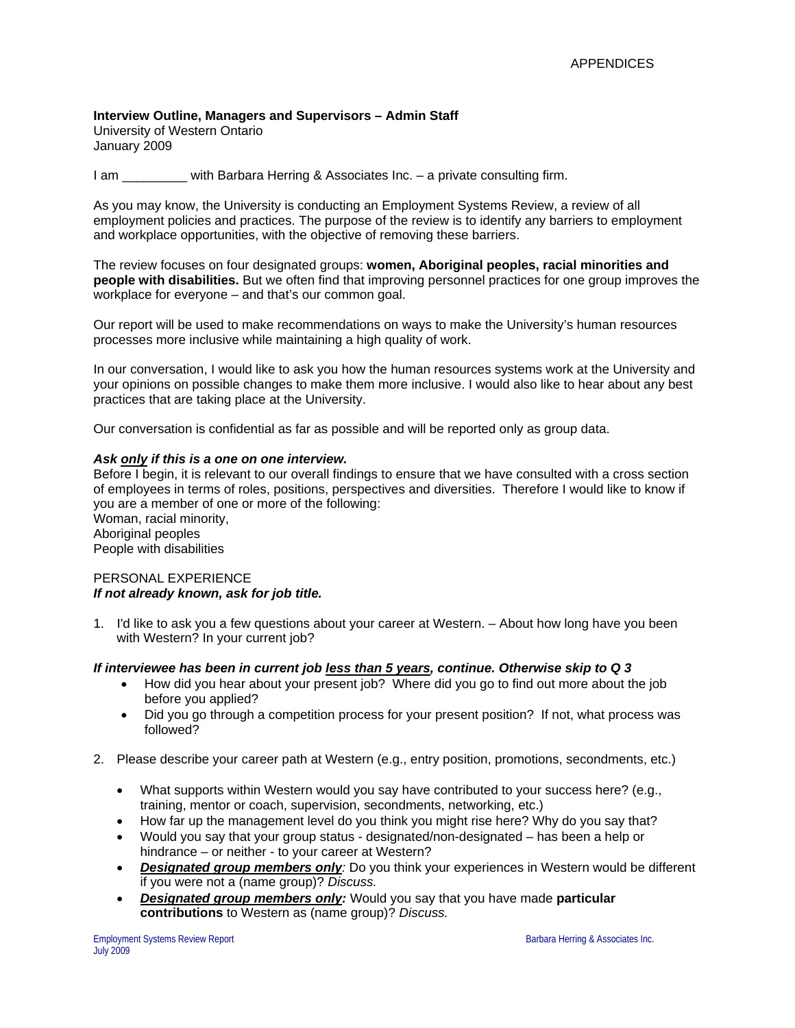**Interview Outline, Managers and Supervisors – Admin Staff**
University of Western Ontario
January 2009

I am _________ with Barbara Herring & Associates Inc. – a private consulting firm.

As you may know, the University is conducting an Employment Systems Review, a review of all employment policies and practices. The purpose of the review is to identify any barriers to employment and workplace opportunities, with the objective of removing these barriers.

The review focuses on four designated groups: **women, Aboriginal peoples, racial minorities and people with disabilities.** But we often find that improving personnel practices for one group improves the workplace for everyone – and that's our common goal.

Our report will be used to make recommendations on ways to make the University's human resources processes more inclusive while maintaining a high quality of work.

In our conversation, I would like to ask you how the human resources systems work at the University and your opinions on possible changes to make them more inclusive. I would also like to hear about any best practices that are taking place at the University.

Our conversation is confidential as far as possible and will be reported only as group data.

***Ask <u>only</u> if this is a one on one interview.***
Before I begin, it is relevant to our overall findings to ensure that we have consulted with a cross section of employees in terms of roles, positions, perspectives and diversities. Therefore I would like to know if you are a member of one or more of the following:
Woman, racial minority,
Aboriginal peoples
People with disabilities

PERSONAL EXPERIENCE
***If not already known, ask for job title.***

1. I'd like to ask you a few questions about your career at Western. – About how long have you been with Western? In your current job?

***If interviewee has been in current job <u>less than 5 years</u>, continue. Otherwise skip to Q 3***

- How did you hear about your present job? Where did you go to find out more about the job before you applied?
- Did you go through a competition process for your present position? If not, what process was followed?

2. Please describe your career path at Western (e.g., entry position, promotions, secondments, etc.)

- What supports within Western would you say have contributed to your success here? (e.g., training, mentor or coach, supervision, secondments, networking, etc.)
- How far up the management level do you think you might rise here? Why do you say that?
- Would you say that your group status - designated/non-designated – has been a help or hindrance – or neither - to your career at Western?
- ***<u>Designated group members only</u>**:* Do you think your experiences in Western would be different if you were not a (name group)? *Discuss.*
- ***<u>Designated group members only</u>:*** Would you say that you have made **particular contributions** to Western as (name group)? *Discuss.*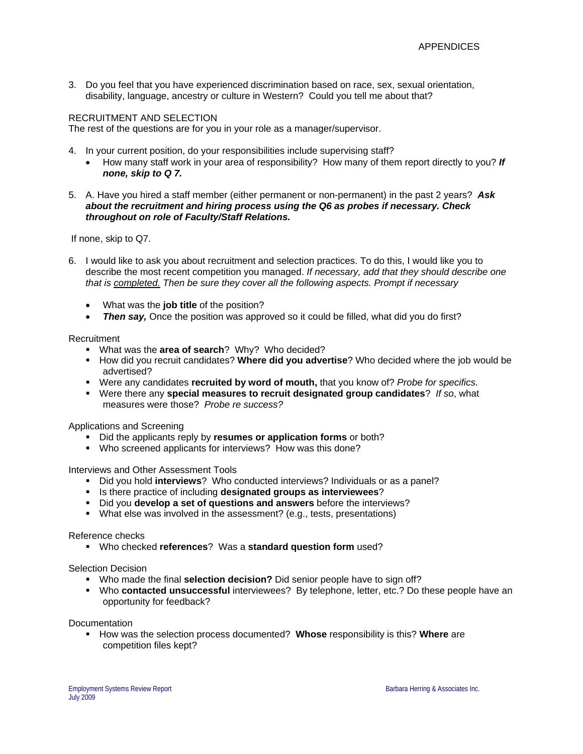3. Do you feel that you have experienced discrimination based on race, sex, sexual orientation, disability, language, ancestry or culture in Western? Could you tell me about that?

RECRUITMENT AND SELECTION

The rest of the questions are for you in your role as a manager/supervisor.

4. In your current position, do your responsibilities include supervising staff?
   - How many staff work in your area of responsibility? How many of them report directly to you? ***If none, skip to Q 7.***

5. A. Have you hired a staff member (either permanent or non-permanent) in the past 2 years? ***Ask about the recruitment and hiring process using the Q6 as probes if necessary. Check throughout on role of Faculty/Staff Relations.***

If none, skip to Q7.

6. I would like to ask you about recruitment and selection practices. To do this, I would like you to describe the most recent competition you managed. *If necessary, add that they should describe one that is completed. Then be sure they cover all the following aspects. Prompt if necessary*

   - What was the **job title** of the position?
   - ***Then say,*** Once the position was approved so it could be filled, what did you do first?

Recruitment

- What was the **area of search**? Why? Who decided?
- How did you recruit candidates? **Where did you advertise**? Who decided where the job would be advertised?
- Were any candidates **recruited by word of mouth,** that you know of? *Probe for specifics.*
- Were there any **special measures to recruit designated group candidates**? *If so*, what measures were those? *Probe re success?*

Applications and Screening

- Did the applicants reply by **resumes or application forms** or both?
- Who screened applicants for interviews? How was this done?

Interviews and Other Assessment Tools

- Did you hold **interviews**? Who conducted interviews? Individuals or as a panel?
- Is there practice of including **designated groups as interviewees**?
- Did you **develop a set of questions and answers** before the interviews?
- What else was involved in the assessment? (e.g., tests, presentations)

Reference checks

- Who checked **references**? Was a **standard question form** used?

Selection Decision

- Who made the final **selection decision?** Did senior people have to sign off?
- Who **contacted unsuccessful** interviewees? By telephone, letter, etc.? Do these people have an opportunity for feedback?

Documentation

- How was the selection process documented? **Whose** responsibility is this? **Where** are competition files kept?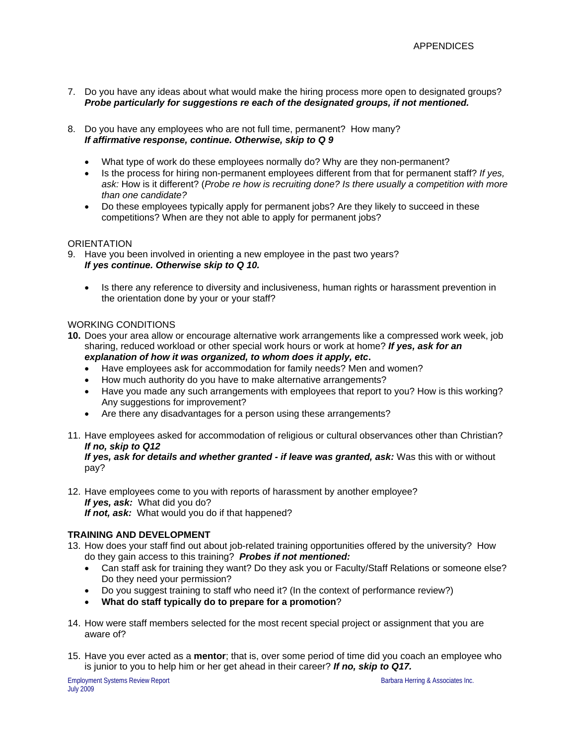7. Do you have any ideas about what would make the hiring process more open to designated groups? ***Probe particularly for suggestions re each of the designated groups, if not mentioned.***

8. Do you have any employees who are not full time, permanent? How many? ***If affirmative response, continue. Otherwise, skip to Q 9***

   - What type of work do these employees normally do? Why are they non-permanent?
   - Is the process for hiring non-permanent employees different from that for permanent staff? *If yes, ask:* How is it different? (*Probe re how is recruiting done? Is there usually a competition with more than one candidate?*
   - Do these employees typically apply for permanent jobs? Are they likely to succeed in these competitions? When are they not able to apply for permanent jobs?

ORIENTATION

9. Have you been involved in orienting a new employee in the past two years? ***If yes continue. Otherwise skip to Q 10.***

   - Is there any reference to diversity and inclusiveness, human rights or harassment prevention in the orientation done by your or your staff?

WORKING CONDITIONS

**10.** Does your area allow or encourage alternative work arrangements like a compressed work week, job sharing, reduced workload or other special work hours or work at home? ***If yes, ask for an explanation of how it was organized, to whom does it apply, etc*****.**
   - Have employees ask for accommodation for family needs? Men and women?
   - How much authority do you have to make alternative arrangements?
   - Have you made any such arrangements with employees that report to you? How is this working? Any suggestions for improvement?
   - Are there any disadvantages for a person using these arrangements?

11. Have employees asked for accommodation of religious or cultural observances other than Christian? ***If no, skip to Q12***
    ***If yes, ask for details and whether granted - if leave was granted, ask:*** Was this with or without pay?

12. Have employees come to you with reports of harassment by another employee?
    ***If yes, ask:*** What did you do?
    ***If not, ask:*** What would you do if that happened?

**TRAINING AND DEVELOPMENT**

13. How does your staff find out about job-related training opportunities offered by the university? How do they gain access to this training? ***Probes if not mentioned:***
    - Can staff ask for training they want? Do they ask you or Faculty/Staff Relations or someone else? Do they need your permission?
    - Do you suggest training to staff who need it? (In the context of performance review?)
    - **What do staff typically do to prepare for a promotion**?

14. How were staff members selected for the most recent special project or assignment that you are aware of?

15. Have you ever acted as a **mentor**; that is, over some period of time did you coach an employee who is junior to you to help him or her get ahead in their career? ***If no, skip to Q17.***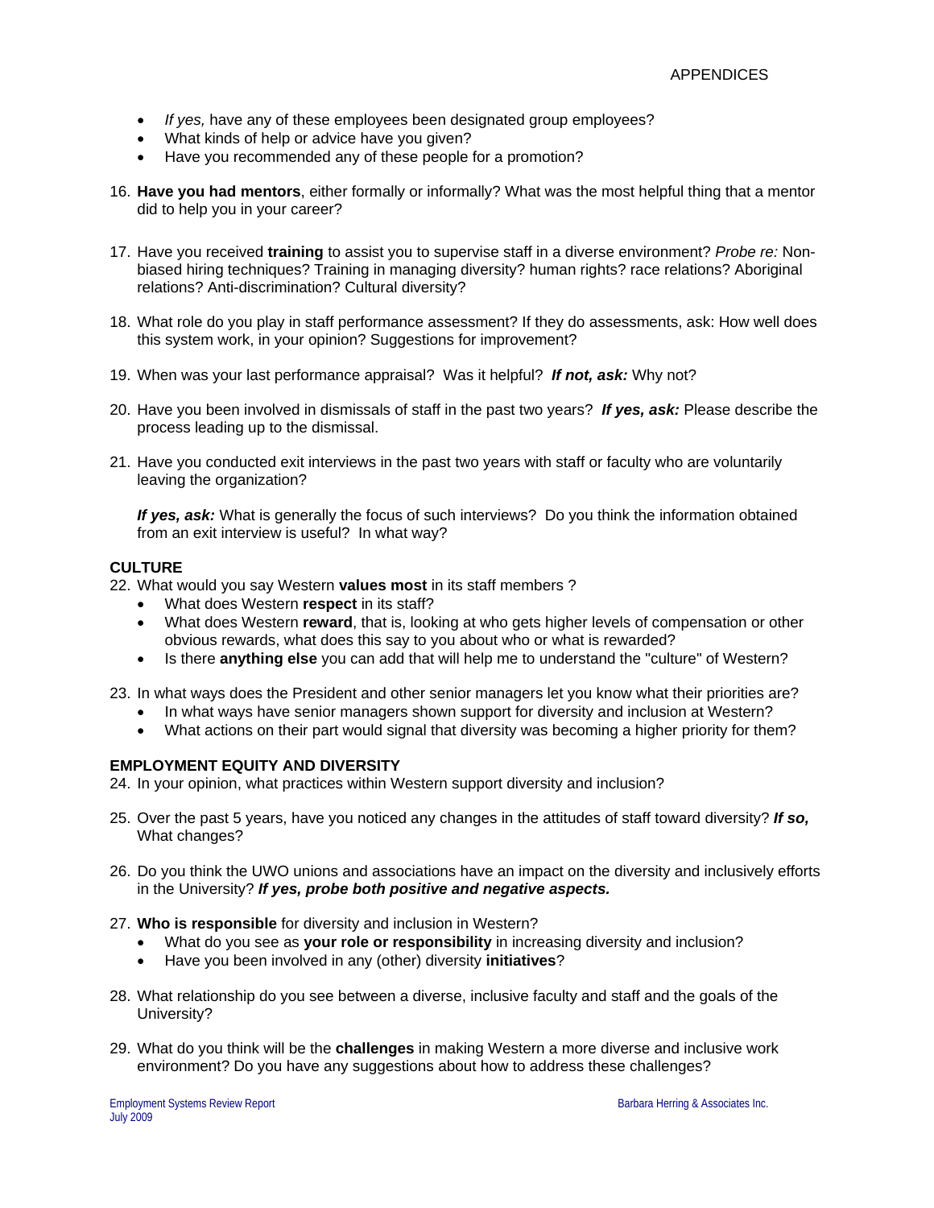- *If yes,* have any of these employees been designated group employees?
- What kinds of help or advice have you given?
- Have you recommended any of these people for a promotion?

16. **Have you had mentors**, either formally or informally? What was the most helpful thing that a mentor did to help you in your career?

17. Have you received **training** to assist you to supervise staff in a diverse environment? *Probe re:* Non-biased hiring techniques? Training in managing diversity? human rights? race relations? Aboriginal relations? Anti-discrimination? Cultural diversity?

18. What role do you play in staff performance assessment? If they do assessments, ask: How well does this system work, in your opinion? Suggestions for improvement?

19. When was your last performance appraisal? Was it helpful? ***If not, ask:*** Why not?

20. Have you been involved in dismissals of staff in the past two years? ***If yes, ask:*** Please describe the process leading up to the dismissal.

21. Have you conducted exit interviews in the past two years with staff or faculty who are voluntarily leaving the organization?

    ***If yes, ask:*** What is generally the focus of such interviews? Do you think the information obtained from an exit interview is useful? In what way?

**CULTURE**

22. What would you say Western **values most** in its staff members ?
    - What does Western **respect** in its staff?
    - What does Western **reward**, that is, looking at who gets higher levels of compensation or other obvious rewards, what does this say to you about who or what is rewarded?
    - Is there **anything else** you can add that will help me to understand the "culture" of Western?

23. In what ways does the President and other senior managers let you know what their priorities are?
    - In what ways have senior managers shown support for diversity and inclusion at Western?
    - What actions on their part would signal that diversity was becoming a higher priority for them?

**EMPLOYMENT EQUITY AND DIVERSITY**

24. In your opinion, what practices within Western support diversity and inclusion?

25. Over the past 5 years, have you noticed any changes in the attitudes of staff toward diversity? ***If so,*** What changes?

26. Do you think the UWO unions and associations have an impact on the diversity and inclusively efforts in the University? ***If yes, probe both positive and negative aspects.***

27. **Who is responsible** for diversity and inclusion in Western?
    - What do you see as **your role or responsibility** in increasing diversity and inclusion?
    - Have you been involved in any (other) diversity **initiatives**?

28. What relationship do you see between a diverse, inclusive faculty and staff and the goals of the University?

29. What do you think will be the **challenges** in making Western a more diverse and inclusive work environment? Do you have any suggestions about how to address these challenges?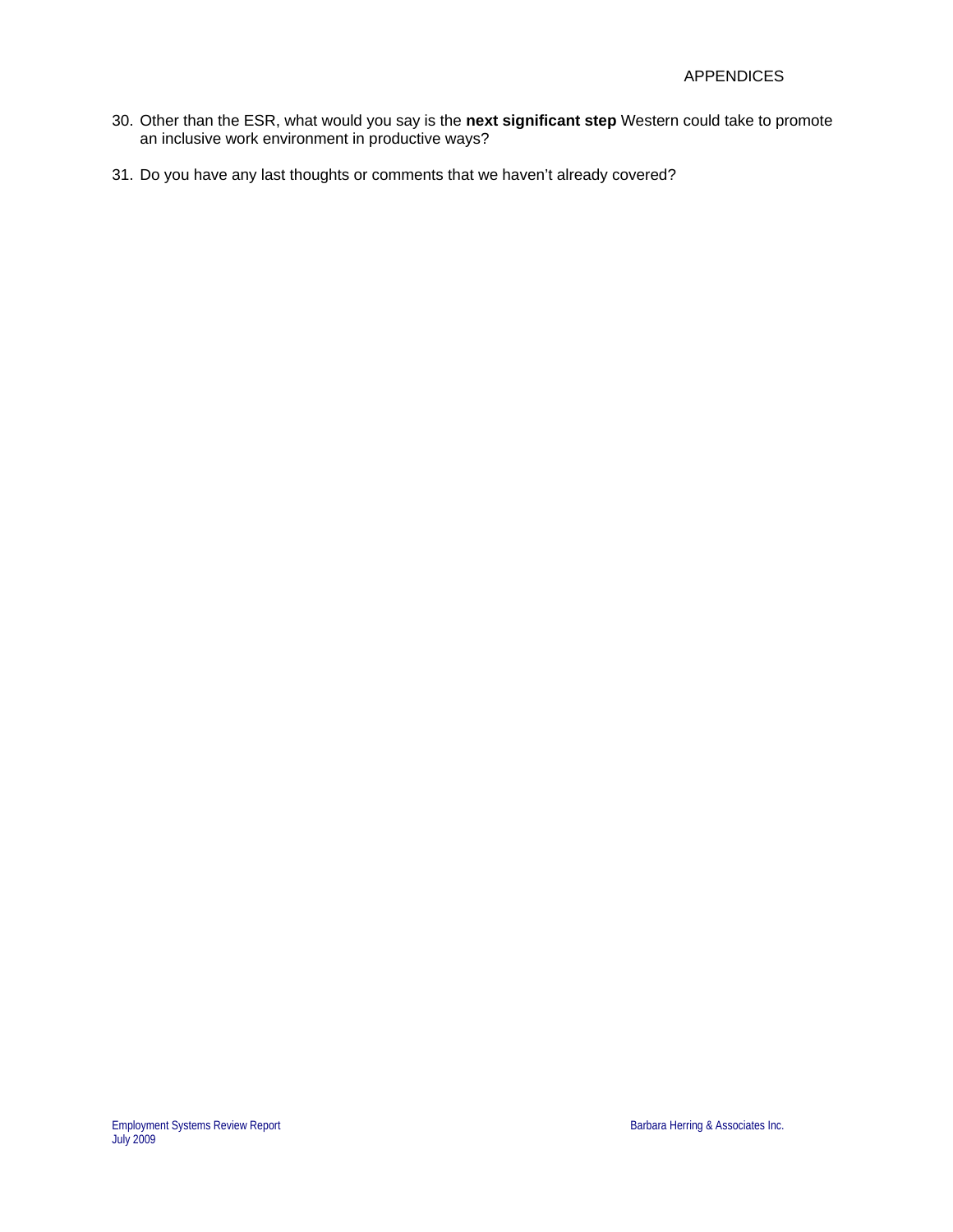30. Other than the ESR, what would you say is the **next significant step** Western could take to promote an inclusive work environment in productive ways?

31. Do you have any last thoughts or comments that we haven't already covered?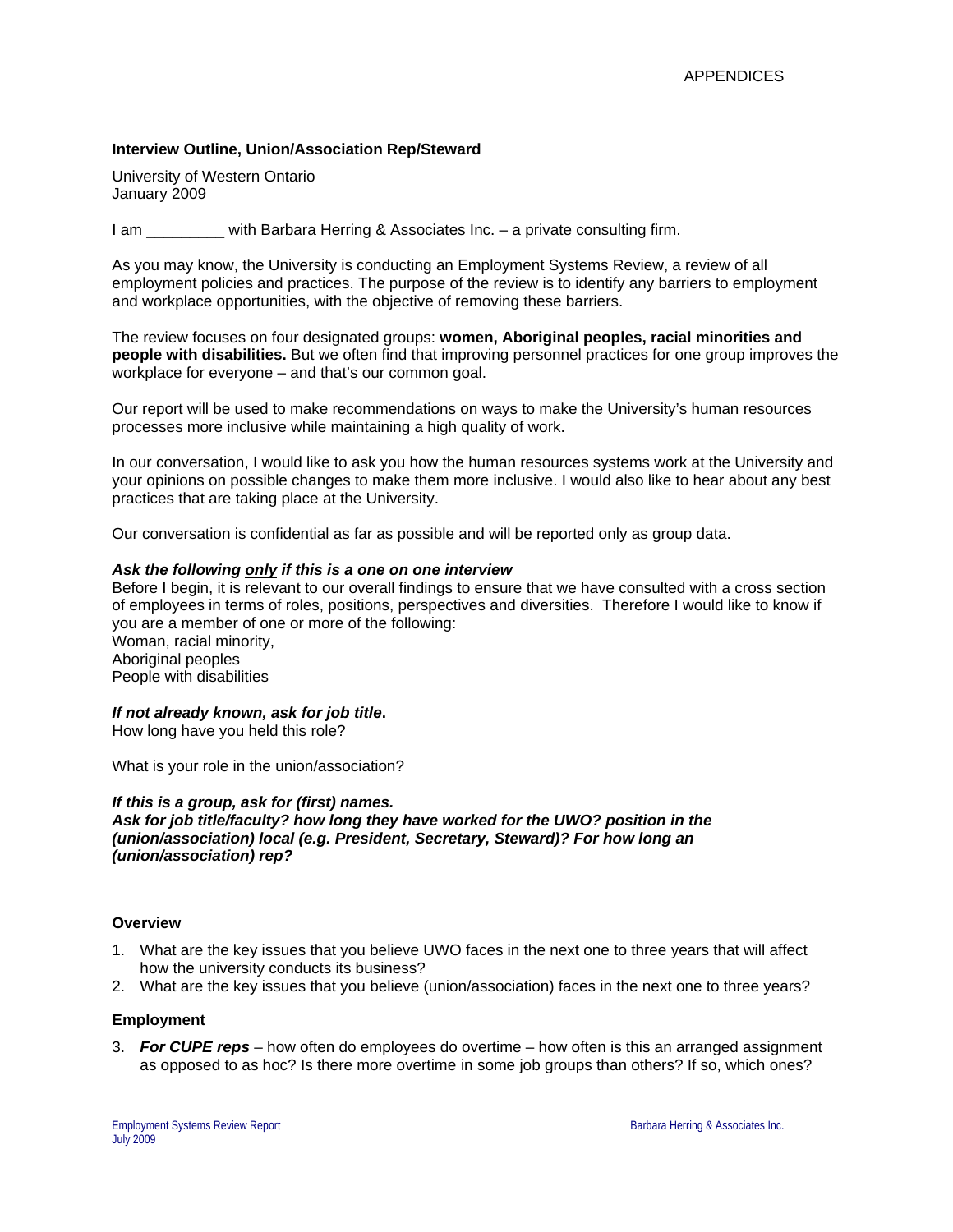**Interview Outline, Union/Association Rep/Steward**

University of Western Ontario
January 2009

I am _________ with Barbara Herring & Associates Inc. – a private consulting firm.

As you may know, the University is conducting an Employment Systems Review, a review of all employment policies and practices. The purpose of the review is to identify any barriers to employment and workplace opportunities, with the objective of removing these barriers.

The review focuses on four designated groups: **women, Aboriginal peoples, racial minorities and people with disabilities.** But we often find that improving personnel practices for one group improves the workplace for everyone – and that's our common goal.

Our report will be used to make recommendations on ways to make the University's human resources processes more inclusive while maintaining a high quality of work.

In our conversation, I would like to ask you how the human resources systems work at the University and your opinions on possible changes to make them more inclusive. I would also like to hear about any best practices that are taking place at the University.

Our conversation is confidential as far as possible and will be reported only as group data.

***Ask the following only if this is a one on one interview***
Before I begin, it is relevant to our overall findings to ensure that we have consulted with a cross section of employees in terms of roles, positions, perspectives and diversities. Therefore I would like to know if you are a member of one or more of the following:
Woman, racial minority,
Aboriginal peoples
People with disabilities

***If not already known, ask for job title.***
How long have you held this role?

What is your role in the union/association?

***If this is a group, ask for (first) names.***
***Ask for job title/faculty? how long they have worked for the UWO? position in the (union/association) local (e.g. President, Secretary, Steward)? For how long an (union/association) rep?***

**Overview**

1. What are the key issues that you believe UWO faces in the next one to three years that will affect how the university conducts its business?
2. What are the key issues that you believe (union/association) faces in the next one to three years?

**Employment**

3. ***For CUPE reps*** – how often do employees do overtime – how often is this an arranged assignment as opposed to as hoc? Is there more overtime in some job groups than others? If so, which ones?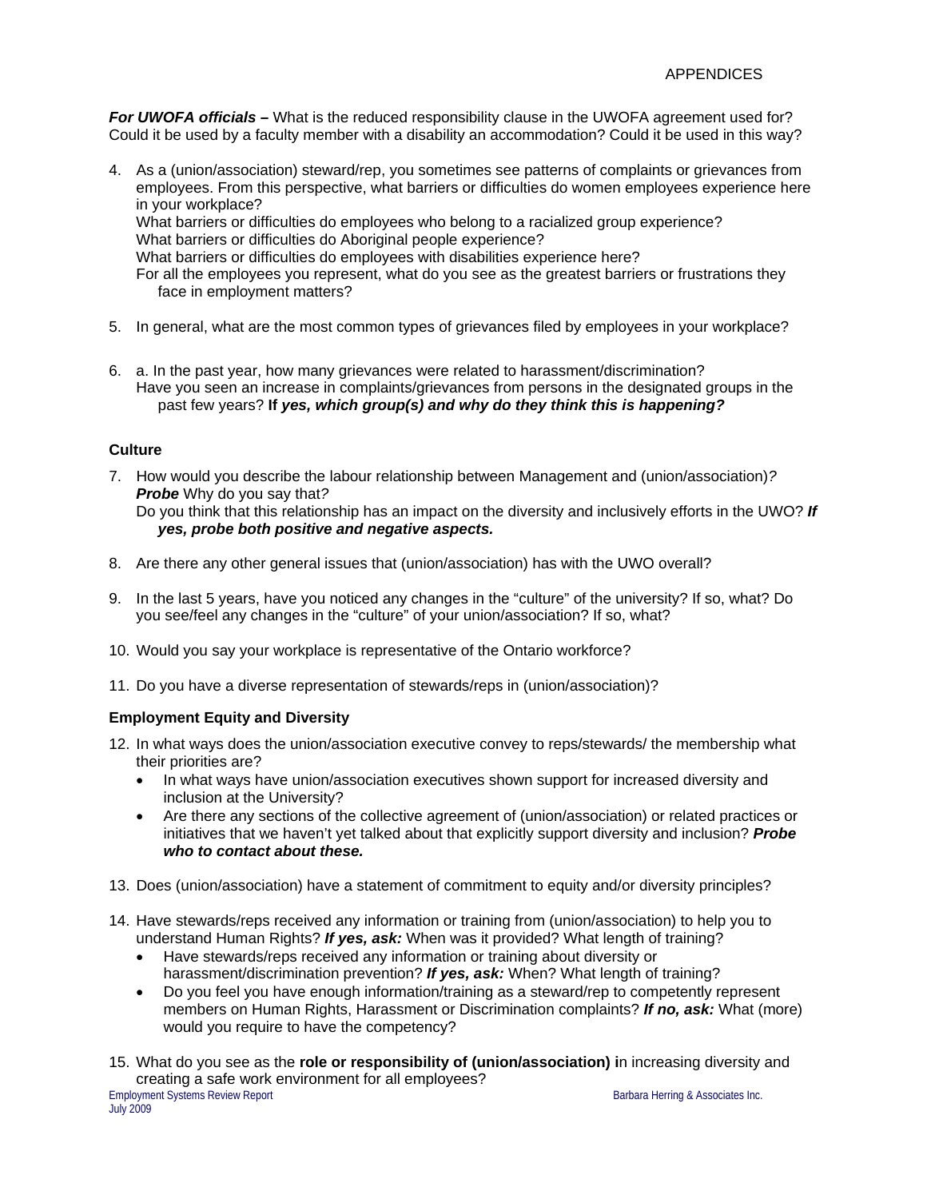***For UWOFA officials –*** What is the reduced responsibility clause in the UWOFA agreement used for? Could it be used by a faculty member with a disability an accommodation? Could it be used in this way?

4. As a (union/association) steward/rep, you sometimes see patterns of complaints or grievances from employees. From this perspective, what barriers or difficulties do women employees experience here in your workplace?
   What barriers or difficulties do employees who belong to a racialized group experience?
   What barriers or difficulties do Aboriginal people experience?
   What barriers or difficulties do employees with disabilities experience here?
   For all the employees you represent, what do you see as the greatest barriers or frustrations they face in employment matters?

5. In general, what are the most common types of grievances filed by employees in your workplace?

6. a. In the past year, how many grievances were related to harassment/discrimination?
   Have you seen an increase in complaints/grievances from persons in the designated groups in the past few years? **If *yes, which group(s) and why do they think this is happening?***

### Culture

7. How would you describe the labour relationship between Management and (union/association)*?*
   ***Probe*** Why do you say that*?*
   Do you think that this relationship has an impact on the diversity and inclusively efforts in the UWO? ***If yes, probe both positive and negative aspects.***

8. Are there any other general issues that (union/association) has with the UWO overall?

9. In the last 5 years, have you noticed any changes in the "culture" of the university? If so, what? Do you see/feel any changes in the "culture" of your union/association? If so, what?

10. Would you say your workplace is representative of the Ontario workforce?

11. Do you have a diverse representation of stewards/reps in (union/association)?

### Employment Equity and Diversity

12. In what ways does the union/association executive convey to reps/stewards/ the membership what their priorities are?
    - In what ways have union/association executives shown support for increased diversity and inclusion at the University?
    - Are there any sections of the collective agreement of (union/association) or related practices or initiatives that we haven't yet talked about that explicitly support diversity and inclusion? ***Probe who to contact about these.***

13. Does (union/association) have a statement of commitment to equity and/or diversity principles?

14. Have stewards/reps received any information or training from (union/association) to help you to understand Human Rights? ***If yes, ask:*** When was it provided? What length of training?
    - Have stewards/reps received any information or training about diversity or harassment/discrimination prevention? ***If yes, ask:*** When? What length of training?
    - Do you feel you have enough information/training as a steward/rep to competently represent members on Human Rights, Harassment or Discrimination complaints? ***If no, ask:*** What (more) would you require to have the competency?

15. What do you see as the **role or responsibility of (union/association) i**n increasing diversity and creating a safe work environment for all employees?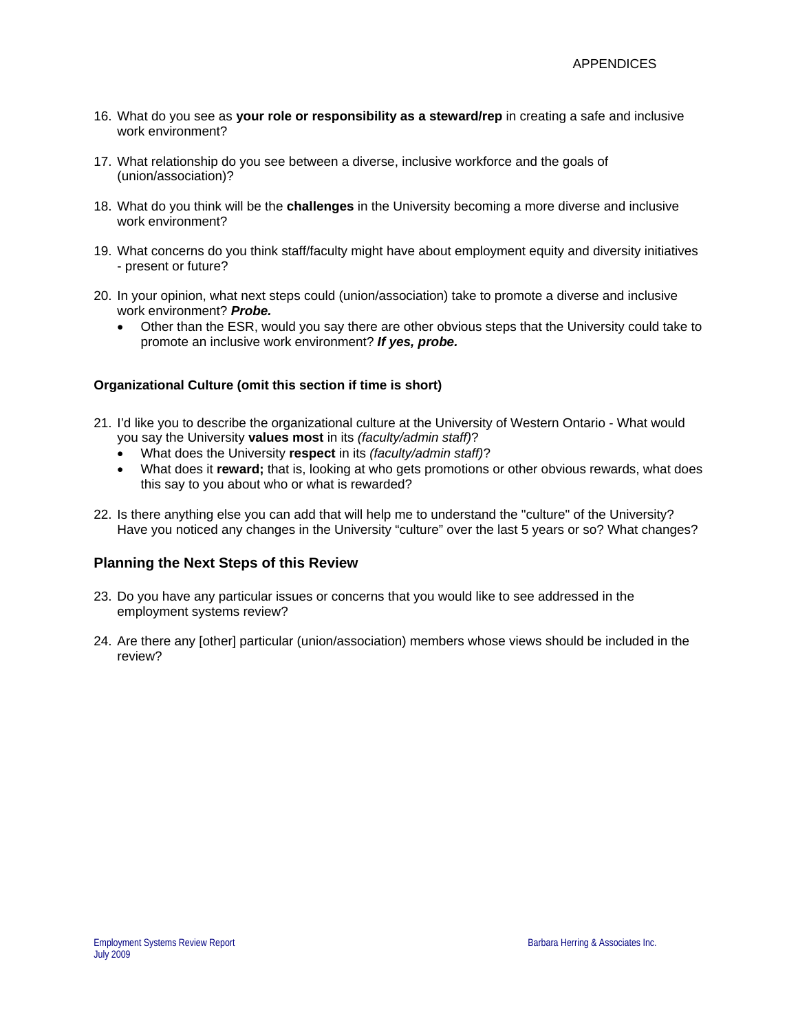16. What do you see as **your role or responsibility as a steward/rep** in creating a safe and inclusive work environment?

17. What relationship do you see between a diverse, inclusive workforce and the goals of (union/association)?

18. What do you think will be the **challenges** in the University becoming a more diverse and inclusive work environment?

19. What concerns do you think staff/faculty might have about employment equity and diversity initiatives - present or future?

20. In your opinion, what next steps could (union/association) take to promote a diverse and inclusive work environment? ***Probe.***
    - Other than the ESR, would you say there are other obvious steps that the University could take to promote an inclusive work environment? ***If yes, probe.***

**Organizational Culture (omit this section if time is short)**

21. I'd like you to describe the organizational culture at the University of Western Ontario - What would you say the University **values most** in its *(faculty/admin staff)*?
    - What does the University **respect** in its *(faculty/admin staff)*?
    - What does it **reward;** that is, looking at who gets promotions or other obvious rewards, what does this say to you about who or what is rewarded?

22. Is there anything else you can add that will help me to understand the "culture" of the University? Have you noticed any changes in the University "culture" over the last 5 years or so? What changes?

## Planning the Next Steps of this Review

23. Do you have any particular issues or concerns that you would like to see addressed in the employment systems review?

24. Are there any [other] particular (union/association) members whose views should be included in the review?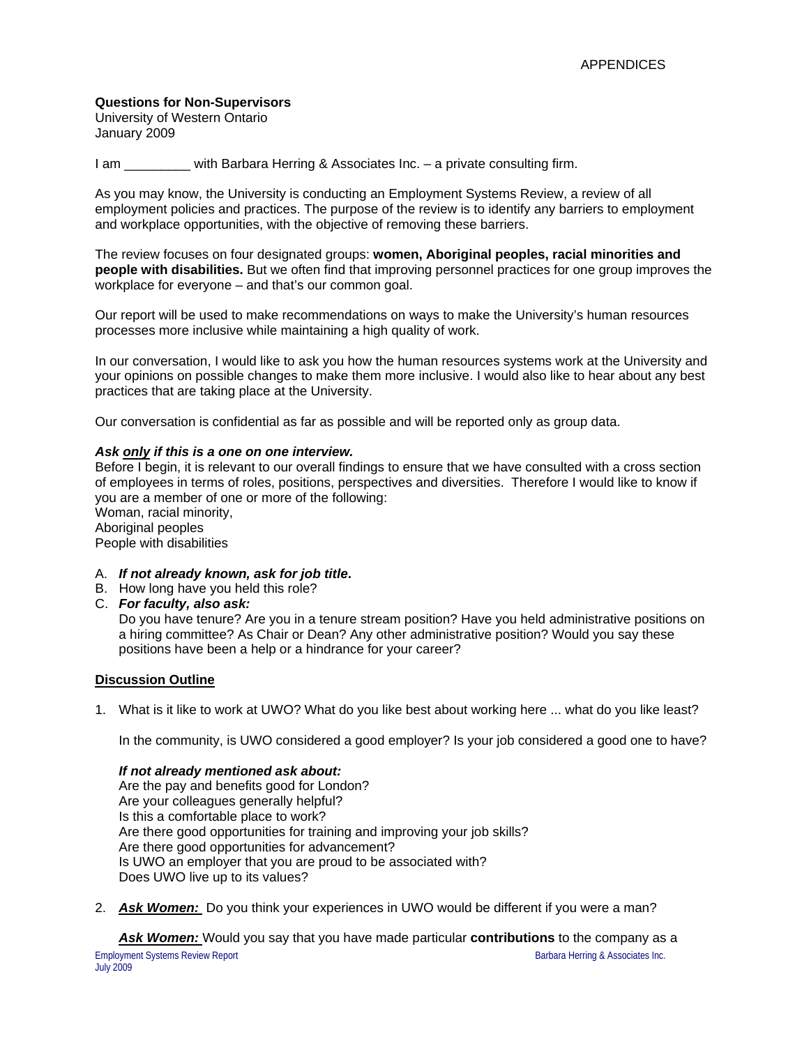**Questions for Non-Supervisors**
University of Western Ontario
January 2009

I am _________ with Barbara Herring & Associates Inc. – a private consulting firm.

As you may know, the University is conducting an Employment Systems Review, a review of all employment policies and practices. The purpose of the review is to identify any barriers to employment and workplace opportunities, with the objective of removing these barriers.

The review focuses on four designated groups: **women, Aboriginal peoples, racial minorities and people with disabilities.** But we often find that improving personnel practices for one group improves the workplace for everyone – and that's our common goal.

Our report will be used to make recommendations on ways to make the University's human resources processes more inclusive while maintaining a high quality of work.

In our conversation, I would like to ask you how the human resources systems work at the University and your opinions on possible changes to make them more inclusive. I would also like to hear about any best practices that are taking place at the University.

Our conversation is confidential as far as possible and will be reported only as group data.

***Ask only if this is a one on one interview.***
Before I begin, it is relevant to our overall findings to ensure that we have consulted with a cross section of employees in terms of roles, positions, perspectives and diversities. Therefore I would like to know if you are a member of one or more of the following:
Woman, racial minority,
Aboriginal peoples
People with disabilities

A. ***If not already known, ask for job title.***
B. How long have you held this role?
C. ***For faculty, also ask:***
   Do you have tenure? Are you in a tenure stream position? Have you held administrative positions on a hiring committee? As Chair or Dean? Any other administrative position? Would you say these positions have been a help or a hindrance for your career?

**Discussion Outline**

1. What is it like to work at UWO? What do you like best about working here ... what do you like least?

   In the community, is UWO considered a good employer? Is your job considered a good one to have?

   ***If not already mentioned ask about:***
   Are the pay and benefits good for London?
   Are your colleagues generally helpful?
   Is this a comfortable place to work?
   Are there good opportunities for training and improving your job skills?
   Are there good opportunities for advancement?
   Is UWO an employer that you are proud to be associated with?
   Does UWO live up to its values?

2. ***Ask Women:*** Do you think your experiences in UWO would be different if you were a man?

   ***Ask Women:*** Would you say that you have made particular **contributions** to the company as a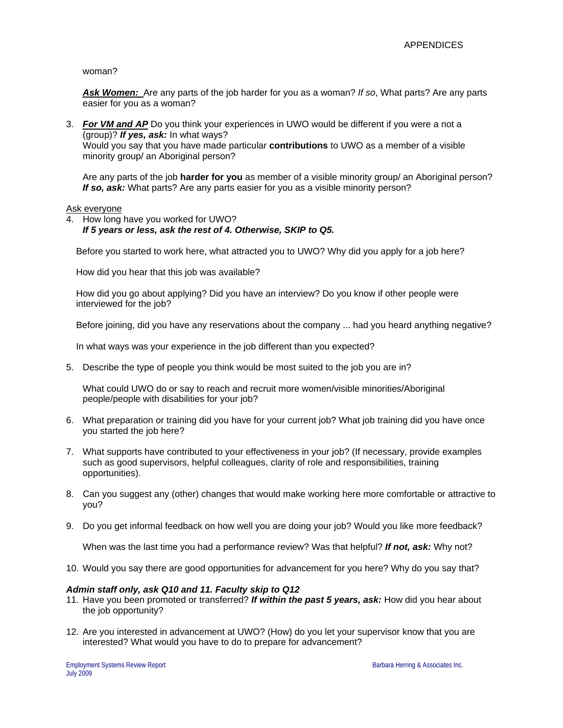woman?

***Ask Women:*** Are any parts of the job harder for you as a woman? *If so*, What parts? Are any parts easier for you as a woman?

3. ***For VM and AP*** Do you think your experiences in UWO would be different if you were a not a (group)? ***If yes, ask:*** In what ways?
   Would you say that you have made particular **contributions** to UWO as a member of a visible minority group/ an Aboriginal person?

   Are any parts of the job **harder for you** as member of a visible minority group/ an Aboriginal person? ***If so, ask:*** What parts? Are any parts easier for you as a visible minority person?

Ask everyone

4. How long have you worked for UWO?
   ***If 5 years or less, ask the rest of 4. Otherwise, SKIP to Q5.***

   Before you started to work here, what attracted you to UWO? Why did you apply for a job here?

   How did you hear that this job was available?

   How did you go about applying? Did you have an interview? Do you know if other people were interviewed for the job?

   Before joining, did you have any reservations about the company ... had you heard anything negative?

   In what ways was your experience in the job different than you expected?

5. Describe the type of people you think would be most suited to the job you are in?

   What could UWO do or say to reach and recruit more women/visible minorities/Aboriginal people/people with disabilities for your job?

6. What preparation or training did you have for your current job? What job training did you have once you started the job here?

7. What supports have contributed to your effectiveness in your job? (If necessary, provide examples such as good supervisors, helpful colleagues, clarity of role and responsibilities, training opportunities).

8. Can you suggest any (other) changes that would make working here more comfortable or attractive to you?

9. Do you get informal feedback on how well you are doing your job? Would you like more feedback?

   When was the last time you had a performance review? Was that helpful? ***If not, ask:*** Why not?

10. Would you say there are good opportunities for advancement for you here? Why do you say that?

***Admin staff only, ask Q10 and 11. Faculty skip to Q12***

11. Have you been promoted or transferred? ***If within the past 5 years, ask:*** How did you hear about the job opportunity?

12. Are you interested in advancement at UWO? (How) do you let your supervisor know that you are interested? What would you have to do to prepare for advancement?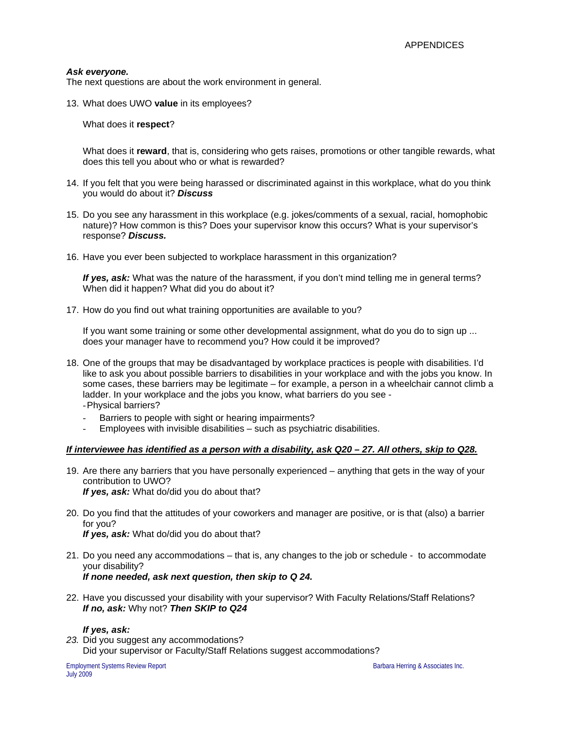***Ask everyone.***
The next questions are about the work environment in general.

13. What does UWO **value** in its employees?

    What does it **respect**?

    What does it **reward**, that is, considering who gets raises, promotions or other tangible rewards, what does this tell you about who or what is rewarded?

14. If you felt that you were being harassed or discriminated against in this workplace, what do you think you would do about it? ***Discuss***

15. Do you see any harassment in this workplace (e.g. jokes/comments of a sexual, racial, homophobic nature)? How common is this? Does your supervisor know this occurs? What is your supervisor's response? ***Discuss.***

16. Have you ever been subjected to workplace harassment in this organization?

    ***If yes, ask:*** What was the nature of the harassment, if you don't mind telling me in general terms? When did it happen? What did you do about it?

17. How do you find out what training opportunities are available to you?

    If you want some training or some other developmental assignment, what do you do to sign up ... does your manager have to recommend you? How could it be improved?

18. One of the groups that may be disadvantaged by workplace practices is people with disabilities. I'd like to ask you about possible barriers to disabilities in your workplace and with the jobs you know. In some cases, these barriers may be legitimate – for example, a person in a wheelchair cannot climb a ladder. In your workplace and the jobs you know, what barriers do you see -
    - Physical barriers?
    - Barriers to people with sight or hearing impairments?
    - Employees with invisible disabilities – such as psychiatric disabilities.

***<u>If interviewee has identified as a person with a disability, ask Q20 – 27. All others, skip to Q28.</u>***

19. Are there any barriers that you have personally experienced – anything that gets in the way of your contribution to UWO?
    ***If yes, ask:*** What do/did you do about that?

20. Do you find that the attitudes of your coworkers and manager are positive, or is that (also) a barrier for you?
    ***If yes, ask:*** What do/did you do about that?

21. Do you need any accommodations – that is, any changes to the job or schedule - to accommodate your disability?
    ***If none needed, ask next question, then skip to Q 24.***

22. Have you discussed your disability with your supervisor? With Faculty Relations/Staff Relations?
    ***If no, ask:*** Why not? ***Then SKIP to Q24***

    ***If yes, ask:***

23. Did you suggest any accommodations?
    Did your supervisor or Faculty/Staff Relations suggest accommodations?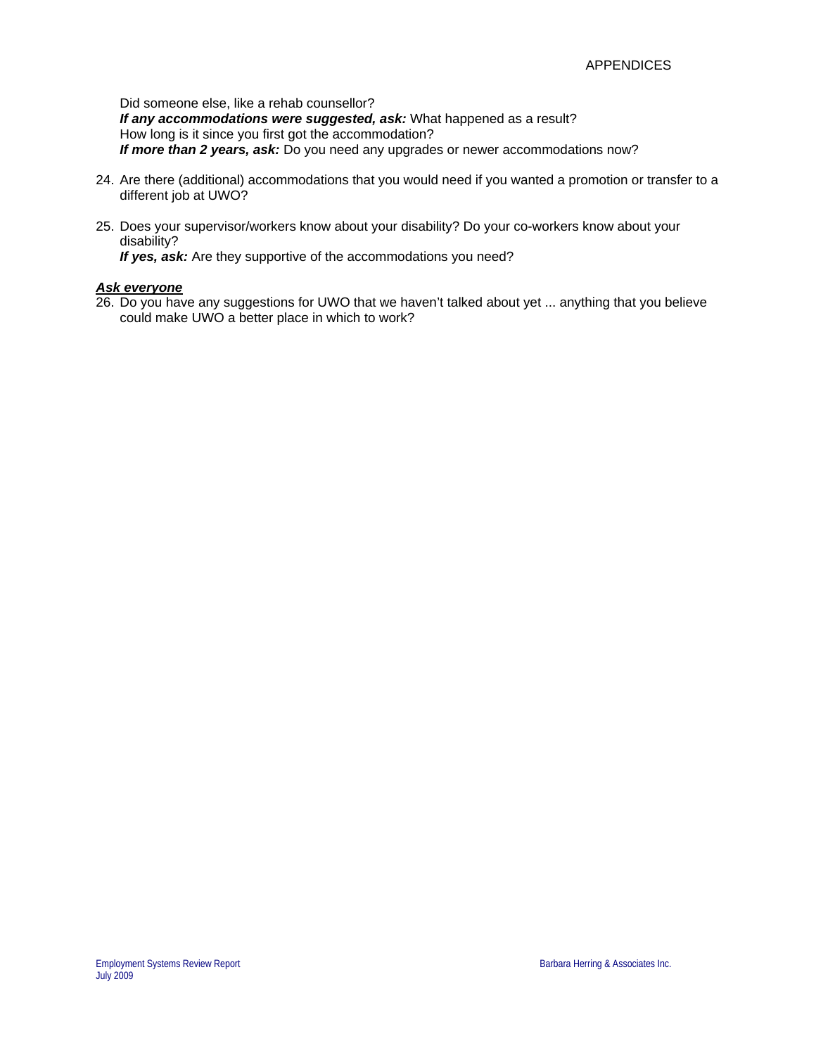Did someone else, like a rehab counsellor?
***If any accommodations were suggested, ask:*** What happened as a result?
How long is it since you first got the accommodation?
***If more than 2 years, ask:*** Do you need any upgrades or newer accommodations now?

24. Are there (additional) accommodations that you would need if you wanted a promotion or transfer to a different job at UWO?

25. Does your supervisor/workers know about your disability? Do your co-workers know about your disability?
***If yes, ask:*** Are they supportive of the accommodations you need?

***<u>Ask everyone</u>***

26. Do you have any suggestions for UWO that we haven't talked about yet ... anything that you believe could make UWO a better place in which to work?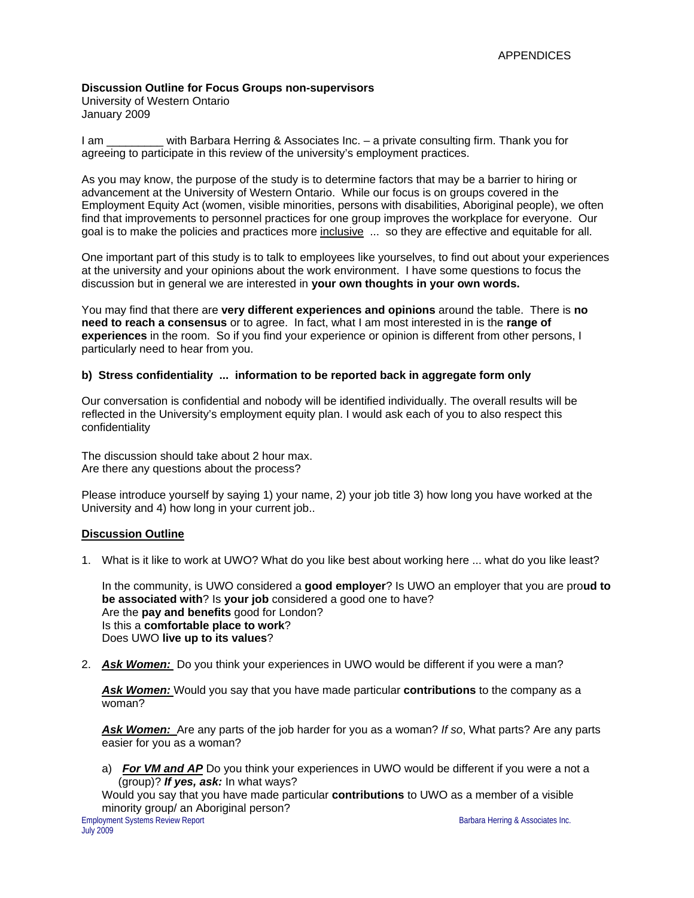**Discussion Outline for Focus Groups non-supervisors**
University of Western Ontario
January 2009

I am _________ with Barbara Herring & Associates Inc. – a private consulting firm. Thank you for agreeing to participate in this review of the university's employment practices.

As you may know, the purpose of the study is to determine factors that may be a barrier to hiring or advancement at the University of Western Ontario. While our focus is on groups covered in the Employment Equity Act (women, visible minorities, persons with disabilities, Aboriginal people), we often find that improvements to personnel practices for one group improves the workplace for everyone. Our goal is to make the policies and practices more inclusive ... so they are effective and equitable for all.

One important part of this study is to talk to employees like yourselves, to find out about your experiences at the university and your opinions about the work environment. I have some questions to focus the discussion but in general we are interested in **your own thoughts in your own words.**

You may find that there are **very different experiences and opinions** around the table. There is **no need to reach a consensus** or to agree. In fact, what I am most interested in is the **range of experiences** in the room. So if you find your experience or opinion is different from other persons, I particularly need to hear from you.

**b) Stress confidentiality ... information to be reported back in aggregate form only**

Our conversation is confidential and nobody will be identified individually. The overall results will be reflected in the University's employment equity plan. I would ask each of you to also respect this confidentiality

The discussion should take about 2 hour max.
Are there any questions about the process?

Please introduce yourself by saying 1) your name, 2) your job title 3) how long you have worked at the University and 4) how long in your current job..

**Discussion Outline**

1. What is it like to work at UWO? What do you like best about working here ... what do you like least?

   In the community, is UWO considered a **good employer**? Is UWO an employer that you are pro**ud to be associated with**? Is **your job** considered a good one to have?
   Are the **pay and benefits** good for London?
   Is this a **comfortable place to work**?
   Does UWO **live up to its values**?

2. ***Ask Women:*** Do you think your experiences in UWO would be different if you were a man?

   ***Ask Women:*** Would you say that you have made particular **contributions** to the company as a woman?

   ***Ask Women:*** Are any parts of the job harder for you as a woman? *If so*, What parts? Are any parts easier for you as a woman?

   a) ***For VM and AP*** Do you think your experiences in UWO would be different if you were a not a (group)? ***If yes, ask:*** In what ways?
   Would you say that you have made particular **contributions** to UWO as a member of a visible minority group/ an Aboriginal person?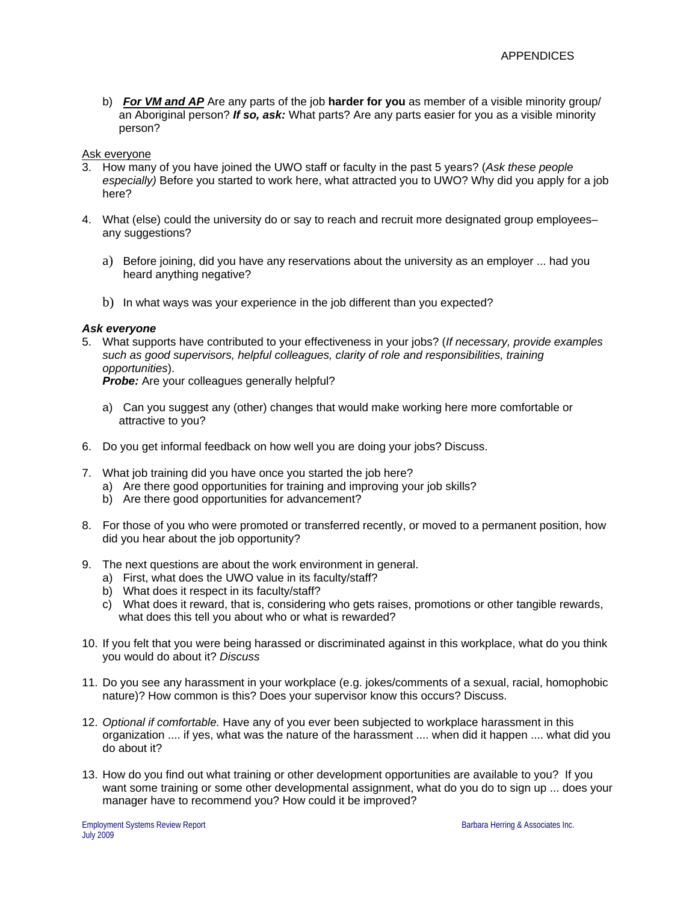b) ***For VM and AP*** Are any parts of the job **harder for you** as member of a visible minority group/ an Aboriginal person? ***If so, ask:*** What parts? Are any parts easier for you as a visible minority person?

Ask everyone

3. How many of you have joined the UWO staff or faculty in the past 5 years? (*Ask these people especially)* Before you started to work here, what attracted you to UWO? Why did you apply for a job here?

4. What (else) could the university do or say to reach and recruit more designated group employees– any suggestions?

   a) Before joining, did you have any reservations about the university as an employer ... had you heard anything negative?

   b) In what ways was your experience in the job different than you expected?

***Ask everyone***

5. What supports have contributed to your effectiveness in your jobs? (*If necessary, provide examples such as good supervisors, helpful colleagues, clarity of role and responsibilities, training opportunities*).
   ***Probe:*** Are your colleagues generally helpful?

   a) Can you suggest any (other) changes that would make working here more comfortable or attractive to you?

6. Do you get informal feedback on how well you are doing your jobs? Discuss.

7. What job training did you have once you started the job here?
   a) Are there good opportunities for training and improving your job skills?
   b) Are there good opportunities for advancement?

8. For those of you who were promoted or transferred recently, or moved to a permanent position, how did you hear about the job opportunity?

9. The next questions are about the work environment in general.
   a) First, what does the UWO value in its faculty/staff?
   b) What does it respect in its faculty/staff?
   c) What does it reward, that is, considering who gets raises, promotions or other tangible rewards, what does this tell you about who or what is rewarded?

10. If you felt that you were being harassed or discriminated against in this workplace, what do you think you would do about it? *Discuss*

11. Do you see any harassment in your workplace (e.g. jokes/comments of a sexual, racial, homophobic nature)? How common is this? Does your supervisor know this occurs? Discuss.

12. *Optional if comfortable.* Have any of you ever been subjected to workplace harassment in this organization .... if yes, what was the nature of the harassment .... when did it happen .... what did you do about it?

13. How do you find out what training or other development opportunities are available to you? If you want some training or some other developmental assignment, what do you do to sign up ... does your manager have to recommend you? How could it be improved?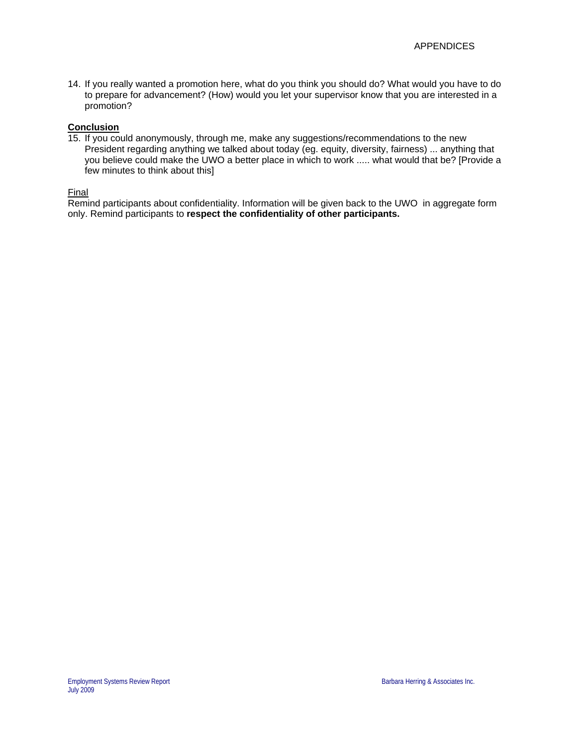14. If you really wanted a promotion here, what do you think you should do? What would you have to do to prepare for advancement? (How) would you let your supervisor know that you are interested in a promotion?

**Conclusion**

15. If you could anonymously, through me, make any suggestions/recommendations to the new President regarding anything we talked about today (eg. equity, diversity, fairness) ... anything that you believe could make the UWO a better place in which to work ..... what would that be? [Provide a few minutes to think about this]

Final

Remind participants about confidentiality. Information will be given back to the UWO in aggregate form only. Remind participants to **respect the confidentiality of other participants.**